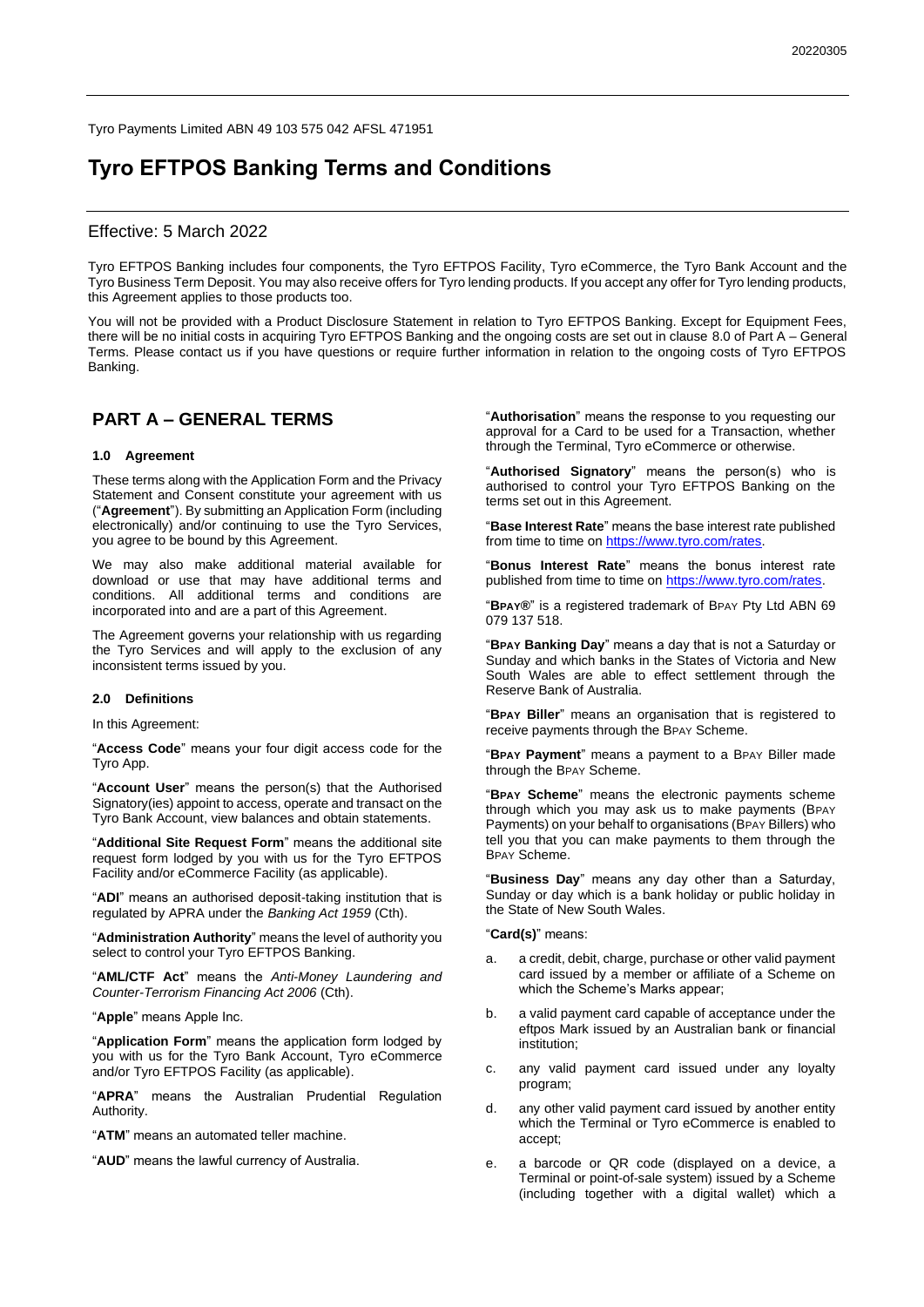20220305

Tyro Payments Limited ABN 49 103 575 042 AFSL 471951

# Tyro EFTPOS Banking Terms and Conditions

Effective: 5 March 2022

Tyro EFTPOS Banking includes four components, the Tyro EFTPOS Facility, Tyro eCommerce, the Tyro Bank Account and the Tyro Business Term Deposit. You may also receive offers for Tyro lending products. If you accept any offer for Tyro lending products, this Agreement applies to those products too.

You will not be provided with a Product Disclosure Statement in relation to Tyro EFTPOS Banking. Except for Equipment Fees, there will be no initial costs in acquiring Tyro EFTPOS Banking and the ongoing costs are set out in clause 8.0 of Part A – General Terms. Please contact us if you have questions or require further information in relation to the ongoing costs of Tyro EFTPOS Banking.

## PART A – GENERAL TERMS

### 1.0 Agreement

These terms along with the Application Form and the Privacy Statement and Consent constitute your agreement with us ("**Agreement**"). By submitting an Application Form (including electronically) and/or continuing to use the Tyro Services, you agree to be bound by this Agreement.

We may also make additional material available for download or use that may have additional terms and conditions. All additional terms and conditions are incorporated into and are a part of this Agreement.

The Agreement governs your relationship with us regarding the Tyro Services and will apply to the exclusion of any inconsistent terms issued by you.

### 2.0 Definitions

In this Agreement:

"**Access Code**" means your four digit access code for the Tyro App.

"**Account User**" means the person(s) that the Authorised Signatory(ies) appoint to access, operate and transact on the Tyro Bank Account, view balances and obtain statements.

"**Additional Site Request Form**" means the additional site request form lodged by you with us for the Tyro EFTPOS Facility and/or eCommerce Facility (as applicable).

"**ADI**" means an authorised deposit-taking institution that is regulated by APRA under the *Banking Act 1959* (Cth).

"**Administration Authority**" means the level of authority you select to control your Tyro EFTPOS Banking.

"**AML/CTF Act**" means the *Anti-Money Laundering and Counter-Terrorism Financing Act 2006* (Cth).

"**Apple**" means Apple Inc.

"**Application Form**" means the application form lodged by you with us for the Tyro Bank Account, Tyro eCommerce and/or Tyro EFTPOS Facility (as applicable).

"**APRA**" means the Australian Prudential Regulation Authority.

"**ATM**" means an automated teller machine.

"**AUD**" means the lawful currency of Australia.

"**Authorisation**" means the response to you requesting our approval for a Card to be used for a Transaction, whether through the Terminal, Tyro eCommerce or otherwise.

"**Authorised Signatory**" means the person(s) who is authorised to control your Tyro EFTPOS Banking on the terms set out in this Agreement.

"**Base Interest Rate**" means the base interest rate published from time to time on https://www.tyro.com/rates.

"**Bonus Interest Rate**" means the bonus interest rate published from time to time on https://www.tyro.com/rates.

"**BPAY®**" is a registered trademark of BPAY Pty Ltd ABN 69 079 137 518.

"**BPAY Banking Day**" means a day that is not a Saturday or Sunday and which banks in the States of Victoria and New South Wales are able to effect settlement through the Reserve Bank of Australia.

"**BPAY Biller**" means an organisation that is registered to receive payments through the BPAY Scheme.

"**BPAY Payment**" means a payment to a BPAY Biller made through the BPAY Scheme.

"**BPAY Scheme**" means the electronic payments scheme through which you may ask us to make payments (BPAY Payments) on your behalf to organisations (BPAY Billers) who tell you that you can make payments to them through the BPAY Scheme.

"**Business Day**" means any day other than a Saturday, Sunday or day which is a bank holiday or public holiday in the State of New South Wales.

"**Card(s)**" means:

a. a credit, debit, charge, purchase or other valid payment card issued by a member or affiliate of a Scheme on which the Scheme's Marks appear;

b. a valid payment card capable of acceptance under the eftpos Mark issued by an Australian bank or financial institution;

c. any valid payment card issued under any loyalty program;

d. any other valid payment card issued by another entity which the Terminal or Tyro eCommerce is enabled to accept;

e. a barcode or QR code (displayed on a device, a Terminal or point-of-sale system) issued by a Scheme (including together with a digital wallet) which a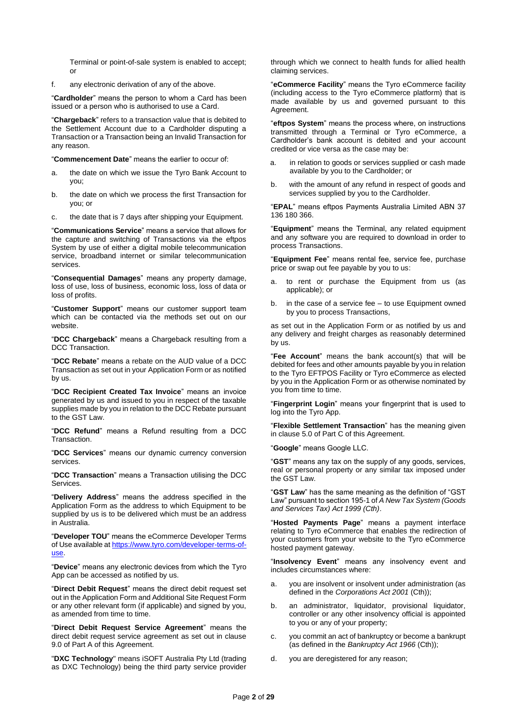Terminal or point-of-sale system is enabled to accept; or

f. any electronic derivation of any of the above.

"**Cardholder**" means the person to whom a Card has been issued or a person who is authorised to use a Card.

"**Chargeback**" refers to a transaction value that is debited to the Settlement Account due to a Cardholder disputing a Transaction or a Transaction being an Invalid Transaction for any reason.

"**Commencement Date**" means the earlier to occur of:

a. the date on which we issue the Tyro Bank Account to you;

b. the date on which we process the first Transaction for you; or

c. the date that is 7 days after shipping your Equipment.

"**Communications Service**" means a service that allows for the capture and switching of Transactions via the eftpos System by use of either a digital mobile telecommunication service, broadband internet or similar telecommunication services.

"**Consequential Damages**" means any property damage, loss of use, loss of business, economic loss, loss of data or loss of profits.

"**Customer Support**" means our customer support team which can be contacted via the methods set out on our website.

"**DCC Chargeback**" means a Chargeback resulting from a DCC Transaction.

"**DCC Rebate**" means a rebate on the AUD value of a DCC Transaction as set out in your Application Form or as notified by us.

"**DCC Recipient Created Tax Invoice**" means an invoice generated by us and issued to you in respect of the taxable supplies made by you in relation to the DCC Rebate pursuant to the GST Law.

"**DCC Refund**" means a Refund resulting from a DCC Transaction.

"**DCC Services**" means our dynamic currency conversion services.

"**DCC Transaction**" means a Transaction utilising the DCC Services.

"**Delivery Address**" means the address specified in the Application Form as the address to which Equipment to be supplied by us is to be delivered which must be an address in Australia.

"**Developer TOU**" means the eCommerce Developer Terms of Use available at https://www.tyro.com/developer-terms-of-use.

"**Device**" means any electronic devices from which the Tyro App can be accessed as notified by us.

"**Direct Debit Request**" means the direct debit request set out in the Application Form and Additional Site Request Form or any other relevant form (if applicable) and signed by you, as amended from time to time.

"**Direct Debit Request Service Agreement**" means the direct debit request service agreement as set out in clause 9.0 of Part A of this Agreement.

"**DXC Technology**" means iSOFT Australia Pty Ltd (trading as DXC Technology) being the third party service provider through which we connect to health funds for allied health claiming services.

"**eCommerce Facility**" means the Tyro eCommerce facility (including access to the Tyro eCommerce platform) that is made available by us and governed pursuant to this Agreement.

"**eftpos System**" means the process where, on instructions transmitted through a Terminal or Tyro eCommerce, a Cardholder's bank account is debited and your account credited or vice versa as the case may be:

a. in relation to goods or services supplied or cash made available by you to the Cardholder; or

b. with the amount of any refund in respect of goods and services supplied by you to the Cardholder.

"**EPAL**" means eftpos Payments Australia Limited ABN 37 136 180 366.

"**Equipment**" means the Terminal, any related equipment and any software you are required to download in order to process Transactions.

"**Equipment Fee**" means rental fee, service fee, purchase price or swap out fee payable by you to us:

a. to rent or purchase the Equipment from us (as applicable); or

b. in the case of a service fee – to use Equipment owned by you to process Transactions,

as set out in the Application Form or as notified by us and any delivery and freight charges as reasonably determined by us.

"**Fee Account**" means the bank account(s) that will be debited for fees and other amounts payable by you in relation to the Tyro EFTPOS Facility or Tyro eCommerce as elected by you in the Application Form or as otherwise nominated by you from time to time.

"**Fingerprint Login**" means your fingerprint that is used to log into the Tyro App.

"**Flexible Settlement Transaction**" has the meaning given in clause 5.0 of Part C of this Agreement.

"**Google**" means Google LLC.

"**GST**" means any tax on the supply of any goods, services, real or personal property or any similar tax imposed under the GST Law.

"**GST Law**" has the same meaning as the definition of "GST Law" pursuant to section 195-1 of *A New Tax System (Goods and Services Tax) Act 1999 (Cth)*.

"**Hosted Payments Page**" means a payment interface relating to Tyro eCommerce that enables the redirection of your customers from your website to the Tyro eCommerce hosted payment gateway.

"**Insolvency Event**" means any insolvency event and includes circumstances where:

a. you are insolvent or insolvent under administration (as defined in the *Corporations Act 2001* (Cth));

b. an administrator, liquidator, provisional liquidator, controller or any other insolvency official is appointed to you or any of your property;

c. you commit an act of bankruptcy or become a bankrupt (as defined in the *Bankruptcy Act 1966* (Cth));

d. you are deregistered for any reason;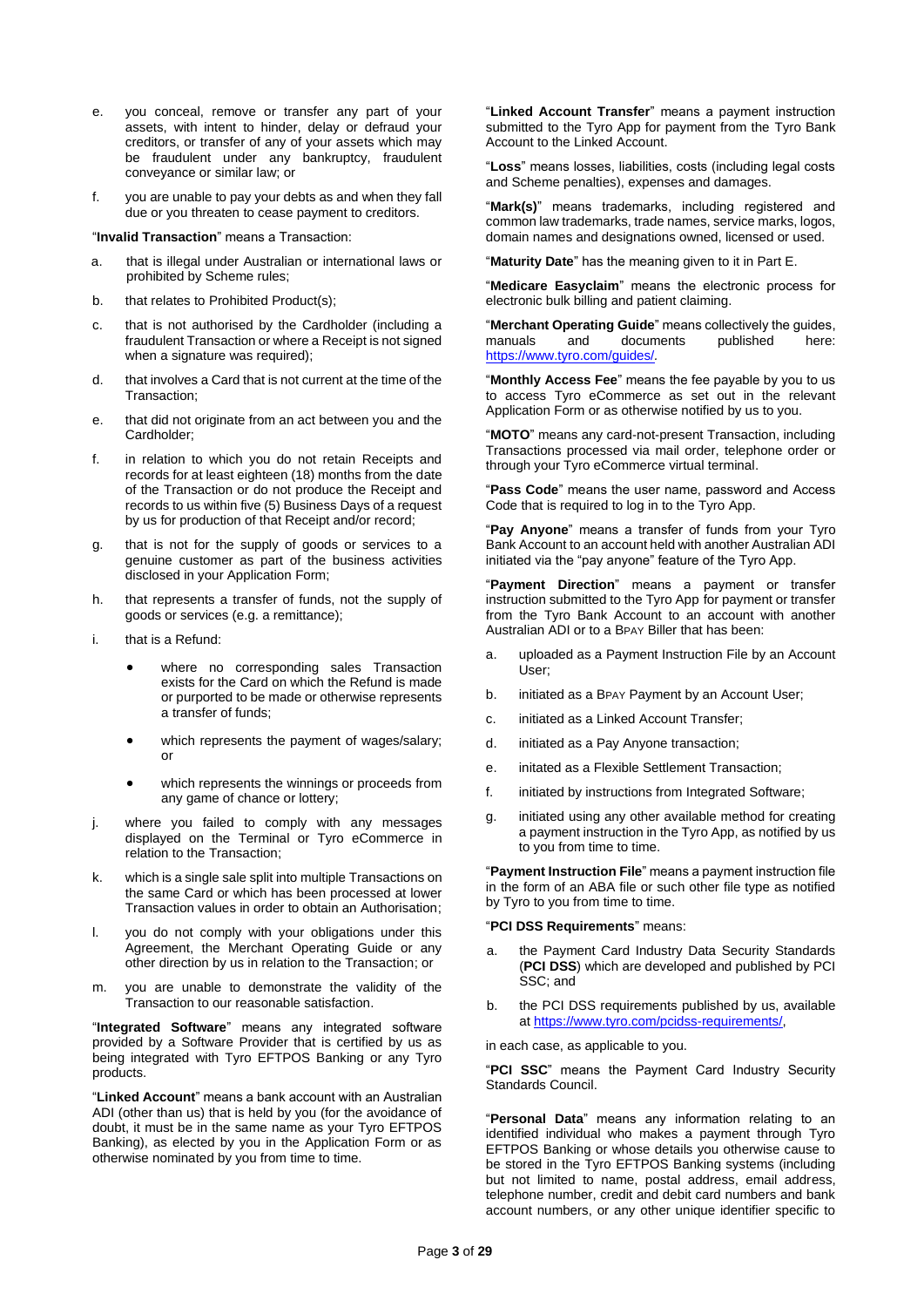e. you conceal, remove or transfer any part of your assets, with intent to hinder, delay or defraud your creditors, or transfer of any of your assets which may be fraudulent under any bankruptcy, fraudulent conveyance or similar law; or

f. you are unable to pay your debts as and when they fall due or you threaten to cease payment to creditors.

"**Invalid Transaction**" means a Transaction:

a. that is illegal under Australian or international laws or prohibited by Scheme rules;

b. that relates to Prohibited Product(s);

c. that is not authorised by the Cardholder (including a fraudulent Transaction or where a Receipt is not signed when a signature was required);

d. that involves a Card that is not current at the time of the Transaction;

e. that did not originate from an act between you and the Cardholder;

f. in relation to which you do not retain Receipts and records for at least eighteen (18) months from the date of the Transaction or do not produce the Receipt and records to us within five (5) Business Days of a request by us for production of that Receipt and/or record;

g. that is not for the supply of goods or services to a genuine customer as part of the business activities disclosed in your Application Form;

h. that represents a transfer of funds, not the supply of goods or services (e.g. a remittance);

i. that is a Refund:

- where no corresponding sales Transaction exists for the Card on which the Refund is made or purported to be made or otherwise represents a transfer of funds;
- which represents the payment of wages/salary; or
- which represents the winnings or proceeds from any game of chance or lottery;

j. where you failed to comply with any messages displayed on the Terminal or Tyro eCommerce in relation to the Transaction;

k. which is a single sale split into multiple Transactions on the same Card or which has been processed at lower Transaction values in order to obtain an Authorisation;

l. you do not comply with your obligations under this Agreement, the Merchant Operating Guide or any other direction by us in relation to the Transaction; or

m. you are unable to demonstrate the validity of the Transaction to our reasonable satisfaction.

"**Integrated Software**" means any integrated software provided by a Software Provider that is certified by us as being integrated with Tyro EFTPOS Banking or any Tyro products.

"**Linked Account**" means a bank account with an Australian ADI (other than us) that is held by you (for the avoidance of doubt, it must be in the same name as your Tyro EFTPOS Banking), as elected by you in the Application Form or as otherwise nominated by you from time to time.

"**Linked Account Transfer**" means a payment instruction submitted to the Tyro App for payment from the Tyro Bank Account to the Linked Account.

"**Loss**" means losses, liabilities, costs (including legal costs and Scheme penalties), expenses and damages.

"**Mark(s)**" means trademarks, including registered and common law trademarks, trade names, service marks, logos, domain names and designations owned, licensed or used.

"**Maturity Date**" has the meaning given to it in Part E.

"**Medicare Easyclaim**" means the electronic process for electronic bulk billing and patient claiming.

"**Merchant Operating Guide**" means collectively the guides, manuals and documents published here: https://www.tyro.com/guides/.

"**Monthly Access Fee**" means the fee payable by you to us to access Tyro eCommerce as set out in the relevant Application Form or as otherwise notified by us to you.

"**MOTO**" means any card-not-present Transaction, including Transactions processed via mail order, telephone order or through your Tyro eCommerce virtual terminal.

"**Pass Code**" means the user name, password and Access Code that is required to log in to the Tyro App.

"**Pay Anyone**" means a transfer of funds from your Tyro Bank Account to an account held with another Australian ADI initiated via the "pay anyone" feature of the Tyro App.

"**Payment Direction**" means a payment or transfer instruction submitted to the Tyro App for payment or transfer from the Tyro Bank Account to an account with another Australian ADI or to a BPAY Biller that has been:

a. uploaded as a Payment Instruction File by an Account User;

b. initiated as a BPAY Payment by an Account User;

c. initiated as a Linked Account Transfer;

d. initiated as a Pay Anyone transaction;

e. initated as a Flexible Settlement Transaction;

f. initiated by instructions from Integrated Software;

g. initiated using any other available method for creating a payment instruction in the Tyro App, as notified by us to you from time to time.

"**Payment Instruction File**" means a payment instruction file in the form of an ABA file or such other file type as notified by Tyro to you from time to time.

"**PCI DSS Requirements**" means:

a. the Payment Card Industry Data Security Standards (**PCI DSS**) which are developed and published by PCI SSC; and

b. the PCI DSS requirements published by us, available at https://www.tyro.com/pcidss-requirements/,

in each case, as applicable to you.

"**PCI SSC**" means the Payment Card Industry Security Standards Council.

"**Personal Data**" means any information relating to an identified individual who makes a payment through Tyro EFTPOS Banking or whose details you otherwise cause to be stored in the Tyro EFTPOS Banking systems (including but not limited to name, postal address, email address, telephone number, credit and debit card numbers and bank account numbers, or any other unique identifier specific to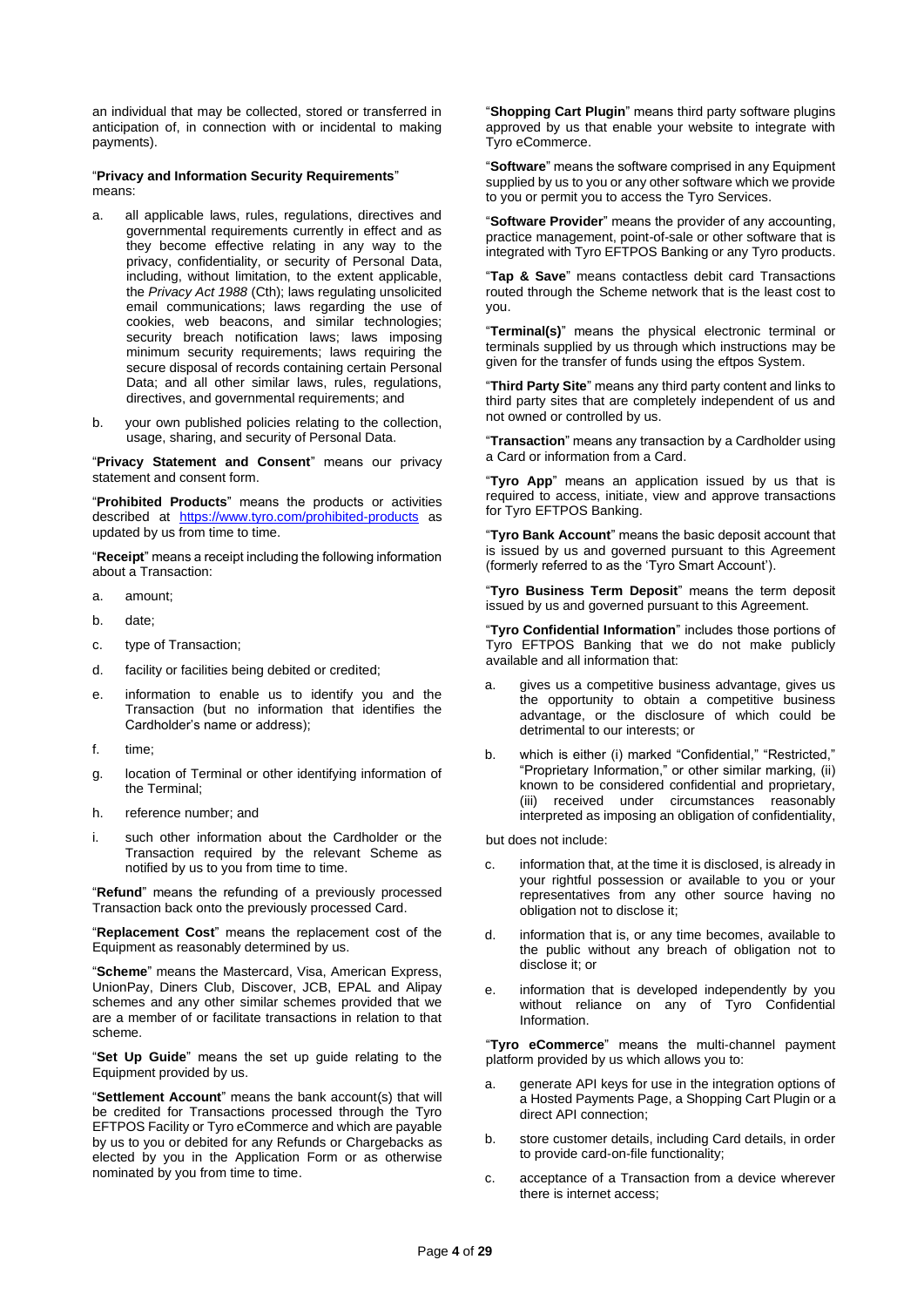an individual that may be collected, stored or transferred in anticipation of, in connection with or incidental to making payments).

"**Privacy and Information Security Requirements**" means:

a. all applicable laws, rules, regulations, directives and governmental requirements currently in effect and as they become effective relating in any way to the privacy, confidentiality, or security of Personal Data, including, without limitation, to the extent applicable, the *Privacy Act 1988* (Cth); laws regulating unsolicited email communications; laws regarding the use of cookies, web beacons, and similar technologies; security breach notification laws; laws imposing minimum security requirements; laws requiring the secure disposal of records containing certain Personal Data; and all other similar laws, rules, regulations, directives, and governmental requirements; and

b. your own published policies relating to the collection, usage, sharing, and security of Personal Data.

"**Privacy Statement and Consent**" means our privacy statement and consent form.

"**Prohibited Products**" means the products or activities described at https://www.tyro.com/prohibited-products as updated by us from time to time.

"**Receipt**" means a receipt including the following information about a Transaction:

a. amount;

b. date;

c. type of Transaction;

d. facility or facilities being debited or credited;

e. information to enable us to identify you and the Transaction (but no information that identifies the Cardholder's name or address);

f. time;

g. location of Terminal or other identifying information of the Terminal;

h. reference number; and

i. such other information about the Cardholder or the Transaction required by the relevant Scheme as notified by us to you from time to time.

"**Refund**" means the refunding of a previously processed Transaction back onto the previously processed Card.

"**Replacement Cost**" means the replacement cost of the Equipment as reasonably determined by us.

"**Scheme**" means the Mastercard, Visa, American Express, UnionPay, Diners Club, Discover, JCB, EPAL and Alipay schemes and any other similar schemes provided that we are a member of or facilitate transactions in relation to that scheme.

"**Set Up Guide**" means the set up guide relating to the Equipment provided by us.

"**Settlement Account**" means the bank account(s) that will be credited for Transactions processed through the Tyro EFTPOS Facility or Tyro eCommerce and which are payable by us to you or debited for any Refunds or Chargebacks as elected by you in the Application Form or as otherwise nominated by you from time to time.

"**Shopping Cart Plugin**" means third party software plugins approved by us that enable your website to integrate with Tyro eCommerce.

"**Software**" means the software comprised in any Equipment supplied by us to you or any other software which we provide to you or permit you to access the Tyro Services.

"**Software Provider**" means the provider of any accounting, practice management, point-of-sale or other software that is integrated with Tyro EFTPOS Banking or any Tyro products.

"**Tap & Save**" means contactless debit card Transactions routed through the Scheme network that is the least cost to you.

"**Terminal(s)**" means the physical electronic terminal or terminals supplied by us through which instructions may be given for the transfer of funds using the eftpos System.

"**Third Party Site**" means any third party content and links to third party sites that are completely independent of us and not owned or controlled by us.

"**Transaction**" means any transaction by a Cardholder using a Card or information from a Card.

"**Tyro App**" means an application issued by us that is required to access, initiate, view and approve transactions for Tyro EFTPOS Banking.

"**Tyro Bank Account**" means the basic deposit account that is issued by us and governed pursuant to this Agreement (formerly referred to as the 'Tyro Smart Account').

"**Tyro Business Term Deposit**" means the term deposit issued by us and governed pursuant to this Agreement.

"**Tyro Confidential Information**" includes those portions of Tyro EFTPOS Banking that we do not make publicly available and all information that:

a. gives us a competitive business advantage, gives us the opportunity to obtain a competitive business advantage, or the disclosure of which could be detrimental to our interests; or

b. which is either (i) marked "Confidential," "Restricted," "Proprietary Information," or other similar marking, (ii) known to be considered confidential and proprietary, (iii) received under circumstances reasonably interpreted as imposing an obligation of confidentiality,

but does not include:

c. information that, at the time it is disclosed, is already in your rightful possession or available to you or your representatives from any other source having no obligation not to disclose it;

d. information that is, or any time becomes, available to the public without any breach of obligation not to disclose it; or

e. information that is developed independently by you without reliance on any of Tyro Confidential Information.

"**Tyro eCommerce**" means the multi-channel payment platform provided by us which allows you to:

a. generate API keys for use in the integration options of a Hosted Payments Page, a Shopping Cart Plugin or a direct API connection;

b. store customer details, including Card details, in order to provide card-on-file functionality;

c. acceptance of a Transaction from a device wherever there is internet access;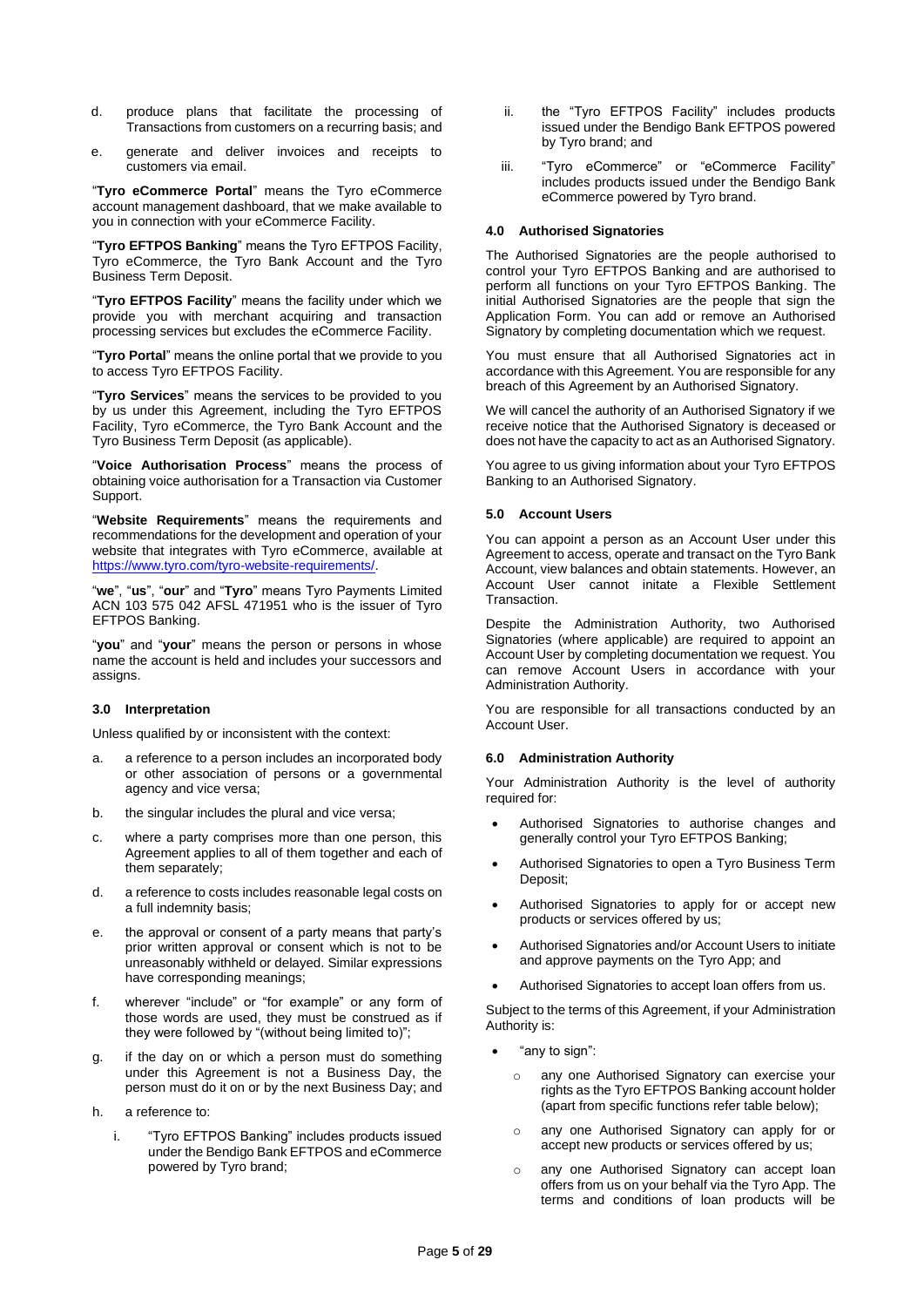d. produce plans that facilitate the processing of Transactions from customers on a recurring basis; and

e. generate and deliver invoices and receipts to customers via email.

"**Tyro eCommerce Portal**" means the Tyro eCommerce account management dashboard, that we make available to you in connection with your eCommerce Facility.

"**Tyro EFTPOS Banking**" means the Tyro EFTPOS Facility, Tyro eCommerce, the Tyro Bank Account and the Tyro Business Term Deposit.

"**Tyro EFTPOS Facility**" means the facility under which we provide you with merchant acquiring and transaction processing services but excludes the eCommerce Facility.

"**Tyro Portal**" means the online portal that we provide to you to access Tyro EFTPOS Facility.

"**Tyro Services**" means the services to be provided to you by us under this Agreement, including the Tyro EFTPOS Facility, Tyro eCommerce, the Tyro Bank Account and the Tyro Business Term Deposit (as applicable).

"**Voice Authorisation Process**" means the process of obtaining voice authorisation for a Transaction via Customer Support.

"**Website Requirements**" means the requirements and recommendations for the development and operation of your website that integrates with Tyro eCommerce, available at https://www.tyro.com/tyro-website-requirements/.

"**we**", "**us**", "**our**" and "**Tyro**" means Tyro Payments Limited ACN 103 575 042 AFSL 471951 who is the issuer of Tyro EFTPOS Banking.

"**you**" and "**your**" means the person or persons in whose name the account is held and includes your successors and assigns.

### 3.0 Interpretation

Unless qualified by or inconsistent with the context:

a. a reference to a person includes an incorporated body or other association of persons or a governmental agency and vice versa;

b. the singular includes the plural and vice versa;

c. where a party comprises more than one person, this Agreement applies to all of them together and each of them separately;

d. a reference to costs includes reasonable legal costs on a full indemnity basis;

e. the approval or consent of a party means that party's prior written approval or consent which is not to be unreasonably withheld or delayed. Similar expressions have corresponding meanings;

f. wherever "include" or "for example" or any form of those words are used, they must be construed as if they were followed by "(without being limited to)";

g. if the day on or which a person must do something under this Agreement is not a Business Day, the person must do it on or by the next Business Day; and

h. a reference to:

   i. "Tyro EFTPOS Banking" includes products issued under the Bendigo Bank EFTPOS and eCommerce powered by Tyro brand;

   ii. the "Tyro EFTPOS Facility" includes products issued under the Bendigo Bank EFTPOS powered by Tyro brand; and

   iii. "Tyro eCommerce" or "eCommerce Facility" includes products issued under the Bendigo Bank eCommerce powered by Tyro brand.

### 4.0 Authorised Signatories

The Authorised Signatories are the people authorised to control your Tyro EFTPOS Banking and are authorised to perform all functions on your Tyro EFTPOS Banking. The initial Authorised Signatories are the people that sign the Application Form. You can add or remove an Authorised Signatory by completing documentation which we request.

You must ensure that all Authorised Signatories act in accordance with this Agreement. You are responsible for any breach of this Agreement by an Authorised Signatory.

We will cancel the authority of an Authorised Signatory if we receive notice that the Authorised Signatory is deceased or does not have the capacity to act as an Authorised Signatory.

You agree to us giving information about your Tyro EFTPOS Banking to an Authorised Signatory.

### 5.0 Account Users

You can appoint a person as an Account User under this Agreement to access, operate and transact on the Tyro Bank Account, view balances and obtain statements. However, an Account User cannot initate a Flexible Settlement Transaction.

Despite the Administration Authority, two Authorised Signatories (where applicable) are required to appoint an Account User by completing documentation we request. You can remove Account Users in accordance with your Administration Authority.

You are responsible for all transactions conducted by an Account User.

### 6.0 Administration Authority

Your Administration Authority is the level of authority required for:

- Authorised Signatories to authorise changes and generally control your Tyro EFTPOS Banking;
- Authorised Signatories to open a Tyro Business Term Deposit;
- Authorised Signatories to apply for or accept new products or services offered by us;
- Authorised Signatories and/or Account Users to initiate and approve payments on the Tyro App; and
- Authorised Signatories to accept loan offers from us.

Subject to the terms of this Agreement, if your Administration Authority is:

- "any to sign":
  - any one Authorised Signatory can exercise your rights as the Tyro EFTPOS Banking account holder (apart from specific functions refer table below);
  - any one Authorised Signatory can apply for or accept new products or services offered by us;
  - any one Authorised Signatory can accept loan offers from us on your behalf via the Tyro App. The terms and conditions of loan products will be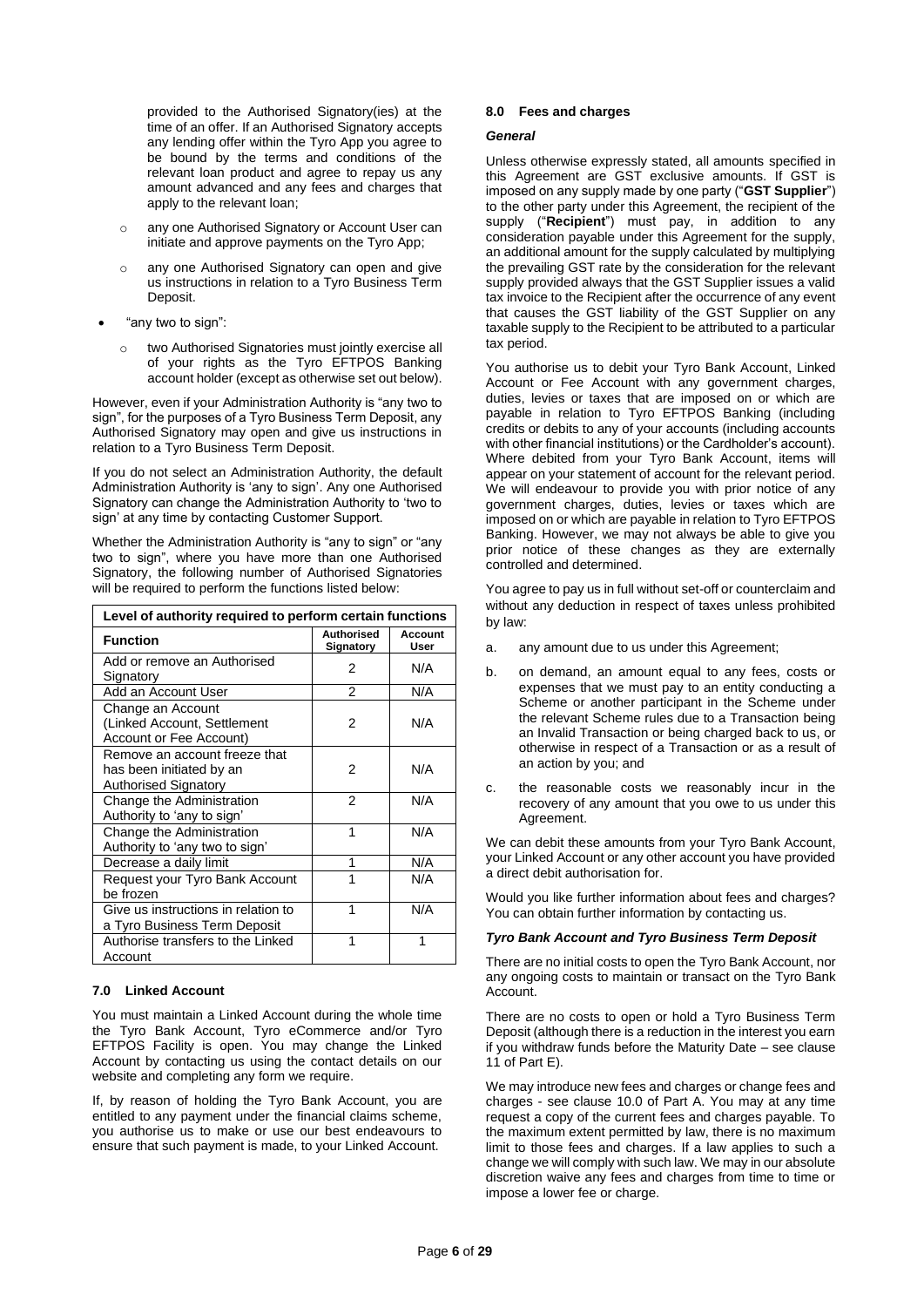provided to the Authorised Signatory(ies) at the time of an offer. If an Authorised Signatory accepts any lending offer within the Tyro App you agree to be bound by the terms and conditions of the relevant loan product and agree to repay us any amount advanced and any fees and charges that apply to the relevant loan;

- any one Authorised Signatory or Account User can initiate and approve payments on the Tyro App;
- any one Authorised Signatory can open and give us instructions in relation to a Tyro Business Term Deposit.

- "any two to sign":
  - two Authorised Signatories must jointly exercise all of your rights as the Tyro EFTPOS Banking account holder (except as otherwise set out below).

However, even if your Administration Authority is "any two to sign", for the purposes of a Tyro Business Term Deposit, any Authorised Signatory may open and give us instructions in relation to a Tyro Business Term Deposit.

If you do not select an Administration Authority, the default Administration Authority is 'any to sign'. Any one Authorised Signatory can change the Administration Authority to 'two to sign' at any time by contacting Customer Support.

Whether the Administration Authority is "any to sign" or "any two to sign", where you have more than one Authorised Signatory, the following number of Authorised Signatories will be required to perform the functions listed below:

| Level of authority required to perform certain functions | | |
|---|---|---|
| **Function** | **Authorised Signatory** | **Account User** |
| Add or remove an Authorised Signatory | 2 | N/A |
| Add an Account User | 2 | N/A |
| Change an Account (Linked Account, Settlement Account or Fee Account) | 2 | N/A |
| Remove an account freeze that has been initiated by an Authorised Signatory | 2 | N/A |
| Change the Administration Authority to 'any to sign' | 2 | N/A |
| Change the Administration Authority to 'any two to sign' | 1 | N/A |
| Decrease a daily limit | 1 | N/A |
| Request your Tyro Bank Account be frozen | 1 | N/A |
| Give us instructions in relation to a Tyro Business Term Deposit | 1 | N/A |
| Authorise transfers to the Linked Account | 1 | 1 |

### 7.0 Linked Account

You must maintain a Linked Account during the whole time the Tyro Bank Account, Tyro eCommerce and/or Tyro EFTPOS Facility is open. You may change the Linked Account by contacting us using the contact details on our website and completing any form we require.

If, by reason of holding the Tyro Bank Account, you are entitled to any payment under the financial claims scheme, you authorise us to make or use our best endeavours to ensure that such payment is made, to your Linked Account.

### 8.0 Fees and charges

***General***

Unless otherwise expressly stated, all amounts specified in this Agreement are GST exclusive amounts. If GST is imposed on any supply made by one party ("**GST Supplier**") to the other party under this Agreement, the recipient of the supply ("**Recipient**") must pay, in addition to any consideration payable under this Agreement for the supply, an additional amount for the supply calculated by multiplying the prevailing GST rate by the consideration for the relevant supply provided always that the GST Supplier issues a valid tax invoice to the Recipient after the occurrence of any event that causes the GST liability of the GST Supplier on any taxable supply to the Recipient to be attributed to a particular tax period.

You authorise us to debit your Tyro Bank Account, Linked Account or Fee Account with any government charges, duties, levies or taxes that are imposed on or which are payable in relation to Tyro EFTPOS Banking (including credits or debits to any of your accounts (including accounts with other financial institutions) or the Cardholder's account). Where debited from your Tyro Bank Account, items will appear on your statement of account for the relevant period. We will endeavour to provide you with prior notice of any government charges, duties, levies or taxes which are imposed on or which are payable in relation to Tyro EFTPOS Banking. However, we may not always be able to give you prior notice of these changes as they are externally controlled and determined.

You agree to pay us in full without set-off or counterclaim and without any deduction in respect of taxes unless prohibited by law:

a. any amount due to us under this Agreement;

b. on demand, an amount equal to any fees, costs or expenses that we must pay to an entity conducting a Scheme or another participant in the Scheme under the relevant Scheme rules due to a Transaction being an Invalid Transaction or being charged back to us, or otherwise in respect of a Transaction or as a result of an action by you; and

c. the reasonable costs we reasonably incur in the recovery of any amount that you owe to us under this Agreement.

We can debit these amounts from your Tyro Bank Account, your Linked Account or any other account you have provided a direct debit authorisation for.

Would you like further information about fees and charges? You can obtain further information by contacting us.

***Tyro Bank Account and Tyro Business Term Deposit***

There are no initial costs to open the Tyro Bank Account, nor any ongoing costs to maintain or transact on the Tyro Bank Account.

There are no costs to open or hold a Tyro Business Term Deposit (although there is a reduction in the interest you earn if you withdraw funds before the Maturity Date – see clause 11 of Part E).

We may introduce new fees and charges or change fees and charges - see clause 10.0 of Part A. You may at any time request a copy of the current fees and charges payable. To the maximum extent permitted by law, there is no maximum limit to those fees and charges. If a law applies to such a change we will comply with such law. We may in our absolute discretion waive any fees and charges from time to time or impose a lower fee or charge.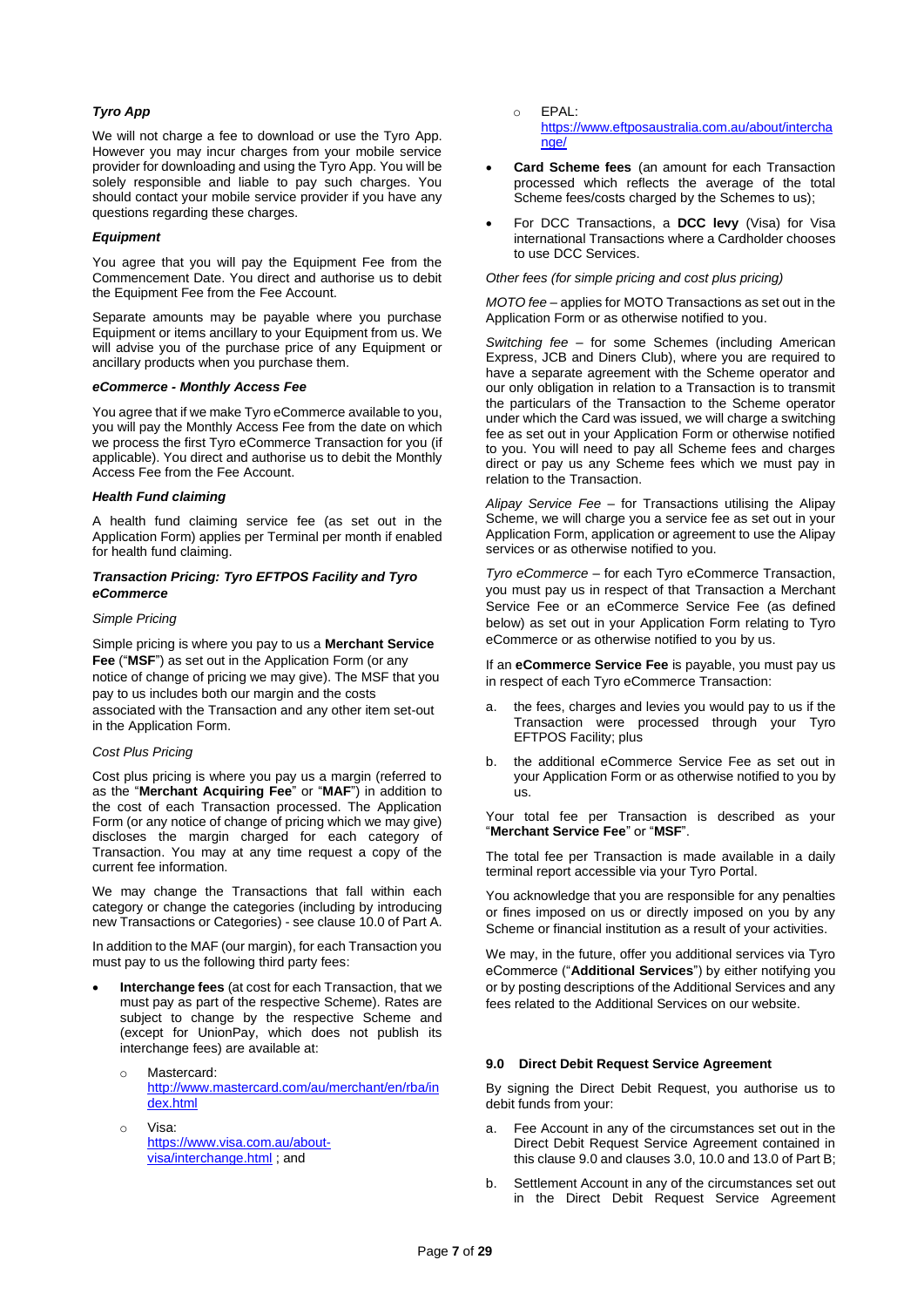***Tyro App***

We will not charge a fee to download or use the Tyro App. However you may incur charges from your mobile service provider for downloading and using the Tyro App. You will be solely responsible and liable to pay such charges. You should contact your mobile service provider if you have any questions regarding these charges.

***Equipment***

You agree that you will pay the Equipment Fee from the Commencement Date. You direct and authorise us to debit the Equipment Fee from the Fee Account.

Separate amounts may be payable where you purchase Equipment or items ancillary to your Equipment from us. We will advise you of the purchase price of any Equipment or ancillary products when you purchase them.

***eCommerce - Monthly Access Fee***

You agree that if we make Tyro eCommerce available to you, you will pay the Monthly Access Fee from the date on which we process the first Tyro eCommerce Transaction for you (if applicable). You direct and authorise us to debit the Monthly Access Fee from the Fee Account.

***Health Fund claiming***

A health fund claiming service fee (as set out in the Application Form) applies per Terminal per month if enabled for health fund claiming.

***Transaction Pricing: Tyro EFTPOS Facility and Tyro eCommerce***

*Simple Pricing*

Simple pricing is where you pay to us a **Merchant Service Fee** ("**MSF**") as set out in the Application Form (or any notice of change of pricing we may give). The MSF that you pay to us includes both our margin and the costs associated with the Transaction and any other item set-out in the Application Form.

*Cost Plus Pricing*

Cost plus pricing is where you pay us a margin (referred to as the "**Merchant Acquiring Fee**" or "**MAF**") in addition to the cost of each Transaction processed. The Application Form (or any notice of change of pricing which we may give) discloses the margin charged for each category of Transaction. You may at any time request a copy of the current fee information.

We may change the Transactions that fall within each category or change the categories (including by introducing new Transactions or Categories) - see clause 10.0 of Part A.

In addition to the MAF (our margin), for each Transaction you must pay to us the following third party fees:

- **Interchange fees** (at cost for each Transaction, that we must pay as part of the respective Scheme). Rates are subject to change by the respective Scheme and (except for UnionPay, which does not publish its interchange fees) are available at:
  - Mastercard: http://www.mastercard.com/au/merchant/en/rba/index.html
  - Visa: https://www.visa.com.au/about-visa/interchange.html ; and
  - EPAL: https://www.eftposaustralia.com.au/about/interchange/
- **Card Scheme fees** (an amount for each Transaction processed which reflects the average of the total Scheme fees/costs charged by the Schemes to us);
- For DCC Transactions, a **DCC levy** (Visa) for Visa international Transactions where a Cardholder chooses to use DCC Services.

*Other fees (for simple pricing and cost plus pricing)*

*MOTO fee* – applies for MOTO Transactions as set out in the Application Form or as otherwise notified to you.

*Switching fee* – for some Schemes (including American Express, JCB and Diners Club), where you are required to have a separate agreement with the Scheme operator and our only obligation in relation to a Transaction is to transmit the particulars of the Transaction to the Scheme operator under which the Card was issued, we will charge a switching fee as set out in your Application Form or otherwise notified to you. You will need to pay all Scheme fees and charges direct or pay us any Scheme fees which we must pay in relation to the Transaction.

*Alipay Service Fee* – for Transactions utilising the Alipay Scheme, we will charge you a service fee as set out in your Application Form, application or agreement to use the Alipay services or as otherwise notified to you.

*Tyro eCommerce* – for each Tyro eCommerce Transaction, you must pay us in respect of that Transaction a Merchant Service Fee or an eCommerce Service Fee (as defined below) as set out in your Application Form relating to Tyro eCommerce or as otherwise notified to you by us.

If an **eCommerce Service Fee** is payable, you must pay us in respect of each Tyro eCommerce Transaction:

a. the fees, charges and levies you would pay to us if the Transaction were processed through your Tyro EFTPOS Facility; plus

b. the additional eCommerce Service Fee as set out in your Application Form or as otherwise notified to you by us.

Your total fee per Transaction is described as your "**Merchant Service Fee**" or "**MSF**".

The total fee per Transaction is made available in a daily terminal report accessible via your Tyro Portal.

You acknowledge that you are responsible for any penalties or fines imposed on us or directly imposed on you by any Scheme or financial institution as a result of your activities.

We may, in the future, offer you additional services via Tyro eCommerce ("**Additional Services**") by either notifying you or by posting descriptions of the Additional Services and any fees related to the Additional Services on our website.

### 9.0 Direct Debit Request Service Agreement

By signing the Direct Debit Request, you authorise us to debit funds from your:

a. Fee Account in any of the circumstances set out in the Direct Debit Request Service Agreement contained in this clause 9.0 and clauses 3.0, 10.0 and 13.0 of Part B;

b. Settlement Account in any of the circumstances set out in the Direct Debit Request Service Agreement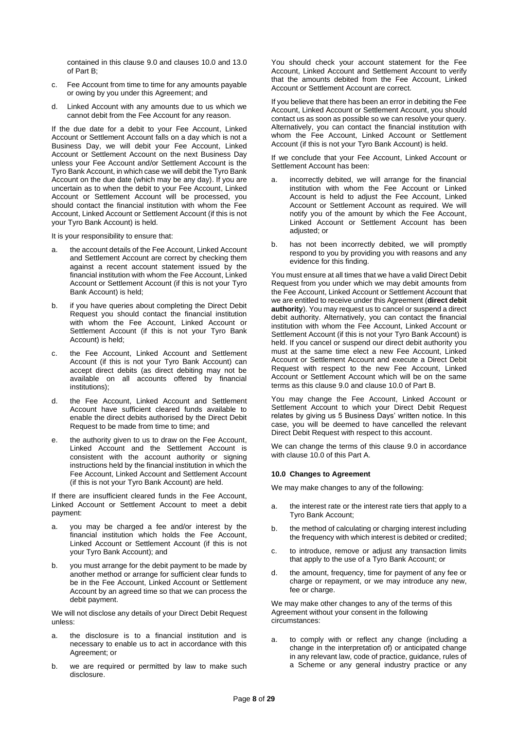contained in this clause 9.0 and clauses 10.0 and 13.0 of Part B;

c. Fee Account from time to time for any amounts payable or owing by you under this Agreement; and

d. Linked Account with any amounts due to us which we cannot debit from the Fee Account for any reason.

If the due date for a debit to your Fee Account, Linked Account or Settlement Account falls on a day which is not a Business Day, we will debit your Fee Account, Linked Account or Settlement Account on the next Business Day unless your Fee Account and/or Settlement Account is the Tyro Bank Account, in which case we will debit the Tyro Bank Account on the due date (which may be any day). If you are uncertain as to when the debit to your Fee Account, Linked Account or Settlement Account will be processed, you should contact the financial institution with whom the Fee Account, Linked Account or Settlement Account (if this is not your Tyro Bank Account) is held.

It is your responsibility to ensure that:

a. the account details of the Fee Account, Linked Account and Settlement Account are correct by checking them against a recent account statement issued by the financial institution with whom the Fee Account, Linked Account or Settlement Account (if this is not your Tyro Bank Account) is held;

b. if you have queries about completing the Direct Debit Request you should contact the financial institution with whom the Fee Account, Linked Account or Settlement Account (if this is not your Tyro Bank Account) is held;

c. the Fee Account, Linked Account and Settlement Account (if this is not your Tyro Bank Account) can accept direct debits (as direct debiting may not be available on all accounts offered by financial institutions);

d. the Fee Account, Linked Account and Settlement Account have sufficient cleared funds available to enable the direct debits authorised by the Direct Debit Request to be made from time to time; and

e. the authority given to us to draw on the Fee Account, Linked Account and the Settlement Account is consistent with the account authority or signing instructions held by the financial institution in which the Fee Account, Linked Account and Settlement Account (if this is not your Tyro Bank Account) are held.

If there are insufficient cleared funds in the Fee Account, Linked Account or Settlement Account to meet a debit payment:

a. you may be charged a fee and/or interest by the financial institution which holds the Fee Account, Linked Account or Settlement Account (if this is not your Tyro Bank Account); and

b. you must arrange for the debit payment to be made by another method or arrange for sufficient clear funds to be in the Fee Account, Linked Account or Settlement Account by an agreed time so that we can process the debit payment.

We will not disclose any details of your Direct Debit Request unless:

a. the disclosure is to a financial institution and is necessary to enable us to act in accordance with this Agreement; or

b. we are required or permitted by law to make such disclosure.

You should check your account statement for the Fee Account, Linked Account and Settlement Account to verify that the amounts debited from the Fee Account, Linked Account or Settlement Account are correct.

If you believe that there has been an error in debiting the Fee Account, Linked Account or Settlement Account, you should contact us as soon as possible so we can resolve your query. Alternatively, you can contact the financial institution with whom the Fee Account, Linked Account or Settlement Account (if this is not your Tyro Bank Account) is held.

If we conclude that your Fee Account, Linked Account or Settlement Account has been:

a. incorrectly debited, we will arrange for the financial institution with whom the Fee Account or Linked Account is held to adjust the Fee Account, Linked Account or Settlement Account as required. We will notify you of the amount by which the Fee Account, Linked Account or Settlement Account has been adjusted; or

b. has not been incorrectly debited, we will promptly respond to you by providing you with reasons and any evidence for this finding.

You must ensure at all times that we have a valid Direct Debit Request from you under which we may debit amounts from the Fee Account, Linked Account or Settlement Account that we are entitled to receive under this Agreement (**direct debit authority**). You may request us to cancel or suspend a direct debit authority. Alternatively, you can contact the financial institution with whom the Fee Account, Linked Account or Settlement Account (if this is not your Tyro Bank Account) is held. If you cancel or suspend our direct debit authority you must at the same time elect a new Fee Account, Linked Account or Settlement Account and execute a Direct Debit Request with respect to the new Fee Account, Linked Account or Settlement Account which will be on the same terms as this clause 9.0 and clause 10.0 of Part B.

You may change the Fee Account, Linked Account or Settlement Account to which your Direct Debit Request relates by giving us 5 Business Days' written notice. In this case, you will be deemed to have cancelled the relevant Direct Debit Request with respect to this account.

We can change the terms of this clause 9.0 in accordance with clause 10.0 of this Part A.

### 10.0 Changes to Agreement

We may make changes to any of the following:

a. the interest rate or the interest rate tiers that apply to a Tyro Bank Account;

b. the method of calculating or charging interest including the frequency with which interest is debited or credited;

c. to introduce, remove or adjust any transaction limits that apply to the use of a Tyro Bank Account; or

d. the amount, frequency, time for payment of any fee or charge or repayment, or we may introduce any new, fee or charge.

We may make other changes to any of the terms of this Agreement without your consent in the following circumstances:

a. to comply with or reflect any change (including a change in the interpretation of) or anticipated change in any relevant law, code of practice, guidance, rules of a Scheme or any general industry practice or any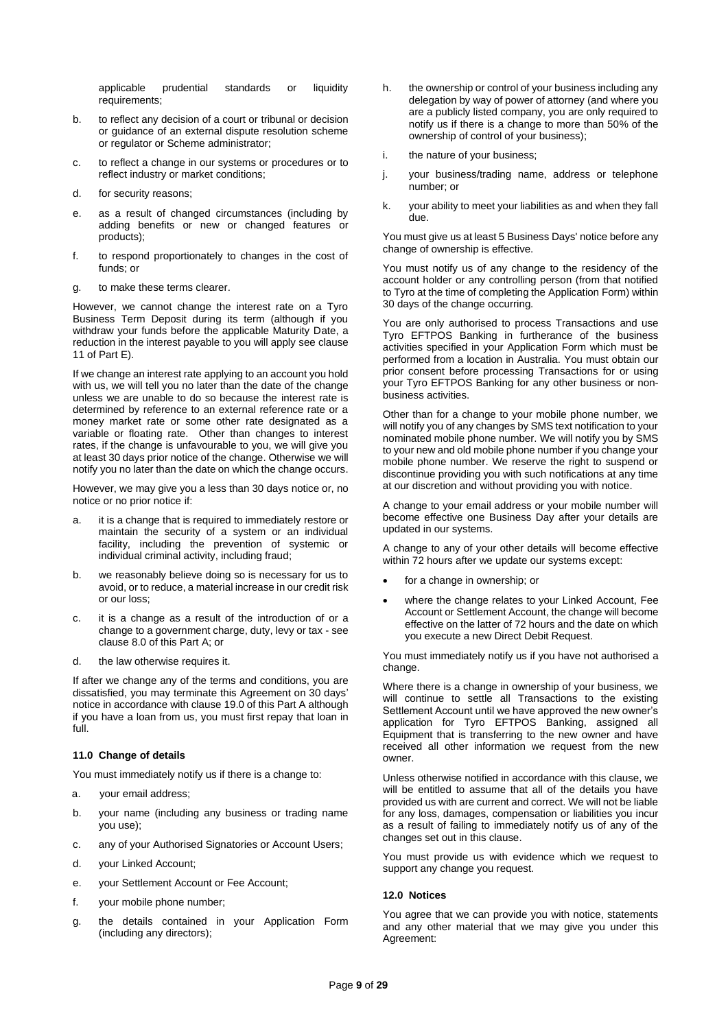applicable prudential standards or liquidity requirements;

b. to reflect any decision of a court or tribunal or decision or guidance of an external dispute resolution scheme or regulator or Scheme administrator;

c. to reflect a change in our systems or procedures or to reflect industry or market conditions;

d. for security reasons;

e. as a result of changed circumstances (including by adding benefits or new or changed features or products);

f. to respond proportionately to changes in the cost of funds; or

g. to make these terms clearer.

However, we cannot change the interest rate on a Tyro Business Term Deposit during its term (although if you withdraw your funds before the applicable Maturity Date, a reduction in the interest payable to you will apply see clause 11 of Part E).

If we change an interest rate applying to an account you hold with us, we will tell you no later than the date of the change unless we are unable to do so because the interest rate is determined by reference to an external reference rate or a money market rate or some other rate designated as a variable or floating rate. Other than changes to interest rates, if the change is unfavourable to you, we will give you at least 30 days prior notice of the change. Otherwise we will notify you no later than the date on which the change occurs.

However, we may give you a less than 30 days notice or, no notice or no prior notice if:

a. it is a change that is required to immediately restore or maintain the security of a system or an individual facility, including the prevention of systemic or individual criminal activity, including fraud;

b. we reasonably believe doing so is necessary for us to avoid, or to reduce, a material increase in our credit risk or our loss;

c. it is a change as a result of the introduction of or a change to a government charge, duty, levy or tax - see clause 8.0 of this Part A; or

d. the law otherwise requires it.

If after we change any of the terms and conditions, you are dissatisfied, you may terminate this Agreement on 30 days' notice in accordance with clause 19.0 of this Part A although if you have a loan from us, you must first repay that loan in full.

#### 11.0 Change of details

You must immediately notify us if there is a change to:

a. your email address;

b. your name (including any business or trading name you use);

c. any of your Authorised Signatories or Account Users;

d. your Linked Account;

e. your Settlement Account or Fee Account;

f. your mobile phone number;

g. the details contained in your Application Form (including any directors);

h. the ownership or control of your business including any delegation by way of power of attorney (and where you are a publicly listed company, you are only required to notify us if there is a change to more than 50% of the ownership of control of your business);

i. the nature of your business;

j. your business/trading name, address or telephone number; or

k. your ability to meet your liabilities as and when they fall due.

You must give us at least 5 Business Days' notice before any change of ownership is effective.

You must notify us of any change to the residency of the account holder or any controlling person (from that notified to Tyro at the time of completing the Application Form) within 30 days of the change occurring.

You are only authorised to process Transactions and use Tyro EFTPOS Banking in furtherance of the business activities specified in your Application Form which must be performed from a location in Australia. You must obtain our prior consent before processing Transactions for or using your Tyro EFTPOS Banking for any other business or non-business activities.

Other than for a change to your mobile phone number, we will notify you of any changes by SMS text notification to your nominated mobile phone number. We will notify you by SMS to your new and old mobile phone number if you change your mobile phone number. We reserve the right to suspend or discontinue providing you with such notifications at any time at our discretion and without providing you with notice.

A change to your email address or your mobile number will become effective one Business Day after your details are updated in our systems.

A change to any of your other details will become effective within 72 hours after we update our systems except:

- for a change in ownership; or
- where the change relates to your Linked Account, Fee Account or Settlement Account, the change will become effective on the latter of 72 hours and the date on which you execute a new Direct Debit Request.

You must immediately notify us if you have not authorised a change.

Where there is a change in ownership of your business, we will continue to settle all Transactions to the existing Settlement Account until we have approved the new owner's application for Tyro EFTPOS Banking, assigned all Equipment that is transferring to the new owner and have received all other information we request from the new owner.

Unless otherwise notified in accordance with this clause, we will be entitled to assume that all of the details you have provided us with are current and correct. We will not be liable for any loss, damages, compensation or liabilities you incur as a result of failing to immediately notify us of any of the changes set out in this clause.

You must provide us with evidence which we request to support any change you request.

#### 12.0 Notices

You agree that we can provide you with notice, statements and any other material that we may give you under this Agreement: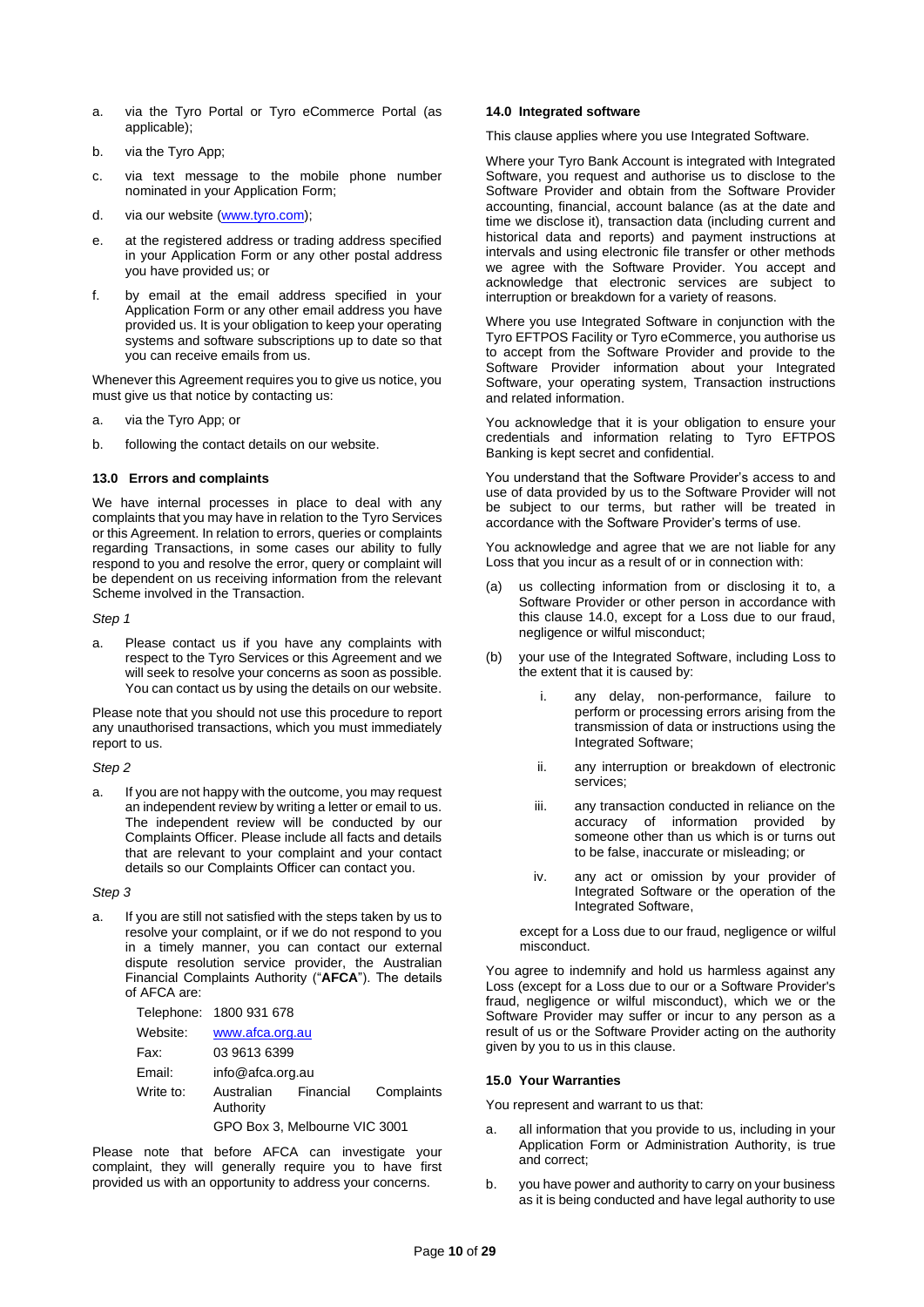a. via the Tyro Portal or Tyro eCommerce Portal (as applicable);

b. via the Tyro App;

c. via text message to the mobile phone number nominated in your Application Form;

d. via our website (www.tyro.com);

e. at the registered address or trading address specified in your Application Form or any other postal address you have provided us; or

f. by email at the email address specified in your Application Form or any other email address you have provided us. It is your obligation to keep your operating systems and software subscriptions up to date so that you can receive emails from us.

Whenever this Agreement requires you to give us notice, you must give us that notice by contacting us:

a. via the Tyro App; or

b. following the contact details on our website.

### 13.0 Errors and complaints

We have internal processes in place to deal with any complaints that you may have in relation to the Tyro Services or this Agreement. In relation to errors, queries or complaints regarding Transactions, in some cases our ability to fully respond to you and resolve the error, query or complaint will be dependent on us receiving information from the relevant Scheme involved in the Transaction.

*Step 1*

a. Please contact us if you have any complaints with respect to the Tyro Services or this Agreement and we will seek to resolve your concerns as soon as possible. You can contact us by using the details on our website.

Please note that you should not use this procedure to report any unauthorised transactions, which you must immediately report to us.

*Step 2*

a. If you are not happy with the outcome, you may request an independent review by writing a letter or email to us. The independent review will be conducted by our Complaints Officer. Please include all facts and details that are relevant to your complaint and your contact details so our Complaints Officer can contact you.

*Step 3*

a. If you are still not satisfied with the steps taken by us to resolve your complaint, or if we do not respond to you in a timely manner, you can contact our external dispute resolution service provider, the Australian Financial Complaints Authority ("**AFCA**"). The details of AFCA are:

| | |
|---|---|
| Telephone: | 1800 931 678 |
| Website: | www.afca.org.au |
| Fax: | 03 9613 6399 |
| Email: | info@afca.org.au |
| Write to: | Australian Financial Complaints Authority |
| | GPO Box 3, Melbourne VIC 3001 |

Please note that before AFCA can investigate your complaint, they will generally require you to have first provided us with an opportunity to address your concerns.

### 14.0 Integrated software

This clause applies where you use Integrated Software.

Where your Tyro Bank Account is integrated with Integrated Software, you request and authorise us to disclose to the Software Provider and obtain from the Software Provider accounting, financial, account balance (as at the date and time we disclose it), transaction data (including current and historical data and reports) and payment instructions at intervals and using electronic file transfer or other methods we agree with the Software Provider. You accept and acknowledge that electronic services are subject to interruption or breakdown for a variety of reasons.

Where you use Integrated Software in conjunction with the Tyro EFTPOS Facility or Tyro eCommerce, you authorise us to accept from the Software Provider and provide to the Software Provider information about your Integrated Software, your operating system, Transaction instructions and related information.

You acknowledge that it is your obligation to ensure your credentials and information relating to Tyro EFTPOS Banking is kept secret and confidential.

You understand that the Software Provider's access to and use of data provided by us to the Software Provider will not be subject to our terms, but rather will be treated in accordance with the Software Provider's terms of use.

You acknowledge and agree that we are not liable for any Loss that you incur as a result of or in connection with:

(a) us collecting information from or disclosing it to, a Software Provider or other person in accordance with this clause 14.0, except for a Loss due to our fraud, negligence or wilful misconduct;

(b) your use of the Integrated Software, including Loss to the extent that it is caused by:

    i. any delay, non-performance, failure to perform or processing errors arising from the transmission of data or instructions using the Integrated Software;

    ii. any interruption or breakdown of electronic services;

    iii. any transaction conducted in reliance on the accuracy of information provided by someone other than us which is or turns out to be false, inaccurate or misleading; or

    iv. any act or omission by your provider of Integrated Software or the operation of the Integrated Software,

    except for a Loss due to our fraud, negligence or wilful misconduct.

You agree to indemnify and hold us harmless against any Loss (except for a Loss due to our or a Software Provider's fraud, negligence or wilful misconduct), which we or the Software Provider may suffer or incur to any person as a result of us or the Software Provider acting on the authority given by you to us in this clause.

### 15.0 Your Warranties

You represent and warrant to us that:

a. all information that you provide to us, including in your Application Form or Administration Authority, is true and correct;

b. you have power and authority to carry on your business as it is being conducted and have legal authority to use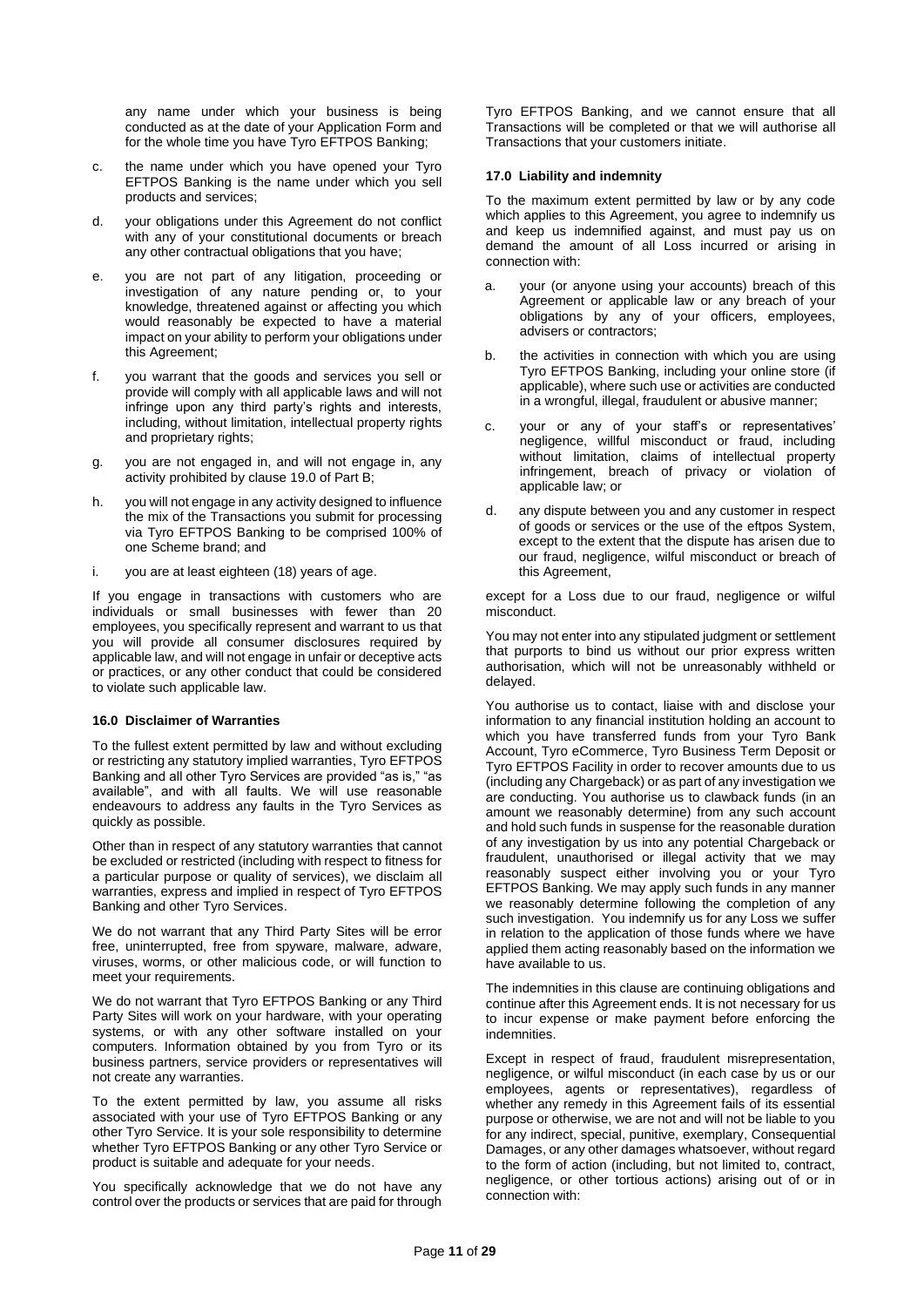any name under which your business is being conducted as at the date of your Application Form and for the whole time you have Tyro EFTPOS Banking;

c. the name under which you have opened your Tyro EFTPOS Banking is the name under which you sell products and services;

d. your obligations under this Agreement do not conflict with any of your constitutional documents or breach any other contractual obligations that you have;

e. you are not part of any litigation, proceeding or investigation of any nature pending or, to your knowledge, threatened against or affecting you which would reasonably be expected to have a material impact on your ability to perform your obligations under this Agreement;

f. you warrant that the goods and services you sell or provide will comply with all applicable laws and will not infringe upon any third party's rights and interests, including, without limitation, intellectual property rights and proprietary rights;

g. you are not engaged in, and will not engage in, any activity prohibited by clause 19.0 of Part B;

h. you will not engage in any activity designed to influence the mix of the Transactions you submit for processing via Tyro EFTPOS Banking to be comprised 100% of one Scheme brand; and

i. you are at least eighteen (18) years of age.

If you engage in transactions with customers who are individuals or small businesses with fewer than 20 employees, you specifically represent and warrant to us that you will provide all consumer disclosures required by applicable law, and will not engage in unfair or deceptive acts or practices, or any other conduct that could be considered to violate such applicable law.

### 16.0 Disclaimer of Warranties

To the fullest extent permitted by law and without excluding or restricting any statutory implied warranties, Tyro EFTPOS Banking and all other Tyro Services are provided "as is," "as available", and with all faults. We will use reasonable endeavours to address any faults in the Tyro Services as quickly as possible.

Other than in respect of any statutory warranties that cannot be excluded or restricted (including with respect to fitness for a particular purpose or quality of services), we disclaim all warranties, express and implied in respect of Tyro EFTPOS Banking and other Tyro Services.

We do not warrant that any Third Party Sites will be error free, uninterrupted, free from spyware, malware, adware, viruses, worms, or other malicious code, or will function to meet your requirements.

We do not warrant that Tyro EFTPOS Banking or any Third Party Sites will work on your hardware, with your operating systems, or with any other software installed on your computers. Information obtained by you from Tyro or its business partners, service providers or representatives will not create any warranties.

To the extent permitted by law, you assume all risks associated with your use of Tyro EFTPOS Banking or any other Tyro Service. It is your sole responsibility to determine whether Tyro EFTPOS Banking or any other Tyro Service or product is suitable and adequate for your needs.

You specifically acknowledge that we do not have any control over the products or services that are paid for through Tyro EFTPOS Banking, and we cannot ensure that all Transactions will be completed or that we will authorise all Transactions that your customers initiate.

### 17.0 Liability and indemnity

To the maximum extent permitted by law or by any code which applies to this Agreement, you agree to indemnify us and keep us indemnified against, and must pay us on demand the amount of all Loss incurred or arising in connection with:

a. your (or anyone using your accounts) breach of this Agreement or applicable law or any breach of your obligations by any of your officers, employees, advisers or contractors;

b. the activities in connection with which you are using Tyro EFTPOS Banking, including your online store (if applicable), where such use or activities are conducted in a wrongful, illegal, fraudulent or abusive manner;

c. your or any of your staff's or representatives' negligence, willful misconduct or fraud, including without limitation, claims of intellectual property infringement, breach of privacy or violation of applicable law; or

d. any dispute between you and any customer in respect of goods or services or the use of the eftpos System, except to the extent that the dispute has arisen due to our fraud, negligence, wilful misconduct or breach of this Agreement,

except for a Loss due to our fraud, negligence or wilful misconduct.

You may not enter into any stipulated judgment or settlement that purports to bind us without our prior express written authorisation, which will not be unreasonably withheld or delayed.

You authorise us to contact, liaise with and disclose your information to any financial institution holding an account to which you have transferred funds from your Tyro Bank Account, Tyro eCommerce, Tyro Business Term Deposit or Tyro EFTPOS Facility in order to recover amounts due to us (including any Chargeback) or as part of any investigation we are conducting. You authorise us to clawback funds (in an amount we reasonably determine) from any such account and hold such funds in suspense for the reasonable duration of any investigation by us into any potential Chargeback or fraudulent, unauthorised or illegal activity that we may reasonably suspect either involving you or your Tyro EFTPOS Banking. We may apply such funds in any manner we reasonably determine following the completion of any such investigation. You indemnify us for any Loss we suffer in relation to the application of those funds where we have applied them acting reasonably based on the information we have available to us.

The indemnities in this clause are continuing obligations and continue after this Agreement ends. It is not necessary for us to incur expense or make payment before enforcing the indemnities.

Except in respect of fraud, fraudulent misrepresentation, negligence, or wilful misconduct (in each case by us or our employees, agents or representatives), regardless of whether any remedy in this Agreement fails of its essential purpose or otherwise, we are not and will not be liable to you for any indirect, special, punitive, exemplary, Consequential Damages, or any other damages whatsoever, without regard to the form of action (including, but not limited to, contract, negligence, or other tortious actions) arising out of or in connection with: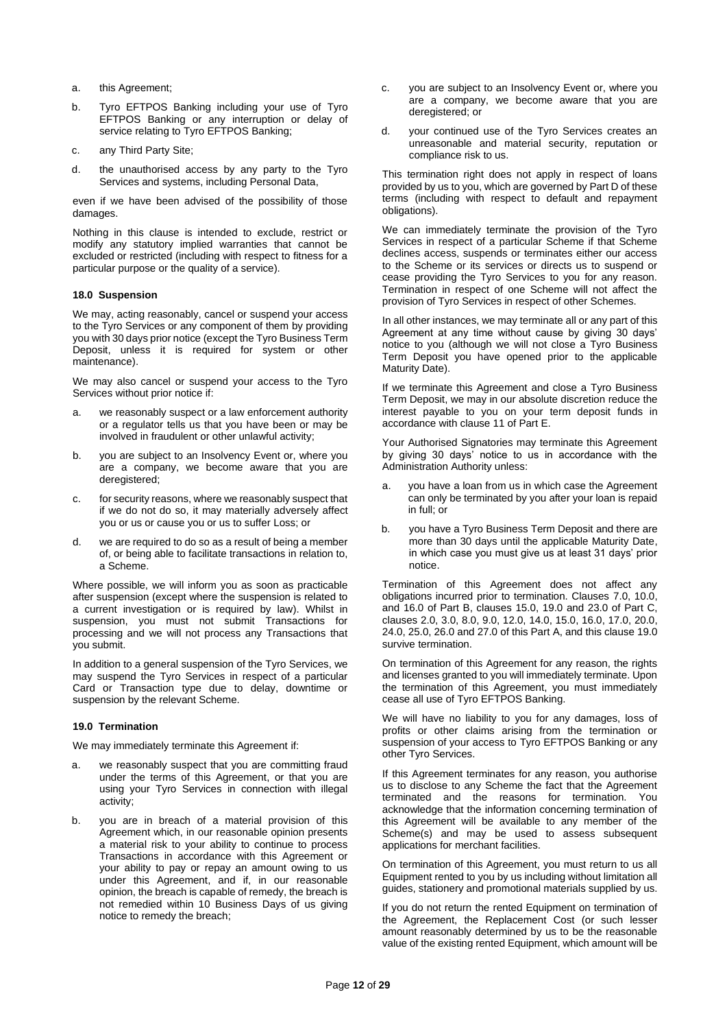a. this Agreement;

b. Tyro EFTPOS Banking including your use of Tyro EFTPOS Banking or any interruption or delay of service relating to Tyro EFTPOS Banking;

c. any Third Party Site;

d. the unauthorised access by any party to the Tyro Services and systems, including Personal Data,

even if we have been advised of the possibility of those damages.

Nothing in this clause is intended to exclude, restrict or modify any statutory implied warranties that cannot be excluded or restricted (including with respect to fitness for a particular purpose or the quality of a service).

**18.0 Suspension**

We may, acting reasonably, cancel or suspend your access to the Tyro Services or any component of them by providing you with 30 days prior notice (except the Tyro Business Term Deposit, unless it is required for system or other maintenance).

We may also cancel or suspend your access to the Tyro Services without prior notice if:

a. we reasonably suspect or a law enforcement authority or a regulator tells us that you have been or may be involved in fraudulent or other unlawful activity;

b. you are subject to an Insolvency Event or, where you are a company, we become aware that you are deregistered;

c. for security reasons, where we reasonably suspect that if we do not do so, it may materially adversely affect you or us or cause you or us to suffer Loss; or

d. we are required to do so as a result of being a member of, or being able to facilitate transactions in relation to, a Scheme.

Where possible, we will inform you as soon as practicable after suspension (except where the suspension is related to a current investigation or is required by law). Whilst in suspension, you must not submit Transactions for processing and we will not process any Transactions that you submit.

In addition to a general suspension of the Tyro Services, we may suspend the Tyro Services in respect of a particular Card or Transaction type due to delay, downtime or suspension by the relevant Scheme.

**19.0 Termination**

We may immediately terminate this Agreement if:

a. we reasonably suspect that you are committing fraud under the terms of this Agreement, or that you are using your Tyro Services in connection with illegal activity;

b. you are in breach of a material provision of this Agreement which, in our reasonable opinion presents a material risk to your ability to continue to process Transactions in accordance with this Agreement or your ability to pay or repay an amount owing to us under this Agreement, and if, in our reasonable opinion, the breach is capable of remedy, the breach is not remedied within 10 Business Days of us giving notice to remedy the breach;

c. you are subject to an Insolvency Event or, where you are a company, we become aware that you are deregistered; or

d. your continued use of the Tyro Services creates an unreasonable and material security, reputation or compliance risk to us.

This termination right does not apply in respect of loans provided by us to you, which are governed by Part D of these terms (including with respect to default and repayment obligations).

We can immediately terminate the provision of the Tyro Services in respect of a particular Scheme if that Scheme declines access, suspends or terminates either our access to the Scheme or its services or directs us to suspend or cease providing the Tyro Services to you for any reason. Termination in respect of one Scheme will not affect the provision of Tyro Services in respect of other Schemes.

In all other instances, we may terminate all or any part of this Agreement at any time without cause by giving 30 days' notice to you (although we will not close a Tyro Business Term Deposit you have opened prior to the applicable Maturity Date).

If we terminate this Agreement and close a Tyro Business Term Deposit, we may in our absolute discretion reduce the interest payable to you on your term deposit funds in accordance with clause 11 of Part E.

Your Authorised Signatories may terminate this Agreement by giving 30 days' notice to us in accordance with the Administration Authority unless:

a. you have a loan from us in which case the Agreement can only be terminated by you after your loan is repaid in full; or

b. you have a Tyro Business Term Deposit and there are more than 30 days until the applicable Maturity Date, in which case you must give us at least 31 days' prior notice.

Termination of this Agreement does not affect any obligations incurred prior to termination. Clauses 7.0, 10.0, and 16.0 of Part B, clauses 15.0, 19.0 and 23.0 of Part C, clauses 2.0, 3.0, 8.0, 9.0, 12.0, 14.0, 15.0, 16.0, 17.0, 20.0, 24.0, 25.0, 26.0 and 27.0 of this Part A, and this clause 19.0 survive termination.

On termination of this Agreement for any reason, the rights and licenses granted to you will immediately terminate. Upon the termination of this Agreement, you must immediately cease all use of Tyro EFTPOS Banking.

We will have no liability to you for any damages, loss of profits or other claims arising from the termination or suspension of your access to Tyro EFTPOS Banking or any other Tyro Services.

If this Agreement terminates for any reason, you authorise us to disclose to any Scheme the fact that the Agreement terminated and the reasons for termination. You acknowledge that the information concerning termination of this Agreement will be available to any member of the Scheme(s) and may be used to assess subsequent applications for merchant facilities.

On termination of this Agreement, you must return to us all Equipment rented to you by us including without limitation all guides, stationery and promotional materials supplied by us.

If you do not return the rented Equipment on termination of the Agreement, the Replacement Cost (or such lesser amount reasonably determined by us to be the reasonable value of the existing rented Equipment, which amount will be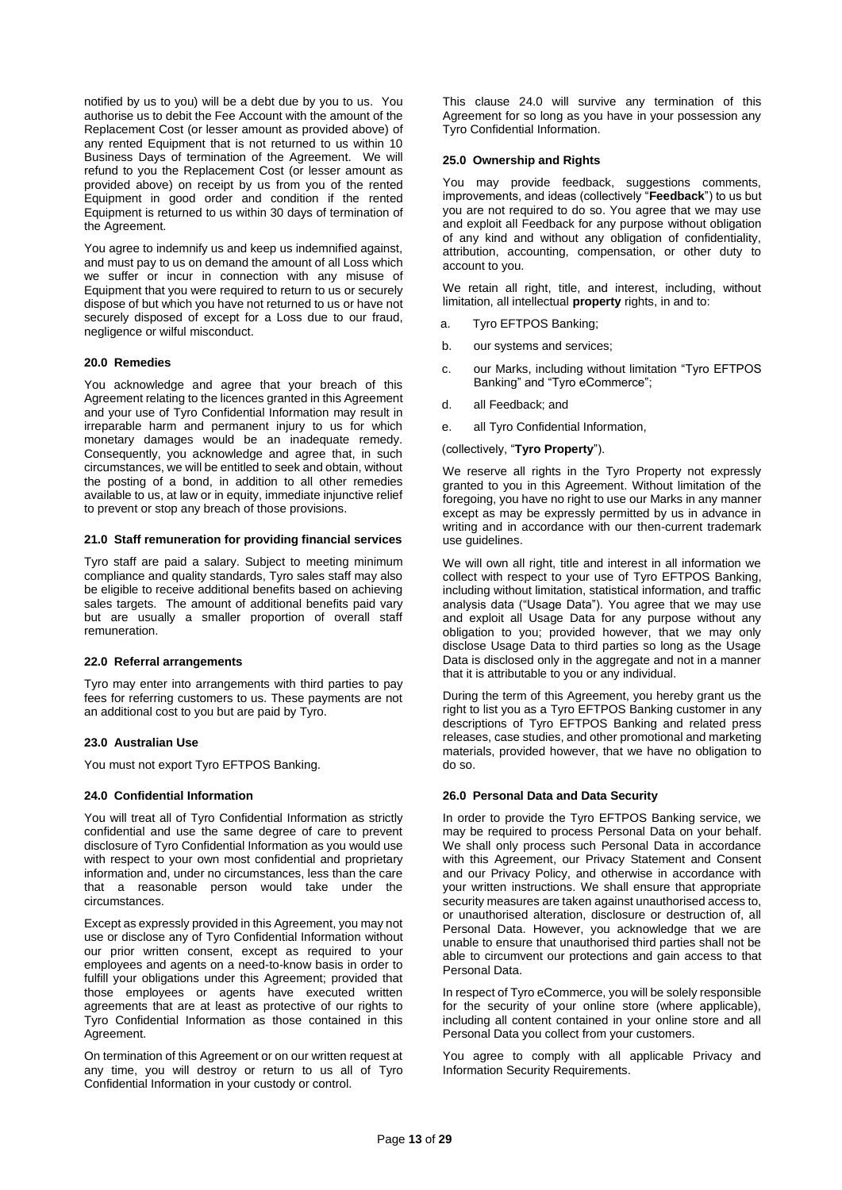notified by us to you) will be a debt due by you to us. You authorise us to debit the Fee Account with the amount of the Replacement Cost (or lesser amount as provided above) of any rented Equipment that is not returned to us within 10 Business Days of termination of the Agreement. We will refund to you the Replacement Cost (or lesser amount as provided above) on receipt by us from you of the rented Equipment in good order and condition if the rented Equipment is returned to us within 30 days of termination of the Agreement.

You agree to indemnify us and keep us indemnified against, and must pay to us on demand the amount of all Loss which we suffer or incur in connection with any misuse of Equipment that you were required to return to us or securely dispose of but which you have not returned to us or have not securely disposed of except for a Loss due to our fraud, negligence or wilful misconduct.

#### 20.0 Remedies

You acknowledge and agree that your breach of this Agreement relating to the licences granted in this Agreement and your use of Tyro Confidential Information may result in irreparable harm and permanent injury to us for which monetary damages would be an inadequate remedy. Consequently, you acknowledge and agree that, in such circumstances, we will be entitled to seek and obtain, without the posting of a bond, in addition to all other remedies available to us, at law or in equity, immediate injunctive relief to prevent or stop any breach of those provisions.

#### 21.0 Staff remuneration for providing financial services

Tyro staff are paid a salary. Subject to meeting minimum compliance and quality standards, Tyro sales staff may also be eligible to receive additional benefits based on achieving sales targets. The amount of additional benefits paid vary but are usually a smaller proportion of overall staff remuneration.

#### 22.0 Referral arrangements

Tyro may enter into arrangements with third parties to pay fees for referring customers to us. These payments are not an additional cost to you but are paid by Tyro.

#### 23.0 Australian Use

You must not export Tyro EFTPOS Banking.

#### 24.0 Confidential Information

You will treat all of Tyro Confidential Information as strictly confidential and use the same degree of care to prevent disclosure of Tyro Confidential Information as you would use with respect to your own most confidential and proprietary information and, under no circumstances, less than the care that a reasonable person would take under the circumstances.

Except as expressly provided in this Agreement, you may not use or disclose any of Tyro Confidential Information without our prior written consent, except as required to your employees and agents on a need-to-know basis in order to fulfill your obligations under this Agreement; provided that those employees or agents have executed written agreements that are at least as protective of our rights to Tyro Confidential Information as those contained in this Agreement.

On termination of this Agreement or on our written request at any time, you will destroy or return to us all of Tyro Confidential Information in your custody or control.

This clause 24.0 will survive any termination of this Agreement for so long as you have in your possession any Tyro Confidential Information.

#### 25.0 Ownership and Rights

You may provide feedback, suggestions comments, improvements, and ideas (collectively "**Feedback**") to us but you are not required to do so. You agree that we may use and exploit all Feedback for any purpose without obligation of any kind and without any obligation of confidentiality, attribution, accounting, compensation, or other duty to account to you.

We retain all right, title, and interest, including, without limitation, all intellectual **property** rights, in and to:

a. Tyro EFTPOS Banking;

b. our systems and services;

c. our Marks, including without limitation "Tyro EFTPOS Banking" and "Tyro eCommerce";

d. all Feedback; and

e. all Tyro Confidential Information,

(collectively, "**Tyro Property**").

We reserve all rights in the Tyro Property not expressly granted to you in this Agreement. Without limitation of the foregoing, you have no right to use our Marks in any manner except as may be expressly permitted by us in advance in writing and in accordance with our then-current trademark use guidelines.

We will own all right, title and interest in all information we collect with respect to your use of Tyro EFTPOS Banking, including without limitation, statistical information, and traffic analysis data ("Usage Data"). You agree that we may use and exploit all Usage Data for any purpose without any obligation to you; provided however, that we may only disclose Usage Data to third parties so long as the Usage Data is disclosed only in the aggregate and not in a manner that it is attributable to you or any individual.

During the term of this Agreement, you hereby grant us the right to list you as a Tyro EFTPOS Banking customer in any descriptions of Tyro EFTPOS Banking and related press releases, case studies, and other promotional and marketing materials, provided however, that we have no obligation to do so.

#### 26.0 Personal Data and Data Security

In order to provide the Tyro EFTPOS Banking service, we may be required to process Personal Data on your behalf. We shall only process such Personal Data in accordance with this Agreement, our Privacy Statement and Consent and our Privacy Policy, and otherwise in accordance with your written instructions. We shall ensure that appropriate security measures are taken against unauthorised access to, or unauthorised alteration, disclosure or destruction of, all Personal Data. However, you acknowledge that we are unable to ensure that unauthorised third parties shall not be able to circumvent our protections and gain access to that Personal Data.

In respect of Tyro eCommerce, you will be solely responsible for the security of your online store (where applicable), including all content contained in your online store and all Personal Data you collect from your customers.

You agree to comply with all applicable Privacy and Information Security Requirements.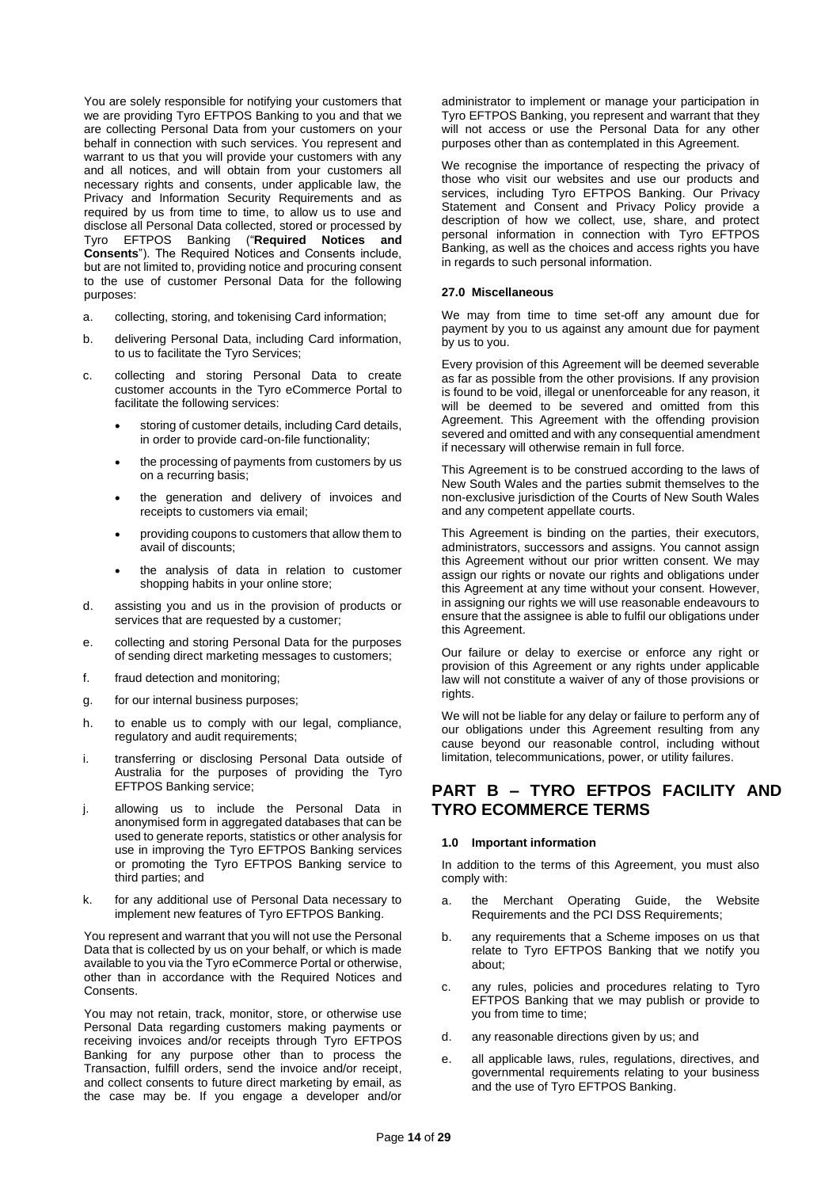You are solely responsible for notifying your customers that we are providing Tyro EFTPOS Banking to you and that we are collecting Personal Data from your customers on your behalf in connection with such services. You represent and warrant to us that you will provide your customers with any and all notices, and will obtain from your customers all necessary rights and consents, under applicable law, the Privacy and Information Security Requirements and as required by us from time to time, to allow us to use and disclose all Personal Data collected, stored or processed by Tyro EFTPOS Banking ("**Required Notices and Consents**"). The Required Notices and Consents include, but are not limited to, providing notice and procuring consent to the use of customer Personal Data for the following purposes:

a. collecting, storing, and tokenising Card information;

b. delivering Personal Data, including Card information, to us to facilitate the Tyro Services;

c. collecting and storing Personal Data to create customer accounts in the Tyro eCommerce Portal to facilitate the following services:
   - storing of customer details, including Card details, in order to provide card-on-file functionality;
   - the processing of payments from customers by us on a recurring basis;
   - the generation and delivery of invoices and receipts to customers via email;
   - providing coupons to customers that allow them to avail of discounts;
   - the analysis of data in relation to customer shopping habits in your online store;

d. assisting you and us in the provision of products or services that are requested by a customer;

e. collecting and storing Personal Data for the purposes of sending direct marketing messages to customers;

f. fraud detection and monitoring;

g. for our internal business purposes;

h. to enable us to comply with our legal, compliance, regulatory and audit requirements;

i. transferring or disclosing Personal Data outside of Australia for the purposes of providing the Tyro EFTPOS Banking service;

j. allowing us to include the Personal Data in anonymised form in aggregated databases that can be used to generate reports, statistics or other analysis for use in improving the Tyro EFTPOS Banking services or promoting the Tyro EFTPOS Banking service to third parties; and

k. for any additional use of Personal Data necessary to implement new features of Tyro EFTPOS Banking.

You represent and warrant that you will not use the Personal Data that is collected by us on your behalf, or which is made available to you via the Tyro eCommerce Portal or otherwise, other than in accordance with the Required Notices and Consents.

You may not retain, track, monitor, store, or otherwise use Personal Data regarding customers making payments or receiving invoices and/or receipts through Tyro EFTPOS Banking for any purpose other than to process the Transaction, fulfill orders, send the invoice and/or receipt, and collect consents to future direct marketing by email, as the case may be. If you engage a developer and/or administrator to implement or manage your participation in Tyro EFTPOS Banking, you represent and warrant that they will not access or use the Personal Data for any other purposes other than as contemplated in this Agreement.

We recognise the importance of respecting the privacy of those who visit our websites and use our products and services, including Tyro EFTPOS Banking. Our Privacy Statement and Consent and Privacy Policy provide a description of how we collect, use, share, and protect personal information in connection with Tyro EFTPOS Banking, as well as the choices and access rights you have in regards to such personal information.

#### 27.0 Miscellaneous

We may from time to time set-off any amount due for payment by you to us against any amount due for payment by us to you.

Every provision of this Agreement will be deemed severable as far as possible from the other provisions. If any provision is found to be void, illegal or unenforceable for any reason, it will be deemed to be severed and omitted from this Agreement. This Agreement with the offending provision severed and omitted and with any consequential amendment if necessary will otherwise remain in full force.

This Agreement is to be construed according to the laws of New South Wales and the parties submit themselves to the non-exclusive jurisdiction of the Courts of New South Wales and any competent appellate courts.

This Agreement is binding on the parties, their executors, administrators, successors and assigns. You cannot assign this Agreement without our prior written consent. We may assign our rights or novate our rights and obligations under this Agreement at any time without your consent. However, in assigning our rights we will use reasonable endeavours to ensure that the assignee is able to fulfil our obligations under this Agreement.

Our failure or delay to exercise or enforce any right or provision of this Agreement or any rights under applicable law will not constitute a waiver of any of those provisions or rights.

We will not be liable for any delay or failure to perform any of our obligations under this Agreement resulting from any cause beyond our reasonable control, including without limitation, telecommunications, power, or utility failures.

## PART B – TYRO EFTPOS FACILITY AND TYRO ECOMMERCE TERMS

#### 1.0 Important information

In addition to the terms of this Agreement, you must also comply with:

a. the Merchant Operating Guide, the Website Requirements and the PCI DSS Requirements;

b. any requirements that a Scheme imposes on us that relate to Tyro EFTPOS Banking that we notify you about;

c. any rules, policies and procedures relating to Tyro EFTPOS Banking that we may publish or provide to you from time to time;

d. any reasonable directions given by us; and

e. all applicable laws, rules, regulations, directives, and governmental requirements relating to your business and the use of Tyro EFTPOS Banking.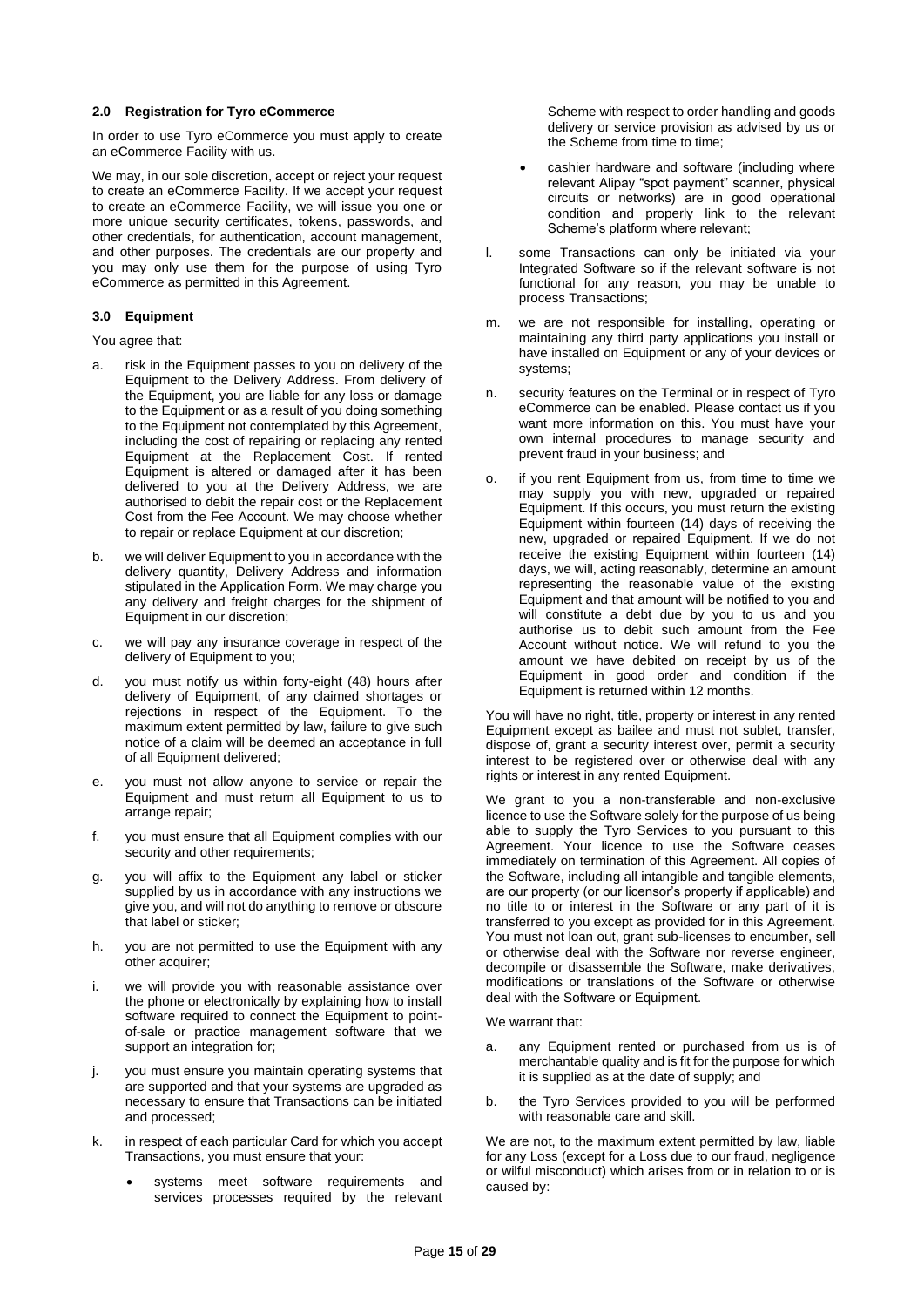### 2.0 Registration for Tyro eCommerce

In order to use Tyro eCommerce you must apply to create an eCommerce Facility with us.

We may, in our sole discretion, accept or reject your request to create an eCommerce Facility. If we accept your request to create an eCommerce Facility, we will issue you one or more unique security certificates, tokens, passwords, and other credentials, for authentication, account management, and other purposes. The credentials are our property and you may only use them for the purpose of using Tyro eCommerce as permitted in this Agreement.

### 3.0 Equipment

You agree that:

a. risk in the Equipment passes to you on delivery of the Equipment to the Delivery Address. From delivery of the Equipment, you are liable for any loss or damage to the Equipment or as a result of you doing something to the Equipment not contemplated by this Agreement, including the cost of repairing or replacing any rented Equipment at the Replacement Cost. If rented Equipment is altered or damaged after it has been delivered to you at the Delivery Address, we are authorised to debit the repair cost or the Replacement Cost from the Fee Account. We may choose whether to repair or replace Equipment at our discretion;

b. we will deliver Equipment to you in accordance with the delivery quantity, Delivery Address and information stipulated in the Application Form. We may charge you any delivery and freight charges for the shipment of Equipment in our discretion;

c. we will pay any insurance coverage in respect of the delivery of Equipment to you;

d. you must notify us within forty-eight (48) hours after delivery of Equipment, of any claimed shortages or rejections in respect of the Equipment. To the maximum extent permitted by law, failure to give such notice of a claim will be deemed an acceptance in full of all Equipment delivered;

e. you must not allow anyone to service or repair the Equipment and must return all Equipment to us to arrange repair;

f. you must ensure that all Equipment complies with our security and other requirements;

g. you will affix to the Equipment any label or sticker supplied by us in accordance with any instructions we give you, and will not do anything to remove or obscure that label or sticker;

h. you are not permitted to use the Equipment with any other acquirer;

i. we will provide you with reasonable assistance over the phone or electronically by explaining how to install software required to connect the Equipment to point-of-sale or practice management software that we support an integration for;

j. you must ensure you maintain operating systems that are supported and that your systems are upgraded as necessary to ensure that Transactions can be initiated and processed;

k. in respect of each particular Card for which you accept Transactions, you must ensure that your:

   - systems meet software requirements and services processes required by the relevant Scheme with respect to order handling and goods delivery or service provision as advised by us or the Scheme from time to time;
   - cashier hardware and software (including where relevant Alipay "spot payment" scanner, physical circuits or networks) are in good operational condition and properly link to the relevant Scheme's platform where relevant;

l. some Transactions can only be initiated via your Integrated Software so if the relevant software is not functional for any reason, you may be unable to process Transactions;

m. we are not responsible for installing, operating or maintaining any third party applications you install or have installed on Equipment or any of your devices or systems;

n. security features on the Terminal or in respect of Tyro eCommerce can be enabled. Please contact us if you want more information on this. You must have your own internal procedures to manage security and prevent fraud in your business; and

o. if you rent Equipment from us, from time to time we may supply you with new, upgraded or repaired Equipment. If this occurs, you must return the existing Equipment within fourteen (14) days of receiving the new, upgraded or repaired Equipment. If we do not receive the existing Equipment within fourteen (14) days, we will, acting reasonably, determine an amount representing the reasonable value of the existing Equipment and that amount will be notified to you and will constitute a debt due by you to us and you authorise us to debit such amount from the Fee Account without notice. We will refund to you the amount we have debited on receipt by us of the Equipment in good order and condition if the Equipment is returned within 12 months.

You will have no right, title, property or interest in any rented Equipment except as bailee and must not sublet, transfer, dispose of, grant a security interest over, permit a security interest to be registered over or otherwise deal with any rights or interest in any rented Equipment.

We grant to you a non-transferable and non-exclusive licence to use the Software solely for the purpose of us being able to supply the Tyro Services to you pursuant to this Agreement. Your licence to use the Software ceases immediately on termination of this Agreement. All copies of the Software, including all intangible and tangible elements, are our property (or our licensor's property if applicable) and no title to or interest in the Software or any part of it is transferred to you except as provided for in this Agreement. You must not loan out, grant sub-licenses to encumber, sell or otherwise deal with the Software nor reverse engineer, decompile or disassemble the Software, make derivatives, modifications or translations of the Software or otherwise deal with the Software or Equipment.

We warrant that:

a. any Equipment rented or purchased from us is of merchantable quality and is fit for the purpose for which it is supplied as at the date of supply; and

b. the Tyro Services provided to you will be performed with reasonable care and skill.

We are not, to the maximum extent permitted by law, liable for any Loss (except for a Loss due to our fraud, negligence or wilful misconduct) which arises from or in relation to or is caused by: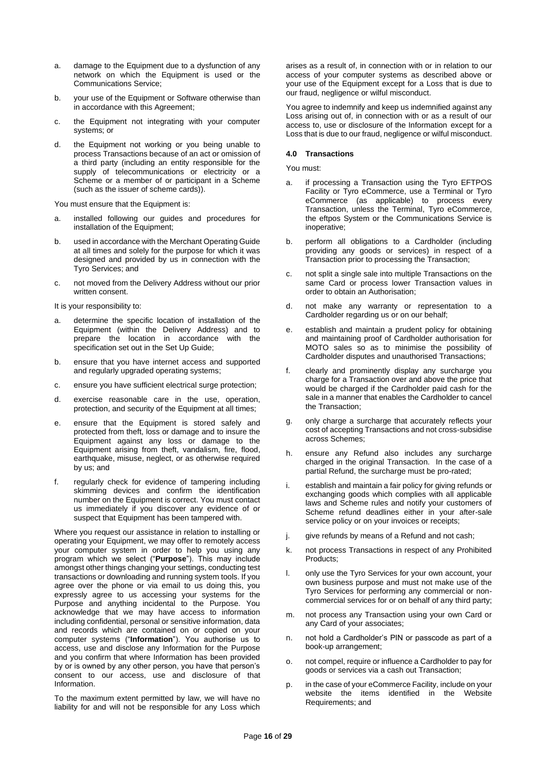a. damage to the Equipment due to a dysfunction of any network on which the Equipment is used or the Communications Service;

b. your use of the Equipment or Software otherwise than in accordance with this Agreement;

c. the Equipment not integrating with your computer systems; or

d. the Equipment not working or you being unable to process Transactions because of an act or omission of a third party (including an entity responsible for the supply of telecommunications or electricity or a Scheme or a member of or participant in a Scheme (such as the issuer of scheme cards)).

You must ensure that the Equipment is:

a. installed following our guides and procedures for installation of the Equipment;

b. used in accordance with the Merchant Operating Guide at all times and solely for the purpose for which it was designed and provided by us in connection with the Tyro Services; and

c. not moved from the Delivery Address without our prior written consent.

It is your responsibility to:

a. determine the specific location of installation of the Equipment (within the Delivery Address) and to prepare the location in accordance with the specification set out in the Set Up Guide;

b. ensure that you have internet access and supported and regularly upgraded operating systems;

c. ensure you have sufficient electrical surge protection;

d. exercise reasonable care in the use, operation, protection, and security of the Equipment at all times;

e. ensure that the Equipment is stored safely and protected from theft, loss or damage and to insure the Equipment against any loss or damage to the Equipment arising from theft, vandalism, fire, flood, earthquake, misuse, neglect, or as otherwise required by us; and

f. regularly check for evidence of tampering including skimming devices and confirm the identification number on the Equipment is correct. You must contact us immediately if you discover any evidence of or suspect that Equipment has been tampered with.

Where you request our assistance in relation to installing or operating your Equipment, we may offer to remotely access your computer system in order to help you using any program which we select ("**Purpose**"). This may include amongst other things changing your settings, conducting test transactions or downloading and running system tools. If you agree over the phone or via email to us doing this, you expressly agree to us accessing your systems for the Purpose and anything incidental to the Purpose. You acknowledge that we may have access to information including confidential, personal or sensitive information, data and records which are contained on or copied on your computer systems ("**Information**"). You authorise us to access, use and disclose any Information for the Purpose and you confirm that where Information has been provided by or is owned by any other person, you have that person's consent to our access, use and disclosure of that Information.

To the maximum extent permitted by law, we will have no liability for and will not be responsible for any Loss which arises as a result of, in connection with or in relation to our access of your computer systems as described above or your use of the Equipment except for a Loss that is due to our fraud, negligence or wilful misconduct.

You agree to indemnify and keep us indemnified against any Loss arising out of, in connection with or as a result of our access to, use or disclosure of the Information except for a Loss that is due to our fraud, negligence or wilful misconduct.

#### 4.0 Transactions

You must:

a. if processing a Transaction using the Tyro EFTPOS Facility or Tyro eCommerce, use a Terminal or Tyro eCommerce (as applicable) to process every Transaction, unless the Terminal, Tyro eCommerce, the eftpos System or the Communications Service is inoperative;

b. perform all obligations to a Cardholder (including providing any goods or services) in respect of a Transaction prior to processing the Transaction;

c. not split a single sale into multiple Transactions on the same Card or process lower Transaction values in order to obtain an Authorisation;

d. not make any warranty or representation to a Cardholder regarding us or on our behalf;

e. establish and maintain a prudent policy for obtaining and maintaining proof of Cardholder authorisation for MOTO sales so as to minimise the possibility of Cardholder disputes and unauthorised Transactions;

f. clearly and prominently display any surcharge you charge for a Transaction over and above the price that would be charged if the Cardholder paid cash for the sale in a manner that enables the Cardholder to cancel the Transaction;

g. only charge a surcharge that accurately reflects your cost of accepting Transactions and not cross-subsidise across Schemes;

h. ensure any Refund also includes any surcharge charged in the original Transaction. In the case of a partial Refund, the surcharge must be pro-rated;

i. establish and maintain a fair policy for giving refunds or exchanging goods which complies with all applicable laws and Scheme rules and notify your customers of Scheme refund deadlines either in your after-sale service policy or on your invoices or receipts;

j. give refunds by means of a Refund and not cash;

k. not process Transactions in respect of any Prohibited Products;

l. only use the Tyro Services for your own account, your own business purpose and must not make use of the Tyro Services for performing any commercial or non-commercial services for or on behalf of any third party;

m. not process any Transaction using your own Card or any Card of your associates;

n. not hold a Cardholder's PIN or passcode as part of a book-up arrangement;

o. not compel, require or influence a Cardholder to pay for goods or services via a cash out Transaction;

p. in the case of your eCommerce Facility, include on your website the items identified in the Website Requirements; and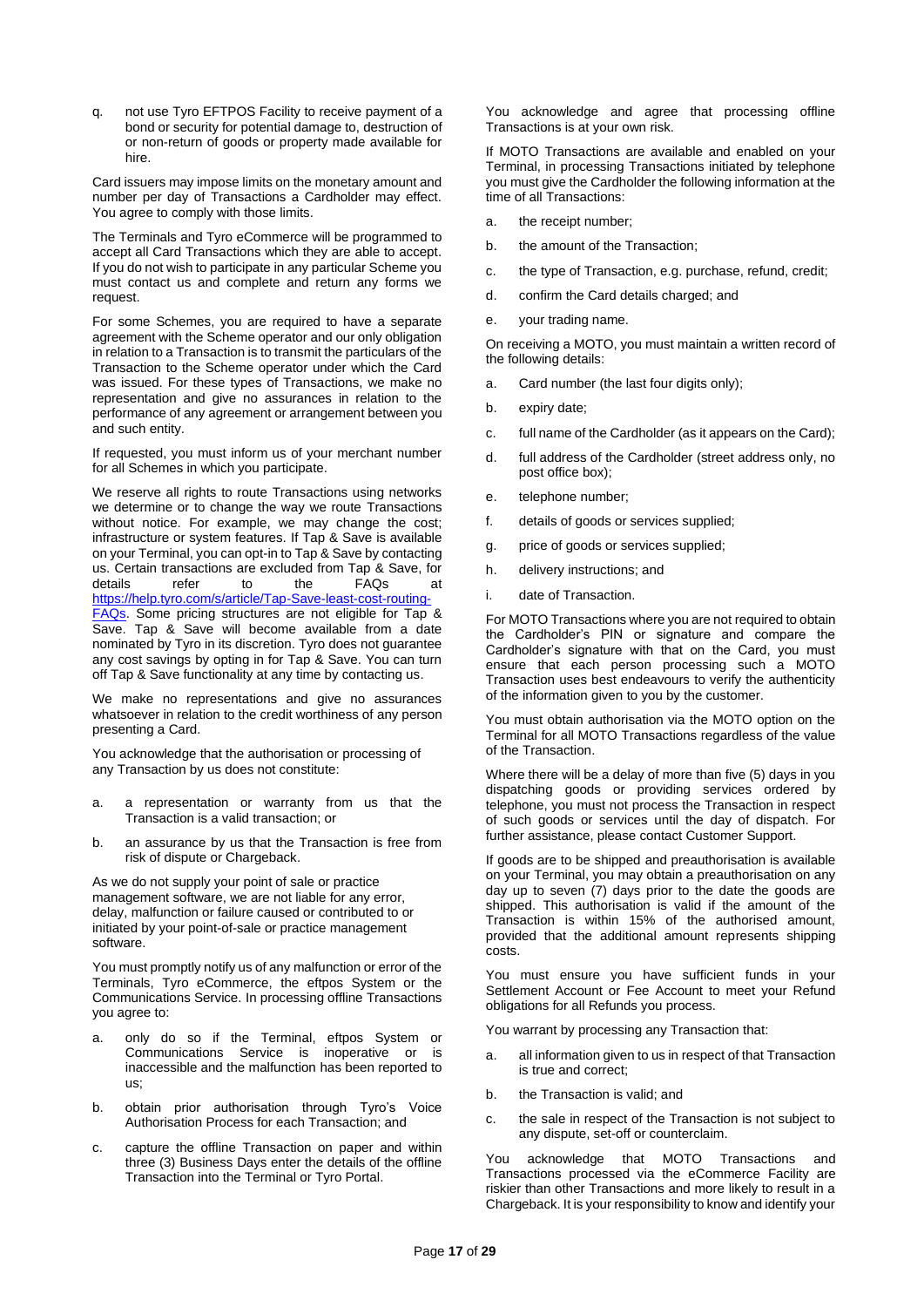q. not use Tyro EFTPOS Facility to receive payment of a bond or security for potential damage to, destruction of or non-return of goods or property made available for hire.

Card issuers may impose limits on the monetary amount and number per day of Transactions a Cardholder may effect. You agree to comply with those limits.

The Terminals and Tyro eCommerce will be programmed to accept all Card Transactions which they are able to accept. If you do not wish to participate in any particular Scheme you must contact us and complete and return any forms we request.

For some Schemes, you are required to have a separate agreement with the Scheme operator and our only obligation in relation to a Transaction is to transmit the particulars of the Transaction to the Scheme operator under which the Card was issued. For these types of Transactions, we make no representation and give no assurances in relation to the performance of any agreement or arrangement between you and such entity.

If requested, you must inform us of your merchant number for all Schemes in which you participate.

We reserve all rights to route Transactions using networks we determine or to change the way we route Transactions without notice. For example, we may change the cost; infrastructure or system features. If Tap & Save is available on your Terminal, you can opt-in to Tap & Save by contacting us. Certain transactions are excluded from Tap & Save, for details refer to the FAQs at [https://help.tyro.com/s/article/Tap-Save-least-cost-routing-FAQs](https://help.tyro.com/s/article/Tap-Save-least-cost-routing-FAQs). Some pricing structures are not eligible for Tap & Save. Tap & Save will become available from a date nominated by Tyro in its discretion. Tyro does not guarantee any cost savings by opting in for Tap & Save. You can turn off Tap & Save functionality at any time by contacting us.

We make no representations and give no assurances whatsoever in relation to the credit worthiness of any person presenting a Card.

You acknowledge that the authorisation or processing of any Transaction by us does not constitute:

a. a representation or warranty from us that the Transaction is a valid transaction; or

b. an assurance by us that the Transaction is free from risk of dispute or Chargeback.

As we do not supply your point of sale or practice management software, we are not liable for any error, delay, malfunction or failure caused or contributed to or initiated by your point-of-sale or practice management software.

You must promptly notify us of any malfunction or error of the Terminals, Tyro eCommerce, the eftpos System or the Communications Service. In processing offline Transactions you agree to:

a. only do so if the Terminal, eftpos System or Communications Service is inoperative or is inaccessible and the malfunction has been reported to us;

b. obtain prior authorisation through Tyro's Voice Authorisation Process for each Transaction; and

c. capture the offline Transaction on paper and within three (3) Business Days enter the details of the offline Transaction into the Terminal or Tyro Portal.

You acknowledge and agree that processing offline Transactions is at your own risk.

If MOTO Transactions are available and enabled on your Terminal, in processing Transactions initiated by telephone you must give the Cardholder the following information at the time of all Transactions:

a. the receipt number;

b. the amount of the Transaction;

c. the type of Transaction, e.g. purchase, refund, credit;

d. confirm the Card details charged; and

e. your trading name.

On receiving a MOTO, you must maintain a written record of the following details:

a. Card number (the last four digits only);

b. expiry date;

c. full name of the Cardholder (as it appears on the Card);

d. full address of the Cardholder (street address only, no post office box);

e. telephone number;

f. details of goods or services supplied;

g. price of goods or services supplied;

h. delivery instructions; and

i. date of Transaction.

For MOTO Transactions where you are not required to obtain the Cardholder's PIN or signature and compare the Cardholder's signature with that on the Card, you must ensure that each person processing such a MOTO Transaction uses best endeavours to verify the authenticity of the information given to you by the customer.

You must obtain authorisation via the MOTO option on the Terminal for all MOTO Transactions regardless of the value of the Transaction.

Where there will be a delay of more than five (5) days in you dispatching goods or providing services ordered by telephone, you must not process the Transaction in respect of such goods or services until the day of dispatch. For further assistance, please contact Customer Support.

If goods are to be shipped and preauthorisation is available on your Terminal, you may obtain a preauthorisation on any day up to seven (7) days prior to the date the goods are shipped. This authorisation is valid if the amount of the Transaction is within 15% of the authorised amount, provided that the additional amount represents shipping costs.

You must ensure you have sufficient funds in your Settlement Account or Fee Account to meet your Refund obligations for all Refunds you process.

You warrant by processing any Transaction that:

a. all information given to us in respect of that Transaction is true and correct;

b. the Transaction is valid; and

c. the sale in respect of the Transaction is not subject to any dispute, set-off or counterclaim.

You acknowledge that MOTO Transactions and Transactions processed via the eCommerce Facility are riskier than other Transactions and more likely to result in a Chargeback. It is your responsibility to know and identify your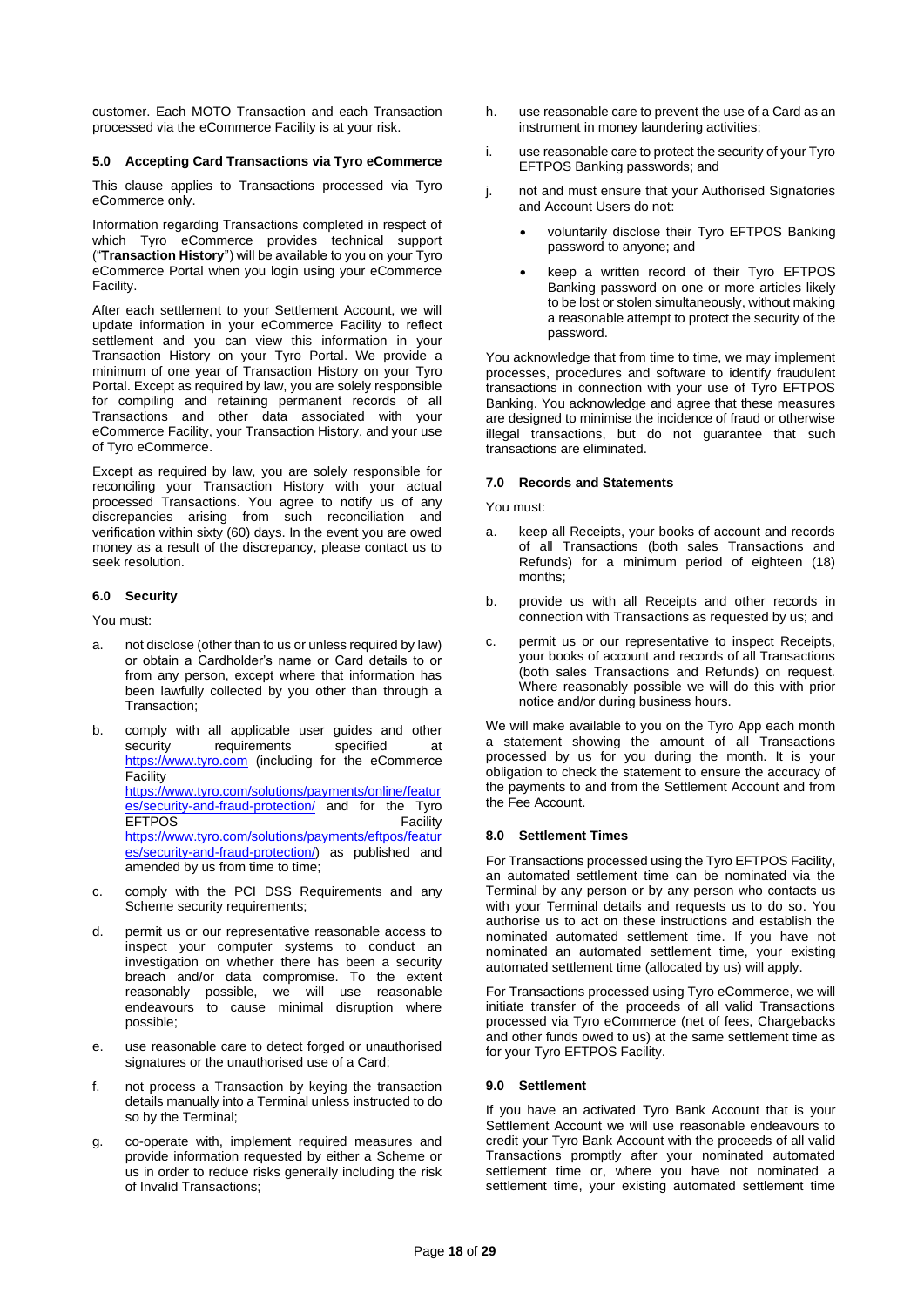customer. Each MOTO Transaction and each Transaction processed via the eCommerce Facility is at your risk.

### 5.0 Accepting Card Transactions via Tyro eCommerce

This clause applies to Transactions processed via Tyro eCommerce only.

Information regarding Transactions completed in respect of which Tyro eCommerce provides technical support ("**Transaction History**") will be available to you on your Tyro eCommerce Portal when you login using your eCommerce Facility.

After each settlement to your Settlement Account, we will update information in your eCommerce Facility to reflect settlement and you can view this information in your Transaction History on your Tyro Portal. We provide a minimum of one year of Transaction History on your Tyro Portal. Except as required by law, you are solely responsible for compiling and retaining permanent records of all Transactions and other data associated with your eCommerce Facility, your Transaction History, and your use of Tyro eCommerce.

Except as required by law, you are solely responsible for reconciling your Transaction History with your actual processed Transactions. You agree to notify us of any discrepancies arising from such reconciliation and verification within sixty (60) days. In the event you are owed money as a result of the discrepancy, please contact us to seek resolution.

### 6.0 Security

You must:

a. not disclose (other than to us or unless required by law) or obtain a Cardholder's name or Card details to or from any person, except where that information has been lawfully collected by you other than through a Transaction;

b. comply with all applicable user guides and other security requirements specified at https://www.tyro.com (including for the eCommerce Facility https://www.tyro.com/solutions/payments/online/features/security-and-fraud-protection/ and for the Tyro EFTPOS Facility https://www.tyro.com/solutions/payments/eftpos/features/security-and-fraud-protection/) as published and amended by us from time to time;

c. comply with the PCI DSS Requirements and any Scheme security requirements;

d. permit us or our representative reasonable access to inspect your computer systems to conduct an investigation on whether there has been a security breach and/or data compromise. To the extent reasonably possible, we will use reasonable endeavours to cause minimal disruption where possible;

e. use reasonable care to detect forged or unauthorised signatures or the unauthorised use of a Card;

f. not process a Transaction by keying the transaction details manually into a Terminal unless instructed to do so by the Terminal;

g. co-operate with, implement required measures and provide information requested by either a Scheme or us in order to reduce risks generally including the risk of Invalid Transactions;

h. use reasonable care to prevent the use of a Card as an instrument in money laundering activities;

i. use reasonable care to protect the security of your Tyro EFTPOS Banking passwords; and

j. not and must ensure that your Authorised Signatories and Account Users do not:

   - voluntarily disclose their Tyro EFTPOS Banking password to anyone; and
   - keep a written record of their Tyro EFTPOS Banking password on one or more articles likely to be lost or stolen simultaneously, without making a reasonable attempt to protect the security of the password.

You acknowledge that from time to time, we may implement processes, procedures and software to identify fraudulent transactions in connection with your use of Tyro EFTPOS Banking. You acknowledge and agree that these measures are designed to minimise the incidence of fraud or otherwise illegal transactions, but do not guarantee that such transactions are eliminated.

### 7.0 Records and Statements

You must:

a. keep all Receipts, your books of account and records of all Transactions (both sales Transactions and Refunds) for a minimum period of eighteen (18) months;

b. provide us with all Receipts and other records in connection with Transactions as requested by us; and

c. permit us or our representative to inspect Receipts, your books of account and records of all Transactions (both sales Transactions and Refunds) on request. Where reasonably possible we will do this with prior notice and/or during business hours.

We will make available to you on the Tyro App each month a statement showing the amount of all Transactions processed by us for you during the month. It is your obligation to check the statement to ensure the accuracy of the payments to and from the Settlement Account and from the Fee Account.

### 8.0 Settlement Times

For Transactions processed using the Tyro EFTPOS Facility, an automated settlement time can be nominated via the Terminal by any person or by any person who contacts us with your Terminal details and requests us to do so. You authorise us to act on these instructions and establish the nominated automated settlement time. If you have not nominated an automated settlement time, your existing automated settlement time (allocated by us) will apply.

For Transactions processed using Tyro eCommerce, we will initiate transfer of the proceeds of all valid Transactions processed via Tyro eCommerce (net of fees, Chargebacks and other funds owed to us) at the same settlement time as for your Tyro EFTPOS Facility.

### 9.0 Settlement

If you have an activated Tyro Bank Account that is your Settlement Account we will use reasonable endeavours to credit your Tyro Bank Account with the proceeds of all valid Transactions promptly after your nominated automated settlement time or, where you have not nominated a settlement time, your existing automated settlement time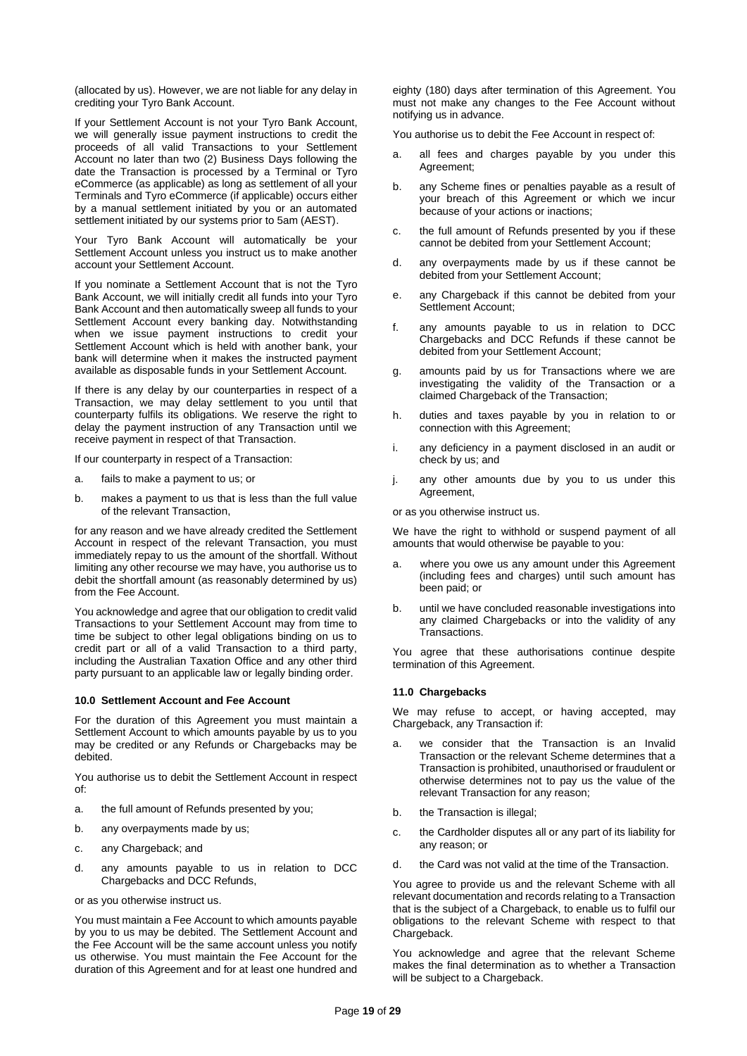(allocated by us). However, we are not liable for any delay in crediting your Tyro Bank Account.

If your Settlement Account is not your Tyro Bank Account, we will generally issue payment instructions to credit the proceeds of all valid Transactions to your Settlement Account no later than two (2) Business Days following the date the Transaction is processed by a Terminal or Tyro eCommerce (as applicable) as long as settlement of all your Terminals and Tyro eCommerce (if applicable) occurs either by a manual settlement initiated by you or an automated settlement initiated by our systems prior to 5am (AEST).

Your Tyro Bank Account will automatically be your Settlement Account unless you instruct us to make another account your Settlement Account.

If you nominate a Settlement Account that is not the Tyro Bank Account, we will initially credit all funds into your Tyro Bank Account and then automatically sweep all funds to your Settlement Account every banking day. Notwithstanding when we issue payment instructions to credit your Settlement Account which is held with another bank, your bank will determine when it makes the instructed payment available as disposable funds in your Settlement Account.

If there is any delay by our counterparties in respect of a Transaction, we may delay settlement to you until that counterparty fulfils its obligations. We reserve the right to delay the payment instruction of any Transaction until we receive payment in respect of that Transaction.

If our counterparty in respect of a Transaction:

a. fails to make a payment to us; or

b. makes a payment to us that is less than the full value of the relevant Transaction,

for any reason and we have already credited the Settlement Account in respect of the relevant Transaction, you must immediately repay to us the amount of the shortfall. Without limiting any other recourse we may have, you authorise us to debit the shortfall amount (as reasonably determined by us) from the Fee Account.

You acknowledge and agree that our obligation to credit valid Transactions to your Settlement Account may from time to time be subject to other legal obligations binding on us to credit part or all of a valid Transaction to a third party, including the Australian Taxation Office and any other third party pursuant to an applicable law or legally binding order.

#### 10.0 Settlement Account and Fee Account

For the duration of this Agreement you must maintain a Settlement Account to which amounts payable by us to you may be credited or any Refunds or Chargebacks may be debited.

You authorise us to debit the Settlement Account in respect of:

a. the full amount of Refunds presented by you;

b. any overpayments made by us;

c. any Chargeback; and

d. any amounts payable to us in relation to DCC Chargebacks and DCC Refunds,

or as you otherwise instruct us.

You must maintain a Fee Account to which amounts payable by you to us may be debited. The Settlement Account and the Fee Account will be the same account unless you notify us otherwise. You must maintain the Fee Account for the duration of this Agreement and for at least one hundred and eighty (180) days after termination of this Agreement. You must not make any changes to the Fee Account without notifying us in advance.

You authorise us to debit the Fee Account in respect of:

a. all fees and charges payable by you under this Agreement;

b. any Scheme fines or penalties payable as a result of your breach of this Agreement or which we incur because of your actions or inactions;

c. the full amount of Refunds presented by you if these cannot be debited from your Settlement Account;

d. any overpayments made by us if these cannot be debited from your Settlement Account;

e. any Chargeback if this cannot be debited from your Settlement Account;

f. any amounts payable to us in relation to DCC Chargebacks and DCC Refunds if these cannot be debited from your Settlement Account;

g. amounts paid by us for Transactions where we are investigating the validity of the Transaction or a claimed Chargeback of the Transaction;

h. duties and taxes payable by you in relation to or connection with this Agreement;

i. any deficiency in a payment disclosed in an audit or check by us; and

j. any other amounts due by you to us under this Agreement,

or as you otherwise instruct us.

We have the right to withhold or suspend payment of all amounts that would otherwise be payable to you:

a. where you owe us any amount under this Agreement (including fees and charges) until such amount has been paid; or

b. until we have concluded reasonable investigations into any claimed Chargebacks or into the validity of any Transactions.

You agree that these authorisations continue despite termination of this Agreement.

#### 11.0 Chargebacks

We may refuse to accept, or having accepted, may Chargeback, any Transaction if:

a. we consider that the Transaction is an Invalid Transaction or the relevant Scheme determines that a Transaction is prohibited, unauthorised or fraudulent or otherwise determines not to pay us the value of the relevant Transaction for any reason;

b. the Transaction is illegal;

c. the Cardholder disputes all or any part of its liability for any reason; or

d. the Card was not valid at the time of the Transaction.

You agree to provide us and the relevant Scheme with all relevant documentation and records relating to a Transaction that is the subject of a Chargeback, to enable us to fulfil our obligations to the relevant Scheme with respect to that Chargeback.

You acknowledge and agree that the relevant Scheme makes the final determination as to whether a Transaction will be subject to a Chargeback.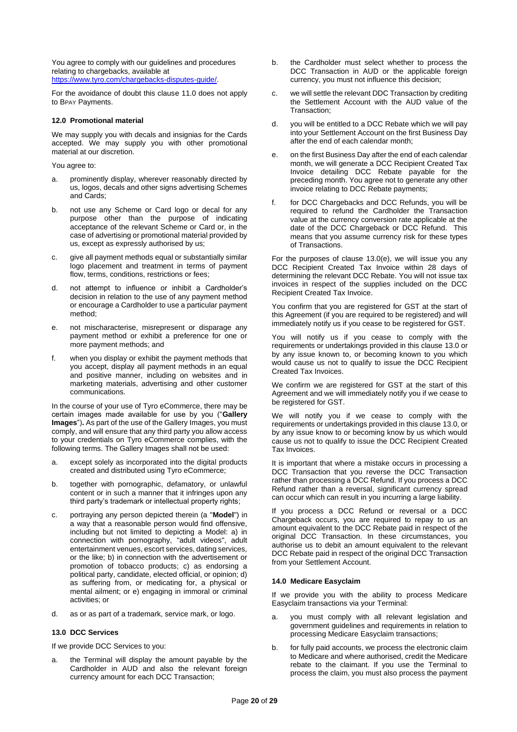You agree to comply with our guidelines and procedures relating to chargebacks, available at https://www.tyro.com/chargebacks-disputes-guide/.

For the avoidance of doubt this clause 11.0 does not apply to BPAY Payments.

#### 12.0 Promotional material

We may supply you with decals and insignias for the Cards accepted. We may supply you with other promotional material at our discretion.

You agree to:

a. prominently display, wherever reasonably directed by us, logos, decals and other signs advertising Schemes and Cards;

b. not use any Scheme or Card logo or decal for any purpose other than the purpose of indicating acceptance of the relevant Scheme or Card or, in the case of advertising or promotional material provided by us, except as expressly authorised by us;

c. give all payment methods equal or substantially similar logo placement and treatment in terms of payment flow, terms, conditions, restrictions or fees;

d. not attempt to influence or inhibit a Cardholder's decision in relation to the use of any payment method or encourage a Cardholder to use a particular payment method;

e. not mischaracterise, misrepresent or disparage any payment method or exhibit a preference for one or more payment methods; and

f. when you display or exhibit the payment methods that you accept, display all payment methods in an equal and positive manner, including on websites and in marketing materials, advertising and other customer communications.

In the course of your use of Tyro eCommerce, there may be certain images made available for use by you ("**Gallery Images**"). As part of the use of the Gallery Images, you must comply, and will ensure that any third party you allow access to your credentials on Tyro eCommerce complies, with the following terms. The Gallery Images shall not be used:

a. except solely as incorporated into the digital products created and distributed using Tyro eCommerce;

b. together with pornographic, defamatory, or unlawful content or in such a manner that it infringes upon any third party's trademark or intellectual property rights;

c. portraying any person depicted therein (a "**Model**") in a way that a reasonable person would find offensive, including but not limited to depicting a Model: a) in connection with pornography, "adult videos", adult entertainment venues, escort services, dating services, or the like; b) in connection with the advertisement or promotion of tobacco products; c) as endorsing a political party, candidate, elected official, or opinion; d) as suffering from, or medicating for, a physical or mental ailment; or e) engaging in immoral or criminal activities; or

d. as or as part of a trademark, service mark, or logo.

#### 13.0 DCC Services

If we provide DCC Services to you:

a. the Terminal will display the amount payable by the Cardholder in AUD and also the relevant foreign currency amount for each DCC Transaction;

b. the Cardholder must select whether to process the DCC Transaction in AUD or the applicable foreign currency, you must not influence this decision;

c. we will settle the relevant DDC Transaction by crediting the Settlement Account with the AUD value of the Transaction;

d. you will be entitled to a DCC Rebate which we will pay into your Settlement Account on the first Business Day after the end of each calendar month;

e. on the first Business Day after the end of each calendar month, we will generate a DCC Recipient Created Tax Invoice detailing DCC Rebate payable for the preceding month. You agree not to generate any other invoice relating to DCC Rebate payments;

f. for DCC Chargebacks and DCC Refunds, you will be required to refund the Cardholder the Transaction value at the currency conversion rate applicable at the date of the DCC Chargeback or DCC Refund. This means that you assume currency risk for these types of Transactions.

For the purposes of clause 13.0(e), we will issue you any DCC Recipient Created Tax Invoice within 28 days of determining the relevant DCC Rebate. You will not issue tax invoices in respect of the supplies included on the DCC Recipient Created Tax Invoice.

You confirm that you are registered for GST at the start of this Agreement (if you are required to be registered) and will immediately notify us if you cease to be registered for GST.

You will notify us if you cease to comply with the requirements or undertakings provided in this clause 13.0 or by any issue known to, or becoming known to you which would cause us not to qualify to issue the DCC Recipient Created Tax Invoices.

We confirm we are registered for GST at the start of this Agreement and we will immediately notify you if we cease to be registered for GST.

We will notify you if we cease to comply with the requirements or undertakings provided in this clause 13.0, or by any issue know to or becoming know by us which would cause us not to qualify to issue the DCC Recipient Created Tax Invoices.

It is important that where a mistake occurs in processing a DCC Transaction that you reverse the DCC Transaction rather than processing a DCC Refund. If you process a DCC Refund rather than a reversal, significant currency spread can occur which can result in you incurring a large liability.

If you process a DCC Refund or reversal or a DCC Chargeback occurs, you are required to repay to us an amount equivalent to the DCC Rebate paid in respect of the original DCC Transaction. In these circumstances, you authorise us to debit an amount equivalent to the relevant DCC Rebate paid in respect of the original DCC Transaction from your Settlement Account.

#### 14.0 Medicare Easyclaim

If we provide you with the ability to process Medicare Easyclaim transactions via your Terminal:

a. you must comply with all relevant legislation and government guidelines and requirements in relation to processing Medicare Easyclaim transactions;

b. for fully paid accounts, we process the electronic claim to Medicare and where authorised, credit the Medicare rebate to the claimant. If you use the Terminal to process the claim, you must also process the payment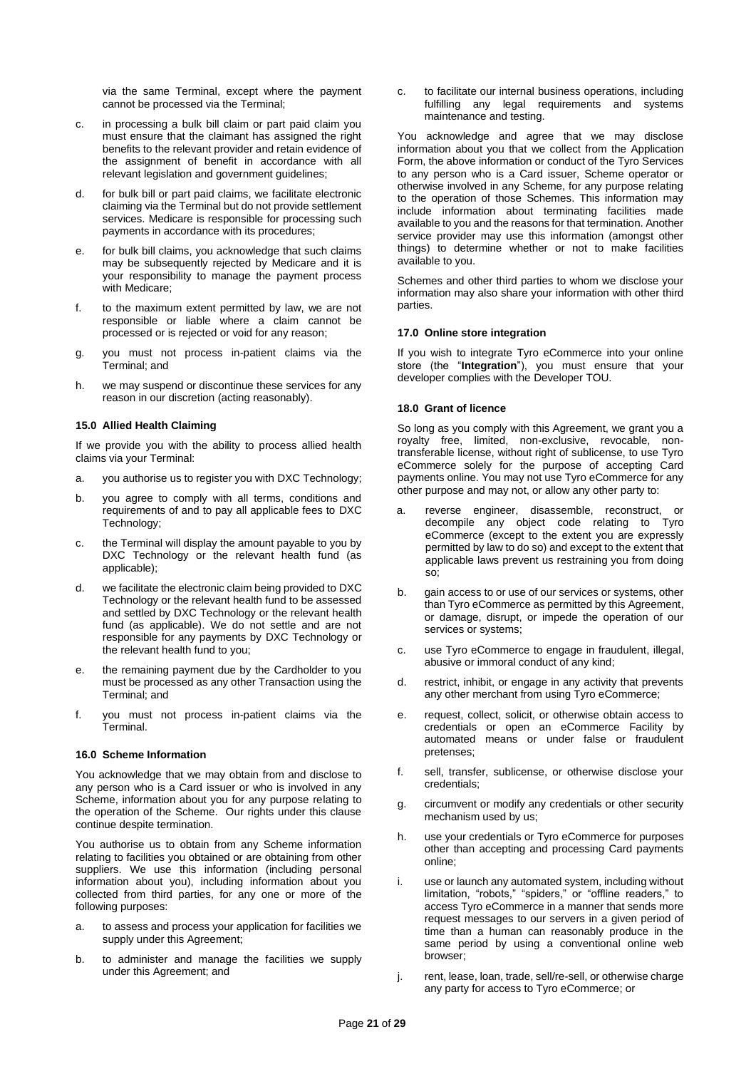via the same Terminal, except where the payment cannot be processed via the Terminal;

c. in processing a bulk bill claim or part paid claim you must ensure that the claimant has assigned the right benefits to the relevant provider and retain evidence of the assignment of benefit in accordance with all relevant legislation and government guidelines;

d. for bulk bill or part paid claims, we facilitate electronic claiming via the Terminal but do not provide settlement services. Medicare is responsible for processing such payments in accordance with its procedures;

e. for bulk bill claims, you acknowledge that such claims may be subsequently rejected by Medicare and it is your responsibility to manage the payment process with Medicare;

f. to the maximum extent permitted by law, we are not responsible or liable where a claim cannot be processed or is rejected or void for any reason;

g. you must not process in-patient claims via the Terminal; and

h. we may suspend or discontinue these services for any reason in our discretion (acting reasonably).

#### 15.0 Allied Health Claiming

If we provide you with the ability to process allied health claims via your Terminal:

a. you authorise us to register you with DXC Technology;

b. you agree to comply with all terms, conditions and requirements of and to pay all applicable fees to DXC Technology;

c. the Terminal will display the amount payable to you by DXC Technology or the relevant health fund (as applicable);

d. we facilitate the electronic claim being provided to DXC Technology or the relevant health fund to be assessed and settled by DXC Technology or the relevant health fund (as applicable). We do not settle and are not responsible for any payments by DXC Technology or the relevant health fund to you;

e. the remaining payment due by the Cardholder to you must be processed as any other Transaction using the Terminal; and

f. you must not process in-patient claims via the Terminal.

#### 16.0 Scheme Information

You acknowledge that we may obtain from and disclose to any person who is a Card issuer or who is involved in any Scheme, information about you for any purpose relating to the operation of the Scheme. Our rights under this clause continue despite termination.

You authorise us to obtain from any Scheme information relating to facilities you obtained or are obtaining from other suppliers. We use this information (including personal information about you), including information about you collected from third parties, for any one or more of the following purposes:

a. to assess and process your application for facilities we supply under this Agreement;

b. to administer and manage the facilities we supply under this Agreement; and

c. to facilitate our internal business operations, including fulfilling any legal requirements and systems maintenance and testing.

You acknowledge and agree that we may disclose information about you that we collect from the Application Form, the above information or conduct of the Tyro Services to any person who is a Card issuer, Scheme operator or otherwise involved in any Scheme, for any purpose relating to the operation of those Schemes. This information may include information about terminating facilities made available to you and the reasons for that termination. Another service provider may use this information (amongst other things) to determine whether or not to make facilities available to you.

Schemes and other third parties to whom we disclose your information may also share your information with other third parties.

#### 17.0 Online store integration

If you wish to integrate Tyro eCommerce into your online store (the "**Integration**"), you must ensure that your developer complies with the Developer TOU.

#### 18.0 Grant of licence

So long as you comply with this Agreement, we grant you a royalty free, limited, non-exclusive, revocable, non-transferable license, without right of sublicense, to use Tyro eCommerce solely for the purpose of accepting Card payments online. You may not use Tyro eCommerce for any other purpose and may not, or allow any other party to:

a. reverse engineer, disassemble, reconstruct, or decompile any object code relating to Tyro eCommerce (except to the extent you are expressly permitted by law to do so) and except to the extent that applicable laws prevent us restraining you from doing so;

b. gain access to or use of our services or systems, other than Tyro eCommerce as permitted by this Agreement, or damage, disrupt, or impede the operation of our services or systems;

c. use Tyro eCommerce to engage in fraudulent, illegal, abusive or immoral conduct of any kind;

d. restrict, inhibit, or engage in any activity that prevents any other merchant from using Tyro eCommerce;

e. request, collect, solicit, or otherwise obtain access to credentials or open an eCommerce Facility by automated means or under false or fraudulent pretenses;

f. sell, transfer, sublicense, or otherwise disclose your credentials;

g. circumvent or modify any credentials or other security mechanism used by us;

h. use your credentials or Tyro eCommerce for purposes other than accepting and processing Card payments online;

i. use or launch any automated system, including without limitation, "robots," "spiders," or "offline readers," to access Tyro eCommerce in a manner that sends more request messages to our servers in a given period of time than a human can reasonably produce in the same period by using a conventional online web browser;

j. rent, lease, loan, trade, sell/re-sell, or otherwise charge any party for access to Tyro eCommerce; or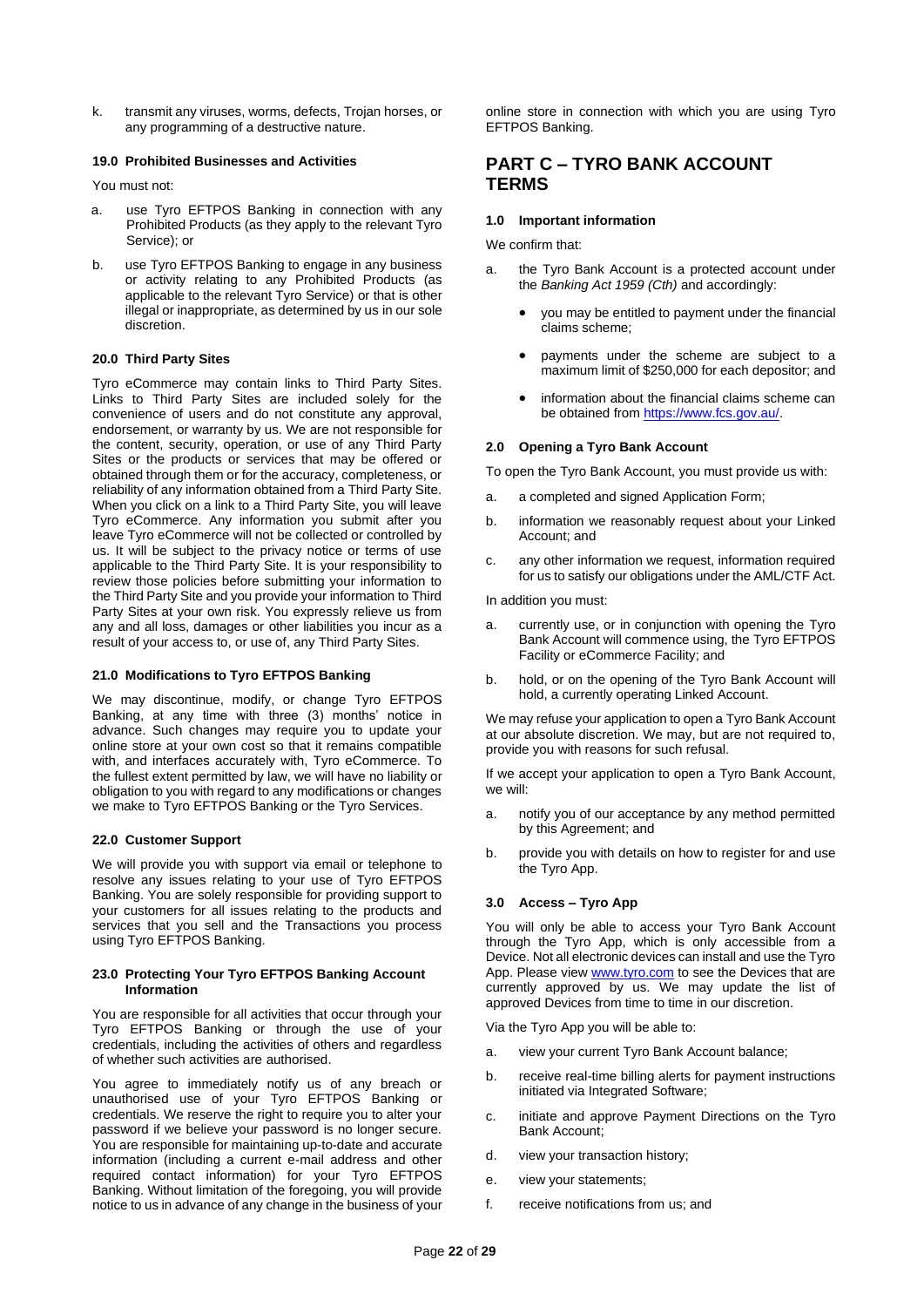k. transmit any viruses, worms, defects, Trojan horses, or any programming of a destructive nature.

### 19.0 Prohibited Businesses and Activities

You must not:

a. use Tyro EFTPOS Banking in connection with any Prohibited Products (as they apply to the relevant Tyro Service); or

b. use Tyro EFTPOS Banking to engage in any business or activity relating to any Prohibited Products (as applicable to the relevant Tyro Service) or that is other illegal or inappropriate, as determined by us in our sole discretion.

### 20.0 Third Party Sites

Tyro eCommerce may contain links to Third Party Sites. Links to Third Party Sites are included solely for the convenience of users and do not constitute any approval, endorsement, or warranty by us. We are not responsible for the content, security, operation, or use of any Third Party Sites or the products or services that may be offered or obtained through them or for the accuracy, completeness, or reliability of any information obtained from a Third Party Site. When you click on a link to a Third Party Site, you will leave Tyro eCommerce. Any information you submit after you leave Tyro eCommerce will not be collected or controlled by us. It will be subject to the privacy notice or terms of use applicable to the Third Party Site. It is your responsibility to review those policies before submitting your information to the Third Party Site and you provide your information to Third Party Sites at your own risk. You expressly relieve us from any and all loss, damages or other liabilities you incur as a result of your access to, or use of, any Third Party Sites.

### 21.0 Modifications to Tyro EFTPOS Banking

We may discontinue, modify, or change Tyro EFTPOS Banking, at any time with three (3) months' notice in advance. Such changes may require you to update your online store at your own cost so that it remains compatible with, and interfaces accurately with, Tyro eCommerce. To the fullest extent permitted by law, we will have no liability or obligation to you with regard to any modifications or changes we make to Tyro EFTPOS Banking or the Tyro Services.

### 22.0 Customer Support

We will provide you with support via email or telephone to resolve any issues relating to your use of Tyro EFTPOS Banking. You are solely responsible for providing support to your customers for all issues relating to the products and services that you sell and the Transactions you process using Tyro EFTPOS Banking.

### 23.0 Protecting Your Tyro EFTPOS Banking Account Information

You are responsible for all activities that occur through your Tyro EFTPOS Banking or through the use of your credentials, including the activities of others and regardless of whether such activities are authorised.

You agree to immediately notify us of any breach or unauthorised use of your Tyro EFTPOS Banking or credentials. We reserve the right to require you to alter your password if we believe your password is no longer secure. You are responsible for maintaining up-to-date and accurate information (including a current e-mail address and other required contact information) for your Tyro EFTPOS Banking. Without limitation of the foregoing, you will provide notice to us in advance of any change in the business of your online store in connection with which you are using Tyro EFTPOS Banking.

## PART C – TYRO BANK ACCOUNT TERMS

### 1.0 Important information

We confirm that:

a. the Tyro Bank Account is a protected account under the *Banking Act 1959 (Cth)* and accordingly:

- you may be entitled to payment under the financial claims scheme;
- payments under the scheme are subject to a maximum limit of $250,000 for each depositor; and
- information about the financial claims scheme can be obtained from https://www.fcs.gov.au/.

### 2.0 Opening a Tyro Bank Account

To open the Tyro Bank Account, you must provide us with:

a. a completed and signed Application Form;

b. information we reasonably request about your Linked Account; and

c. any other information we request, information required for us to satisfy our obligations under the AML/CTF Act.

In addition you must:

a. currently use, or in conjunction with opening the Tyro Bank Account will commence using, the Tyro EFTPOS Facility or eCommerce Facility; and

b. hold, or on the opening of the Tyro Bank Account will hold, a currently operating Linked Account.

We may refuse your application to open a Tyro Bank Account at our absolute discretion. We may, but are not required to, provide you with reasons for such refusal.

If we accept your application to open a Tyro Bank Account, we will:

a. notify you of our acceptance by any method permitted by this Agreement; and

b. provide you with details on how to register for and use the Tyro App.

### 3.0 Access – Tyro App

You will only be able to access your Tyro Bank Account through the Tyro App, which is only accessible from a Device. Not all electronic devices can install and use the Tyro App. Please view www.tyro.com to see the Devices that are currently approved by us. We may update the list of approved Devices from time to time in our discretion.

Via the Tyro App you will be able to:

a. view your current Tyro Bank Account balance;

b. receive real-time billing alerts for payment instructions initiated via Integrated Software;

c. initiate and approve Payment Directions on the Tyro Bank Account;

d. view your transaction history;

e. view your statements;

f. receive notifications from us; and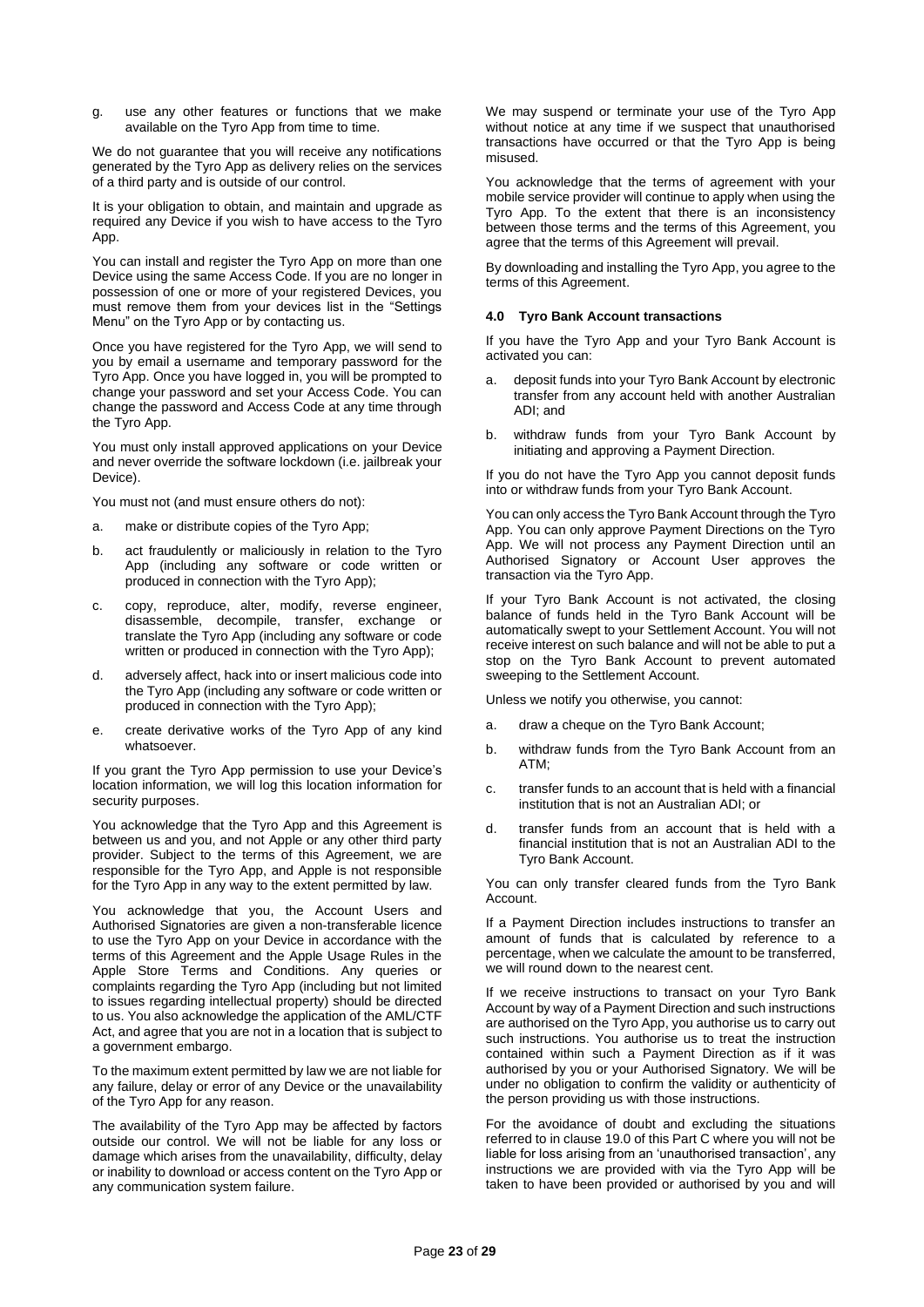g. use any other features or functions that we make available on the Tyro App from time to time.

We do not guarantee that you will receive any notifications generated by the Tyro App as delivery relies on the services of a third party and is outside of our control.

It is your obligation to obtain, and maintain and upgrade as required any Device if you wish to have access to the Tyro App.

You can install and register the Tyro App on more than one Device using the same Access Code. If you are no longer in possession of one or more of your registered Devices, you must remove them from your devices list in the "Settings Menu" on the Tyro App or by contacting us.

Once you have registered for the Tyro App, we will send to you by email a username and temporary password for the Tyro App. Once you have logged in, you will be prompted to change your password and set your Access Code. You can change the password and Access Code at any time through the Tyro App.

You must only install approved applications on your Device and never override the software lockdown (i.e. jailbreak your Device).

You must not (and must ensure others do not):

a. make or distribute copies of the Tyro App;

b. act fraudulently or maliciously in relation to the Tyro App (including any software or code written or produced in connection with the Tyro App);

c. copy, reproduce, alter, modify, reverse engineer, disassemble, decompile, transfer, exchange or translate the Tyro App (including any software or code written or produced in connection with the Tyro App);

d. adversely affect, hack into or insert malicious code into the Tyro App (including any software or code written or produced in connection with the Tyro App);

e. create derivative works of the Tyro App of any kind whatsoever.

If you grant the Tyro App permission to use your Device's location information, we will log this location information for security purposes.

You acknowledge that the Tyro App and this Agreement is between us and you, and not Apple or any other third party provider. Subject to the terms of this Agreement, we are responsible for the Tyro App, and Apple is not responsible for the Tyro App in any way to the extent permitted by law.

You acknowledge that you, the Account Users and Authorised Signatories are given a non-transferable licence to use the Tyro App on your Device in accordance with the terms of this Agreement and the Apple Usage Rules in the Apple Store Terms and Conditions. Any queries or complaints regarding the Tyro App (including but not limited to issues regarding intellectual property) should be directed to us. You also acknowledge the application of the AML/CTF Act, and agree that you are not in a location that is subject to a government embargo.

To the maximum extent permitted by law we are not liable for any failure, delay or error of any Device or the unavailability of the Tyro App for any reason.

The availability of the Tyro App may be affected by factors outside our control. We will not be liable for any loss or damage which arises from the unavailability, difficulty, delay or inability to download or access content on the Tyro App or any communication system failure.

We may suspend or terminate your use of the Tyro App without notice at any time if we suspect that unauthorised transactions have occurred or that the Tyro App is being misused.

You acknowledge that the terms of agreement with your mobile service provider will continue to apply when using the Tyro App. To the extent that there is an inconsistency between those terms and the terms of this Agreement, you agree that the terms of this Agreement will prevail.

By downloading and installing the Tyro App, you agree to the terms of this Agreement.

#### 4.0 Tyro Bank Account transactions

If you have the Tyro App and your Tyro Bank Account is activated you can:

a. deposit funds into your Tyro Bank Account by electronic transfer from any account held with another Australian ADI; and

b. withdraw funds from your Tyro Bank Account by initiating and approving a Payment Direction.

If you do not have the Tyro App you cannot deposit funds into or withdraw funds from your Tyro Bank Account.

You can only access the Tyro Bank Account through the Tyro App. You can only approve Payment Directions on the Tyro App. We will not process any Payment Direction until an Authorised Signatory or Account User approves the transaction via the Tyro App.

If your Tyro Bank Account is not activated, the closing balance of funds held in the Tyro Bank Account will be automatically swept to your Settlement Account. You will not receive interest on such balance and will not be able to put a stop on the Tyro Bank Account to prevent automated sweeping to the Settlement Account.

Unless we notify you otherwise, you cannot:

a. draw a cheque on the Tyro Bank Account;

b. withdraw funds from the Tyro Bank Account from an ATM;

c. transfer funds to an account that is held with a financial institution that is not an Australian ADI; or

d. transfer funds from an account that is held with a financial institution that is not an Australian ADI to the Tyro Bank Account.

You can only transfer cleared funds from the Tyro Bank Account.

If a Payment Direction includes instructions to transfer an amount of funds that is calculated by reference to a percentage, when we calculate the amount to be transferred, we will round down to the nearest cent.

If we receive instructions to transact on your Tyro Bank Account by way of a Payment Direction and such instructions are authorised on the Tyro App, you authorise us to carry out such instructions. You authorise us to treat the instruction contained within such a Payment Direction as if it was authorised by you or your Authorised Signatory. We will be under no obligation to confirm the validity or authenticity of the person providing us with those instructions.

For the avoidance of doubt and excluding the situations referred to in clause 19.0 of this Part C where you will not be liable for loss arising from an 'unauthorised transaction', any instructions we are provided with via the Tyro App will be taken to have been provided or authorised by you and will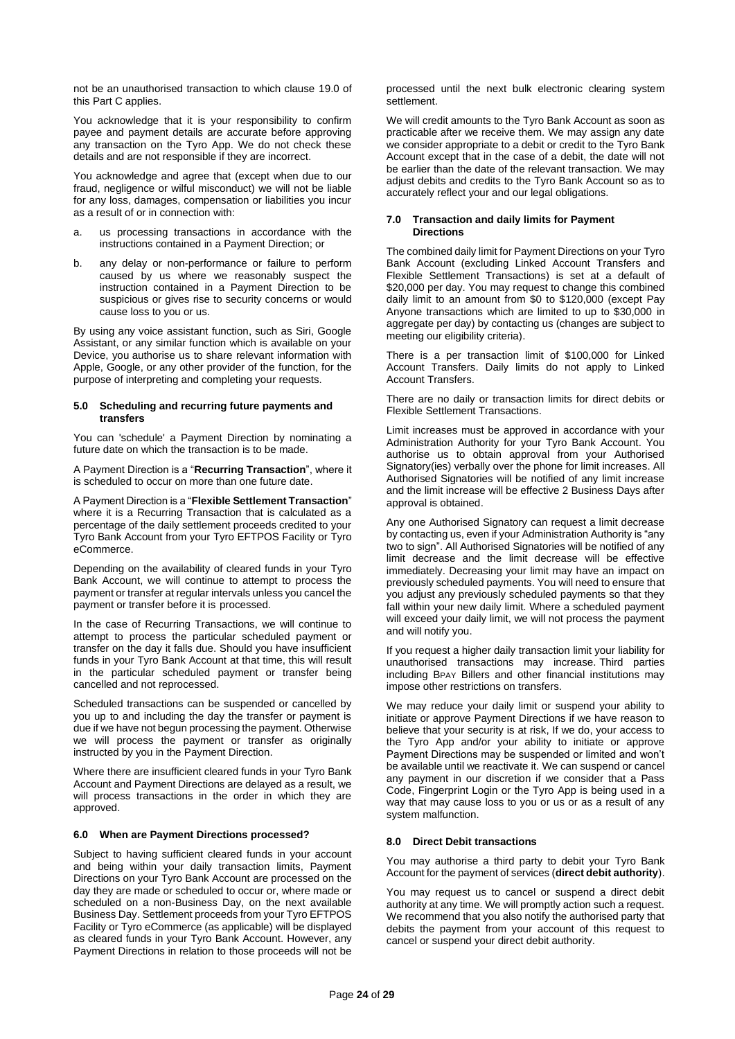not be an unauthorised transaction to which clause 19.0 of this Part C applies.

You acknowledge that it is your responsibility to confirm payee and payment details are accurate before approving any transaction on the Tyro App. We do not check these details and are not responsible if they are incorrect.

You acknowledge and agree that (except when due to our fraud, negligence or wilful misconduct) we will not be liable for any loss, damages, compensation or liabilities you incur as a result of or in connection with:

a. us processing transactions in accordance with the instructions contained in a Payment Direction; or

b. any delay or non-performance or failure to perform caused by us where we reasonably suspect the instruction contained in a Payment Direction to be suspicious or gives rise to security concerns or would cause loss to you or us.

By using any voice assistant function, such as Siri, Google Assistant, or any similar function which is available on your Device, you authorise us to share relevant information with Apple, Google, or any other provider of the function, for the purpose of interpreting and completing your requests.

#### 5.0 Scheduling and recurring future payments and transfers

You can 'schedule' a Payment Direction by nominating a future date on which the transaction is to be made.

A Payment Direction is a "**Recurring Transaction**", where it is scheduled to occur on more than one future date.

A Payment Direction is a "**Flexible Settlement Transaction**" where it is a Recurring Transaction that is calculated as a percentage of the daily settlement proceeds credited to your Tyro Bank Account from your Tyro EFTPOS Facility or Tyro eCommerce.

Depending on the availability of cleared funds in your Tyro Bank Account, we will continue to attempt to process the payment or transfer at regular intervals unless you cancel the payment or transfer before it is processed.

In the case of Recurring Transactions, we will continue to attempt to process the particular scheduled payment or transfer on the day it falls due. Should you have insufficient funds in your Tyro Bank Account at that time, this will result in the particular scheduled payment or transfer being cancelled and not reprocessed.

Scheduled transactions can be suspended or cancelled by you up to and including the day the transfer or payment is due if we have not begun processing the payment. Otherwise we will process the payment or transfer as originally instructed by you in the Payment Direction.

Where there are insufficient cleared funds in your Tyro Bank Account and Payment Directions are delayed as a result, we will process transactions in the order in which they are approved.

#### 6.0 When are Payment Directions processed?

Subject to having sufficient cleared funds in your account and being within your daily transaction limits, Payment Directions on your Tyro Bank Account are processed on the day they are made or scheduled to occur or, where made or scheduled on a non-Business Day, on the next available Business Day. Settlement proceeds from your Tyro EFTPOS Facility or Tyro eCommerce (as applicable) will be displayed as cleared funds in your Tyro Bank Account. However, any Payment Directions in relation to those proceeds will not be processed until the next bulk electronic clearing system settlement.

We will credit amounts to the Tyro Bank Account as soon as practicable after we receive them. We may assign any date we consider appropriate to a debit or credit to the Tyro Bank Account except that in the case of a debit, the date will not be earlier than the date of the relevant transaction. We may adjust debits and credits to the Tyro Bank Account so as to accurately reflect your and our legal obligations.

#### 7.0 Transaction and daily limits for Payment Directions

The combined daily limit for Payment Directions on your Tyro Bank Account (excluding Linked Account Transfers and Flexible Settlement Transactions) is set at a default of $20,000 per day. You may request to change this combined daily limit to an amount from $0 to $120,000 (except Pay Anyone transactions which are limited to up to $30,000 in aggregate per day) by contacting us (changes are subject to meeting our eligibility criteria).

There is a per transaction limit of $100,000 for Linked Account Transfers. Daily limits do not apply to Linked Account Transfers.

There are no daily or transaction limits for direct debits or Flexible Settlement Transactions.

Limit increases must be approved in accordance with your Administration Authority for your Tyro Bank Account. You authorise us to obtain approval from your Authorised Signatory(ies) verbally over the phone for limit increases. All Authorised Signatories will be notified of any limit increase and the limit increase will be effective 2 Business Days after approval is obtained.

Any one Authorised Signatory can request a limit decrease by contacting us, even if your Administration Authority is "any two to sign". All Authorised Signatories will be notified of any limit decrease and the limit decrease will be effective immediately. Decreasing your limit may have an impact on previously scheduled payments. You will need to ensure that you adjust any previously scheduled payments so that they fall within your new daily limit. Where a scheduled payment will exceed your daily limit, we will not process the payment and will notify you.

If you request a higher daily transaction limit your liability for unauthorised transactions may increase. Third parties including BPAY Billers and other financial institutions may impose other restrictions on transfers.

We may reduce your daily limit or suspend your ability to initiate or approve Payment Directions if we have reason to believe that your security is at risk, If we do, your access to the Tyro App and/or your ability to initiate or approve Payment Directions may be suspended or limited and won't be available until we reactivate it. We can suspend or cancel any payment in our discretion if we consider that a Pass Code, Fingerprint Login or the Tyro App is being used in a way that may cause loss to you or us or as a result of any system malfunction.

#### 8.0 Direct Debit transactions

You may authorise a third party to debit your Tyro Bank Account for the payment of services (**direct debit authority**).

You may request us to cancel or suspend a direct debit authority at any time. We will promptly action such a request. We recommend that you also notify the authorised party that debits the payment from your account of this request to cancel or suspend your direct debit authority.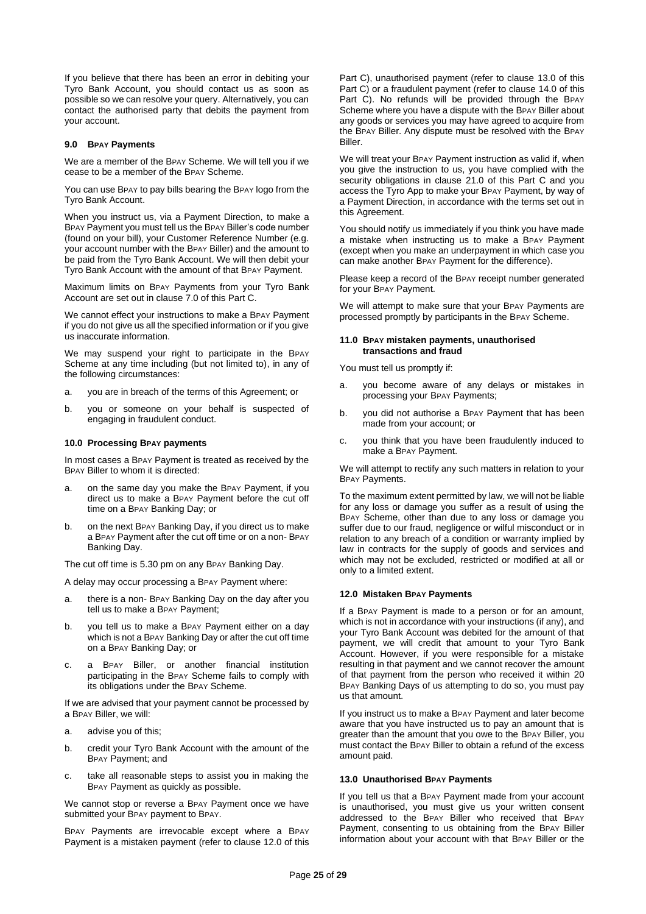If you believe that there has been an error in debiting your Tyro Bank Account, you should contact us as soon as possible so we can resolve your query. Alternatively, you can contact the authorised party that debits the payment from your account.

### 9.0 BPAY Payments

We are a member of the BPAY Scheme. We will tell you if we cease to be a member of the BPAY Scheme.

You can use BPAY to pay bills bearing the BPAY logo from the Tyro Bank Account.

When you instruct us, via a Payment Direction, to make a BPAY Payment you must tell us the BPAY Biller's code number (found on your bill), your Customer Reference Number (e.g. your account number with the BPAY Biller) and the amount to be paid from the Tyro Bank Account. We will then debit your Tyro Bank Account with the amount of that BPAY Payment.

Maximum limits on BPAY Payments from your Tyro Bank Account are set out in clause 7.0 of this Part C.

We cannot effect your instructions to make a BPAY Payment if you do not give us all the specified information or if you give us inaccurate information.

We may suspend your right to participate in the BPAY Scheme at any time including (but not limited to), in any of the following circumstances:

a. you are in breach of the terms of this Agreement; or

b. you or someone on your behalf is suspected of engaging in fraudulent conduct.

### 10.0 Processing BPAY payments

In most cases a BPAY Payment is treated as received by the BPAY Biller to whom it is directed:

a. on the same day you make the BPAY Payment, if you direct us to make a BPAY Payment before the cut off time on a BPAY Banking Day; or

b. on the next BPAY Banking Day, if you direct us to make a BPAY Payment after the cut off time or on a non- BPAY Banking Day.

The cut off time is 5.30 pm on any BPAY Banking Day.

A delay may occur processing a BPAY Payment where:

a. there is a non- BPAY Banking Day on the day after you tell us to make a BPAY Payment;

b. you tell us to make a BPAY Payment either on a day which is not a BPAY Banking Day or after the cut off time on a BPAY Banking Day; or

c. a BPAY Biller, or another financial institution participating in the BPAY Scheme fails to comply with its obligations under the BPAY Scheme.

If we are advised that your payment cannot be processed by a BPAY Biller, we will:

a. advise you of this;

b. credit your Tyro Bank Account with the amount of the BPAY Payment; and

c. take all reasonable steps to assist you in making the BPAY Payment as quickly as possible.

We cannot stop or reverse a BPAY Payment once we have submitted your BPAY payment to BPAY.

BPAY Payments are irrevocable except where a BPAY Payment is a mistaken payment (refer to clause 12.0 of this Part C), unauthorised payment (refer to clause 13.0 of this Part C) or a fraudulent payment (refer to clause 14.0 of this Part C). No refunds will be provided through the BPAY Scheme where you have a dispute with the BPAY Biller about any goods or services you may have agreed to acquire from the BPAY Biller. Any dispute must be resolved with the BPAY Biller.

We will treat your BPAY Payment instruction as valid if, when you give the instruction to us, you have complied with the security obligations in clause 21.0 of this Part C and you access the Tyro App to make your BPAY Payment, by way of a Payment Direction, in accordance with the terms set out in this Agreement.

You should notify us immediately if you think you have made a mistake when instructing us to make a BPAY Payment (except when you make an underpayment in which case you can make another BPAY Payment for the difference).

Please keep a record of the BPAY receipt number generated for your BPAY Payment.

We will attempt to make sure that your BPAY Payments are processed promptly by participants in the BPAY Scheme.

### 11.0 BPAY mistaken payments, unauthorised transactions and fraud

You must tell us promptly if:

a. you become aware of any delays or mistakes in processing your BPAY Payments;

b. you did not authorise a BPAY Payment that has been made from your account; or

c. you think that you have been fraudulently induced to make a BPAY Payment.

We will attempt to rectify any such matters in relation to your BPAY Payments.

To the maximum extent permitted by law, we will not be liable for any loss or damage you suffer as a result of using the BPAY Scheme, other than due to any loss or damage you suffer due to our fraud, negligence or wilful misconduct or in relation to any breach of a condition or warranty implied by law in contracts for the supply of goods and services and which may not be excluded, restricted or modified at all or only to a limited extent.

### 12.0 Mistaken BPAY Payments

If a BPAY Payment is made to a person or for an amount, which is not in accordance with your instructions (if any), and your Tyro Bank Account was debited for the amount of that payment, we will credit that amount to your Tyro Bank Account. However, if you were responsible for a mistake resulting in that payment and we cannot recover the amount of that payment from the person who received it within 20 BPAY Banking Days of us attempting to do so, you must pay us that amount.

If you instruct us to make a BPAY Payment and later become aware that you have instructed us to pay an amount that is greater than the amount that you owe to the BPAY Biller, you must contact the BPAY Biller to obtain a refund of the excess amount paid.

### 13.0 Unauthorised BPAY Payments

If you tell us that a BPAY Payment made from your account is unauthorised, you must give us your written consent addressed to the BPAY Biller who received that BPAY Payment, consenting to us obtaining from the BPAY Biller information about your account with that BPAY Biller or the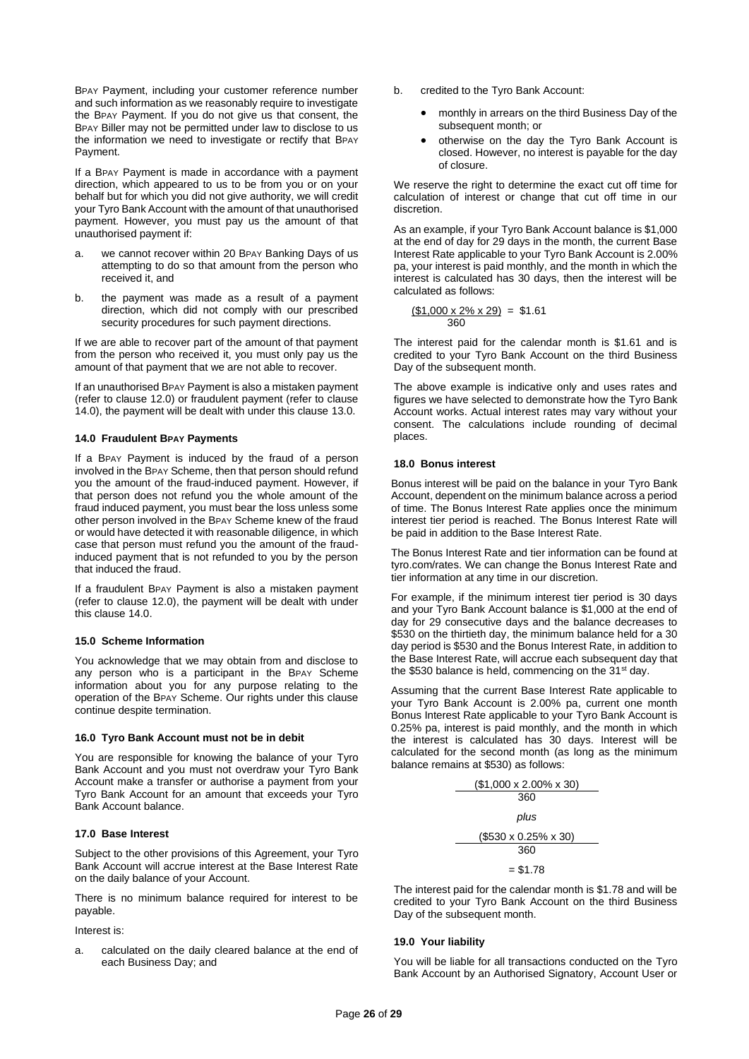BPAY Payment, including your customer reference number and such information as we reasonably require to investigate the BPAY Payment. If you do not give us that consent, the BPAY Biller may not be permitted under law to disclose to us the information we need to investigate or rectify that BPAY Payment.

If a BPAY Payment is made in accordance with a payment direction, which appeared to us to be from you or on your behalf but for which you did not give authority, we will credit your Tyro Bank Account with the amount of that unauthorised payment. However, you must pay us the amount of that unauthorised payment if:

a. we cannot recover within 20 BPAY Banking Days of us attempting to do so that amount from the person who received it, and

b. the payment was made as a result of a payment direction, which did not comply with our prescribed security procedures for such payment directions.

If we are able to recover part of the amount of that payment from the person who received it, you must only pay us the amount of that payment that we are not able to recover.

If an unauthorised BPAY Payment is also a mistaken payment (refer to clause 12.0) or fraudulent payment (refer to clause 14.0), the payment will be dealt with under this clause 13.0.

#### 14.0 Fraudulent BPAY Payments

If a BPAY Payment is induced by the fraud of a person involved in the BPAY Scheme, then that person should refund you the amount of the fraud-induced payment. However, if that person does not refund you the whole amount of the fraud induced payment, you must bear the loss unless some other person involved in the BPAY Scheme knew of the fraud or would have detected it with reasonable diligence, in which case that person must refund you the amount of the fraud-induced payment that is not refunded to you by the person that induced the fraud.

If a fraudulent BPAY Payment is also a mistaken payment (refer to clause 12.0), the payment will be dealt with under this clause 14.0.

#### 15.0 Scheme Information

You acknowledge that we may obtain from and disclose to any person who is a participant in the BPAY Scheme information about you for any purpose relating to the operation of the BPAY Scheme. Our rights under this clause continue despite termination.

#### 16.0 Tyro Bank Account must not be in debit

You are responsible for knowing the balance of your Tyro Bank Account and you must not overdraw your Tyro Bank Account make a transfer or authorise a payment from your Tyro Bank Account for an amount that exceeds your Tyro Bank Account balance.

#### 17.0 Base Interest

Subject to the other provisions of this Agreement, your Tyro Bank Account will accrue interest at the Base Interest Rate on the daily balance of your Account.

There is no minimum balance required for interest to be payable.

Interest is:

a. calculated on the daily cleared balance at the end of each Business Day; and

b. credited to the Tyro Bank Account:
   - monthly in arrears on the third Business Day of the subsequent month; or
   - otherwise on the day the Tyro Bank Account is closed. However, no interest is payable for the day of closure.

We reserve the right to determine the exact cut off time for calculation of interest or change that cut off time in our discretion.

As an example, if your Tyro Bank Account balance is $1,000 at the end of day for 29 days in the month, the current Base Interest Rate applicable to your Tyro Bank Account is 2.00% pa, your interest is paid monthly, and the month in which the interest is calculated has 30 days, then the interest will be calculated as follows:

$$\frac{(\$1,000 \times 2\% \times 29)}{360} = \$1.61$$

The interest paid for the calendar month is $1.61 and is credited to your Tyro Bank Account on the third Business Day of the subsequent month.

The above example is indicative only and uses rates and figures we have selected to demonstrate how the Tyro Bank Account works. Actual interest rates may vary without your consent. The calculations include rounding of decimal places.

#### 18.0 Bonus interest

Bonus interest will be paid on the balance in your Tyro Bank Account, dependent on the minimum balance across a period of time. The Bonus Interest Rate applies once the minimum interest tier period is reached. The Bonus Interest Rate will be paid in addition to the Base Interest Rate.

The Bonus Interest Rate and tier information can be found at tyro.com/rates. We can change the Bonus Interest Rate and tier information at any time in our discretion.

For example, if the minimum interest tier period is 30 days and your Tyro Bank Account balance is $1,000 at the end of day for 29 consecutive days and the balance decreases to $530 on the thirtieth day, the minimum balance held for a 30 day period is $530 and the Bonus Interest Rate, in addition to the Base Interest Rate, will accrue each subsequent day that the $530 balance is held, commencing on the 31st day.

Assuming that the current Base Interest Rate applicable to your Tyro Bank Account is 2.00% pa, current one month Bonus Interest Rate applicable to your Tyro Bank Account is 0.25% pa, interest is paid monthly, and the month in which the interest is calculated has 30 days. Interest will be calculated for the second month (as long as the minimum balance remains at $530) as follows:

$$\frac{(\$1,000 \times 2.00\% \times 30)}{360}$$

*plus*

$$\frac{(\$530 \times 0.25\% \times 30)}{360}$$

$$= \$1.78$$

The interest paid for the calendar month is $1.78 and will be credited to your Tyro Bank Account on the third Business Day of the subsequent month.

#### 19.0 Your liability

You will be liable for all transactions conducted on the Tyro Bank Account by an Authorised Signatory, Account User or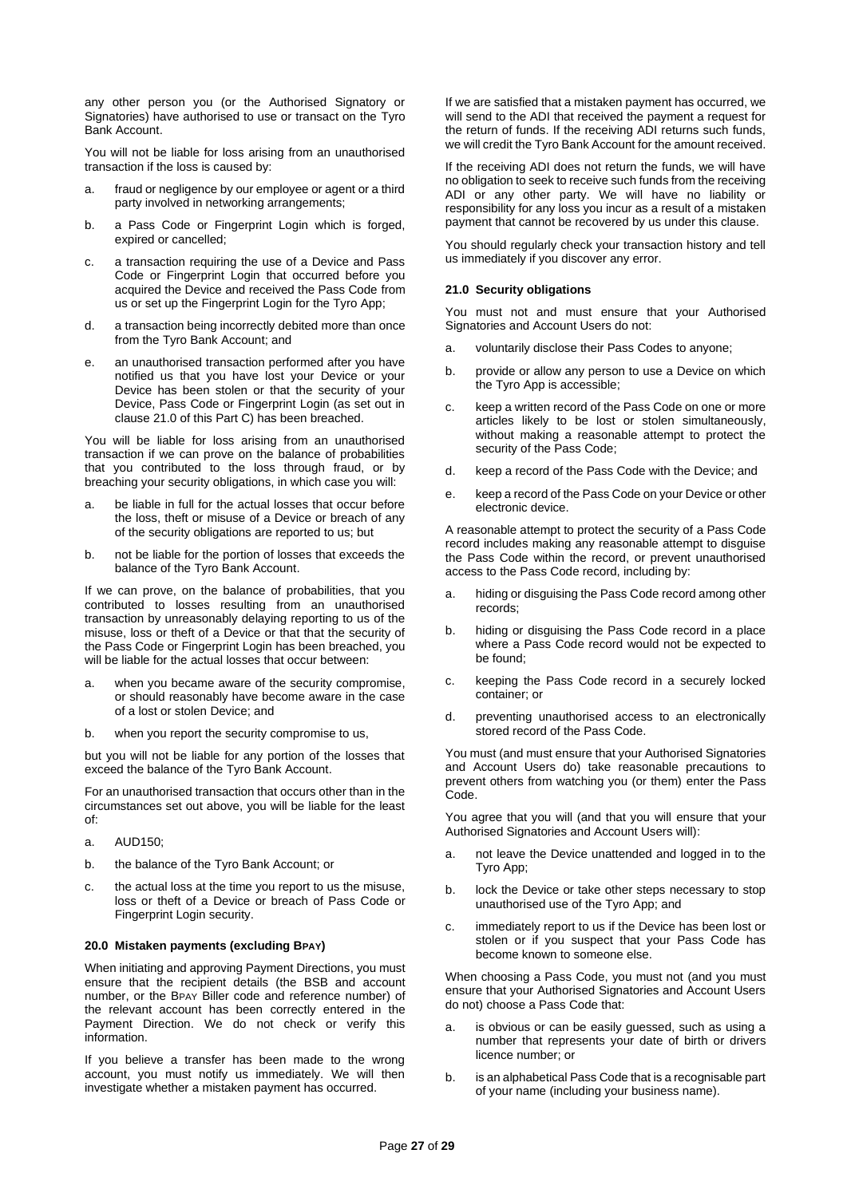any other person you (or the Authorised Signatory or Signatories) have authorised to use or transact on the Tyro Bank Account.

You will not be liable for loss arising from an unauthorised transaction if the loss is caused by:

a. fraud or negligence by our employee or agent or a third party involved in networking arrangements;

b. a Pass Code or Fingerprint Login which is forged, expired or cancelled;

c. a transaction requiring the use of a Device and Pass Code or Fingerprint Login that occurred before you acquired the Device and received the Pass Code from us or set up the Fingerprint Login for the Tyro App;

d. a transaction being incorrectly debited more than once from the Tyro Bank Account; and

e. an unauthorised transaction performed after you have notified us that you have lost your Device or your Device has been stolen or that the security of your Device, Pass Code or Fingerprint Login (as set out in clause 21.0 of this Part C) has been breached.

You will be liable for loss arising from an unauthorised transaction if we can prove on the balance of probabilities that you contributed to the loss through fraud, or by breaching your security obligations, in which case you will:

a. be liable in full for the actual losses that occur before the loss, theft or misuse of a Device or breach of any of the security obligations are reported to us; but

b. not be liable for the portion of losses that exceeds the balance of the Tyro Bank Account.

If we can prove, on the balance of probabilities, that you contributed to losses resulting from an unauthorised transaction by unreasonably delaying reporting to us of the misuse, loss or theft of a Device or that the security of the Pass Code or Fingerprint Login has been breached, you will be liable for the actual losses that occur between:

a. when you became aware of the security compromise, or should reasonably have become aware in the case of a lost or stolen Device; and

b. when you report the security compromise to us,

but you will not be liable for any portion of the losses that exceed the balance of the Tyro Bank Account.

For an unauthorised transaction that occurs other than in the circumstances set out above, you will be liable for the least of:

a. AUD150;

b. the balance of the Tyro Bank Account; or

c. the actual loss at the time you report to us the misuse, loss or theft of a Device or breach of Pass Code or Fingerprint Login security.

#### 20.0 Mistaken payments (excluding BPAY)

When initiating and approving Payment Directions, you must ensure that the recipient details (the BSB and account number, or the BPAY Biller code and reference number) of the relevant account has been correctly entered in the Payment Direction. We do not check or verify this information.

If you believe a transfer has been made to the wrong account, you must notify us immediately. We will then investigate whether a mistaken payment has occurred.

If we are satisfied that a mistaken payment has occurred, we will send to the ADI that received the payment a request for the return of funds. If the receiving ADI returns such funds, we will credit the Tyro Bank Account for the amount received.

If the receiving ADI does not return the funds, we will have no obligation to seek to receive such funds from the receiving ADI or any other party. We will have no liability or responsibility for any loss you incur as a result of a mistaken payment that cannot be recovered by us under this clause.

You should regularly check your transaction history and tell us immediately if you discover any error.

#### 21.0 Security obligations

You must not and must ensure that your Authorised Signatories and Account Users do not:

a. voluntarily disclose their Pass Codes to anyone;

b. provide or allow any person to use a Device on which the Tyro App is accessible;

c. keep a written record of the Pass Code on one or more articles likely to be lost or stolen simultaneously, without making a reasonable attempt to protect the security of the Pass Code;

d. keep a record of the Pass Code with the Device; and

e. keep a record of the Pass Code on your Device or other electronic device.

A reasonable attempt to protect the security of a Pass Code record includes making any reasonable attempt to disguise the Pass Code within the record, or prevent unauthorised access to the Pass Code record, including by:

a. hiding or disguising the Pass Code record among other records;

b. hiding or disguising the Pass Code record in a place where a Pass Code record would not be expected to be found;

c. keeping the Pass Code record in a securely locked container; or

d. preventing unauthorised access to an electronically stored record of the Pass Code.

You must (and must ensure that your Authorised Signatories and Account Users do) take reasonable precautions to prevent others from watching you (or them) enter the Pass Code.

You agree that you will (and that you will ensure that your Authorised Signatories and Account Users will):

a. not leave the Device unattended and logged in to the Tyro App;

b. lock the Device or take other steps necessary to stop unauthorised use of the Tyro App; and

c. immediately report to us if the Device has been lost or stolen or if you suspect that your Pass Code has become known to someone else.

When choosing a Pass Code, you must not (and you must ensure that your Authorised Signatories and Account Users do not) choose a Pass Code that:

a. is obvious or can be easily guessed, such as using a number that represents your date of birth or drivers licence number; or

b. is an alphabetical Pass Code that is a recognisable part of your name (including your business name).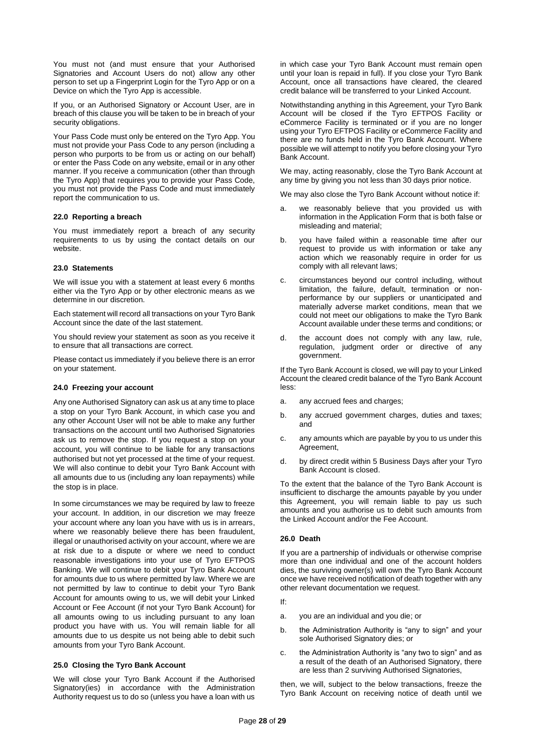You must not (and must ensure that your Authorised Signatories and Account Users do not) allow any other person to set up a Fingerprint Login for the Tyro App or on a Device on which the Tyro App is accessible.

If you, or an Authorised Signatory or Account User, are in breach of this clause you will be taken to be in breach of your security obligations.

Your Pass Code must only be entered on the Tyro App. You must not provide your Pass Code to any person (including a person who purports to be from us or acting on our behalf) or enter the Pass Code on any website, email or in any other manner. If you receive a communication (other than through the Tyro App) that requires you to provide your Pass Code, you must not provide the Pass Code and must immediately report the communication to us.

#### 22.0 Reporting a breach

You must immediately report a breach of any security requirements to us by using the contact details on our website.

#### 23.0 Statements

We will issue you with a statement at least every 6 months either via the Tyro App or by other electronic means as we determine in our discretion.

Each statement will record all transactions on your Tyro Bank Account since the date of the last statement.

You should review your statement as soon as you receive it to ensure that all transactions are correct.

Please contact us immediately if you believe there is an error on your statement.

#### 24.0 Freezing your account

Any one Authorised Signatory can ask us at any time to place a stop on your Tyro Bank Account, in which case you and any other Account User will not be able to make any further transactions on the account until two Authorised Signatories ask us to remove the stop. If you request a stop on your account, you will continue to be liable for any transactions authorised but not yet processed at the time of your request. We will also continue to debit your Tyro Bank Account with all amounts due to us (including any loan repayments) while the stop is in place.

In some circumstances we may be required by law to freeze your account. In addition, in our discretion we may freeze your account where any loan you have with us is in arrears, where we reasonably believe there has been fraudulent, illegal or unauthorised activity on your account, where we are at risk due to a dispute or where we need to conduct reasonable investigations into your use of Tyro EFTPOS Banking. We will continue to debit your Tyro Bank Account for amounts due to us where permitted by law. Where we are not permitted by law to continue to debit your Tyro Bank Account for amounts owing to us, we will debit your Linked Account or Fee Account (if not your Tyro Bank Account) for all amounts owing to us including pursuant to any loan product you have with us. You will remain liable for all amounts due to us despite us not being able to debit such amounts from your Tyro Bank Account.

#### 25.0 Closing the Tyro Bank Account

We will close your Tyro Bank Account if the Authorised Signatory(ies) in accordance with the Administration Authority request us to do so (unless you have a loan with us in which case your Tyro Bank Account must remain open until your loan is repaid in full). If you close your Tyro Bank Account, once all transactions have cleared, the cleared credit balance will be transferred to your Linked Account.

Notwithstanding anything in this Agreement, your Tyro Bank Account will be closed if the Tyro EFTPOS Facility or eCommerce Facility is terminated or if you are no longer using your Tyro EFTPOS Facility or eCommerce Facility and there are no funds held in the Tyro Bank Account. Where possible we will attempt to notify you before closing your Tyro Bank Account.

We may, acting reasonably, close the Tyro Bank Account at any time by giving you not less than 30 days prior notice.

We may also close the Tyro Bank Account without notice if:

a. we reasonably believe that you provided us with information in the Application Form that is both false or misleading and material;

b. you have failed within a reasonable time after our request to provide us with information or take any action which we reasonably require in order for us comply with all relevant laws;

c. circumstances beyond our control including, without limitation, the failure, default, termination or non-performance by our suppliers or unanticipated and materially adverse market conditions, mean that we could not meet our obligations to make the Tyro Bank Account available under these terms and conditions; or

d. the account does not comply with any law, rule, regulation, judgment order or directive of any government.

If the Tyro Bank Account is closed, we will pay to your Linked Account the cleared credit balance of the Tyro Bank Account less:

a. any accrued fees and charges;

b. any accrued government charges, duties and taxes; and

c. any amounts which are payable by you to us under this Agreement,

d. by direct credit within 5 Business Days after your Tyro Bank Account is closed.

To the extent that the balance of the Tyro Bank Account is insufficient to discharge the amounts payable by you under this Agreement, you will remain liable to pay us such amounts and you authorise us to debit such amounts from the Linked Account and/or the Fee Account.

#### 26.0 Death

If you are a partnership of individuals or otherwise comprise more than one individual and one of the account holders dies, the surviving owner(s) will own the Tyro Bank Account once we have received notification of death together with any other relevant documentation we request.

If:

a. you are an individual and you die; or

b. the Administration Authority is "any to sign" and your sole Authorised Signatory dies; or

c. the Administration Authority is "any two to sign" and as a result of the death of an Authorised Signatory, there are less than 2 surviving Authorised Signatories,

then, we will, subject to the below transactions, freeze the Tyro Bank Account on receiving notice of death until we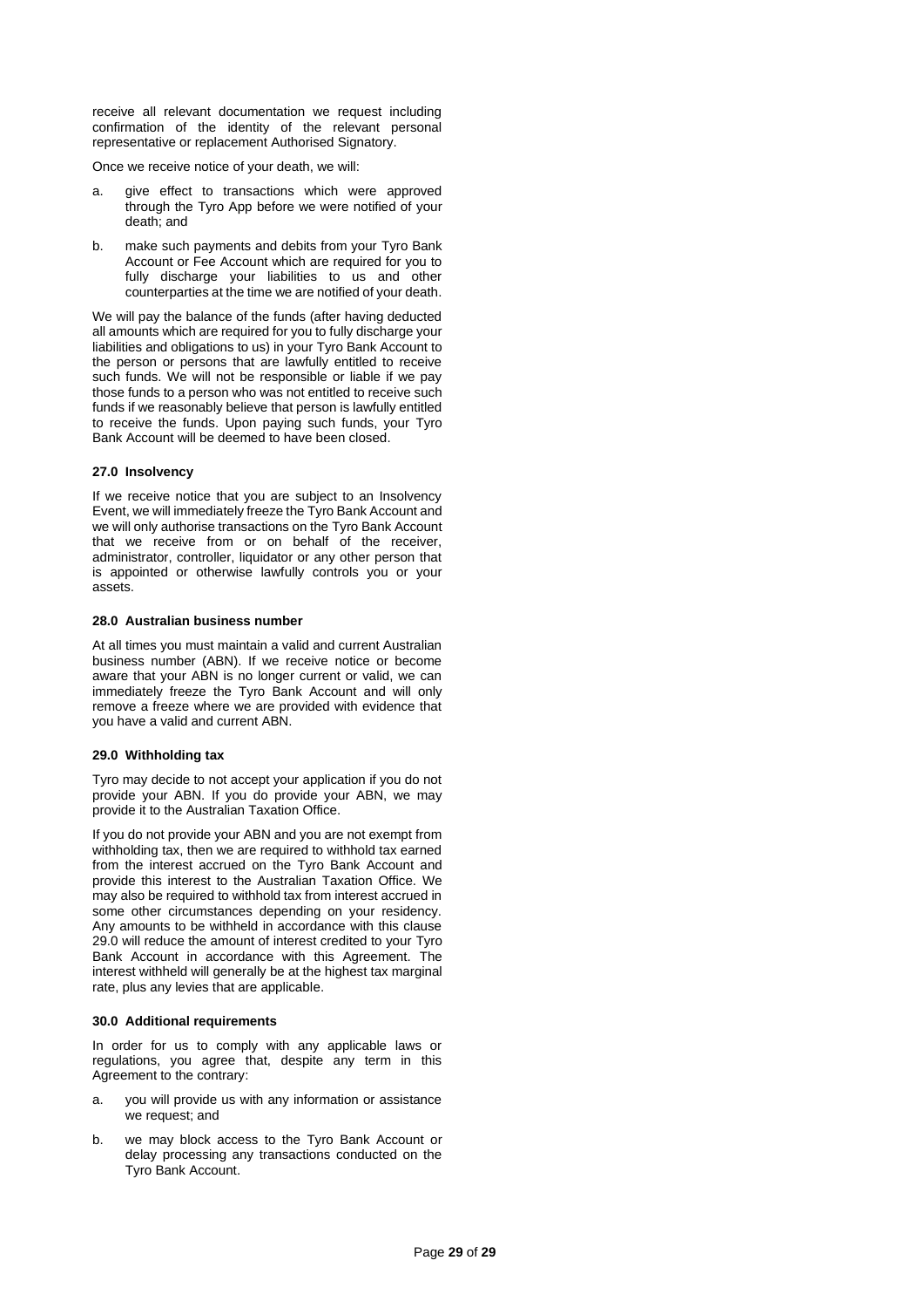receive all relevant documentation we request including confirmation of the identity of the relevant personal representative or replacement Authorised Signatory.

Once we receive notice of your death, we will:

a. give effect to transactions which were approved through the Tyro App before we were notified of your death; and

b. make such payments and debits from your Tyro Bank Account or Fee Account which are required for you to fully discharge your liabilities to us and other counterparties at the time we are notified of your death.

We will pay the balance of the funds (after having deducted all amounts which are required for you to fully discharge your liabilities and obligations to us) in your Tyro Bank Account to the person or persons that are lawfully entitled to receive such funds. We will not be responsible or liable if we pay those funds to a person who was not entitled to receive such funds if we reasonably believe that person is lawfully entitled to receive the funds. Upon paying such funds, your Tyro Bank Account will be deemed to have been closed.

### 27.0 Insolvency

If we receive notice that you are subject to an Insolvency Event, we will immediately freeze the Tyro Bank Account and we will only authorise transactions on the Tyro Bank Account that we receive from or on behalf of the receiver, administrator, controller, liquidator or any other person that is appointed or otherwise lawfully controls you or your assets.

### 28.0 Australian business number

At all times you must maintain a valid and current Australian business number (ABN). If we receive notice or become aware that your ABN is no longer current or valid, we can immediately freeze the Tyro Bank Account and will only remove a freeze where we are provided with evidence that you have a valid and current ABN.

### 29.0 Withholding tax

Tyro may decide to not accept your application if you do not provide your ABN. If you do provide your ABN, we may provide it to the Australian Taxation Office.

If you do not provide your ABN and you are not exempt from withholding tax, then we are required to withhold tax earned from the interest accrued on the Tyro Bank Account and provide this interest to the Australian Taxation Office. We may also be required to withhold tax from interest accrued in some other circumstances depending on your residency. Any amounts to be withheld in accordance with this clause 29.0 will reduce the amount of interest credited to your Tyro Bank Account in accordance with this Agreement. The interest withheld will generally be at the highest tax marginal rate, plus any levies that are applicable.

### 30.0 Additional requirements

In order for us to comply with any applicable laws or regulations, you agree that, despite any term in this Agreement to the contrary:

a. you will provide us with any information or assistance we request; and

b. we may block access to the Tyro Bank Account or delay processing any transactions conducted on the Tyro Bank Account.